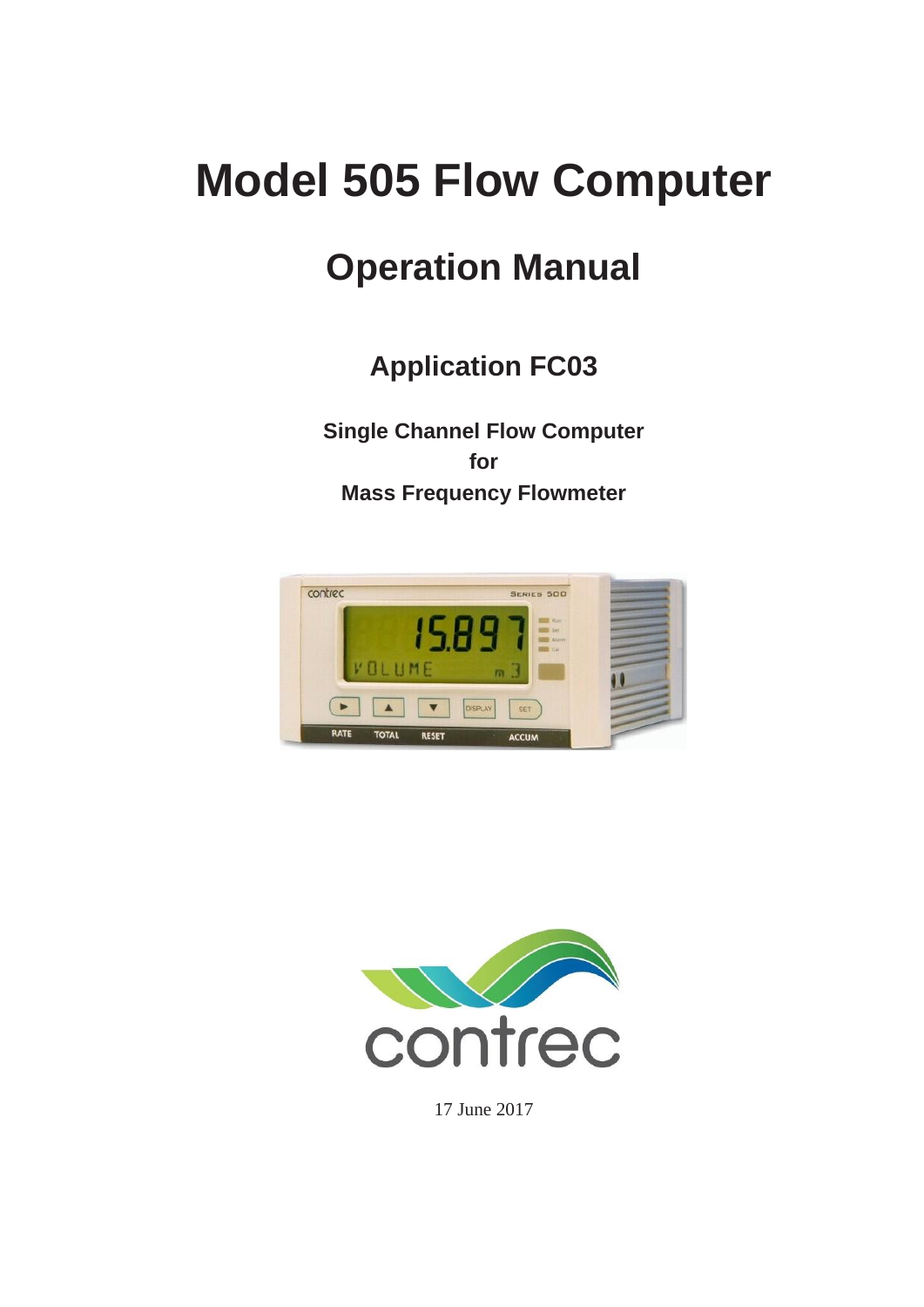# Model 505 Flow Computer

## Operation Manual

### Application FC03

**Single Channel Flow Computer**
**for**
**Mass Frequency Flowmeter**

17 June 2017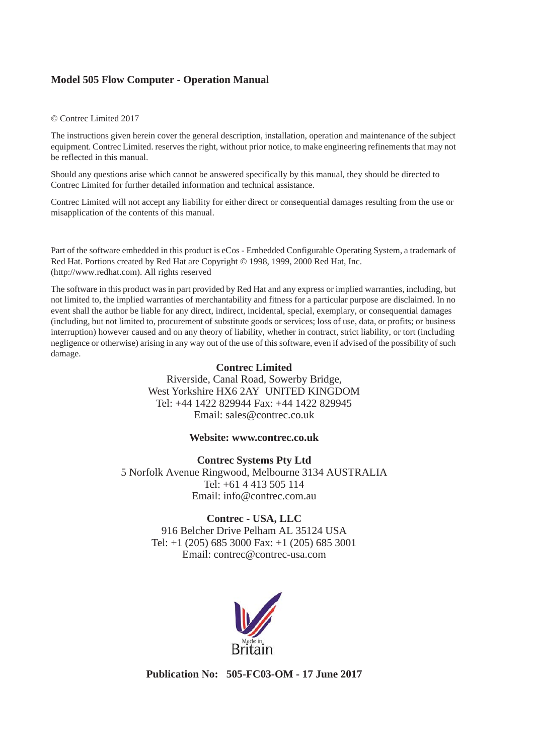**Model 505 Flow Computer - Operation Manual**

© Contrec Limited 2017

The instructions given herein cover the general description, installation, operation and maintenance of the subject equipment. Contrec Limited. reserves the right, without prior notice, to make engineering refinements that may not be reflected in this manual.

Should any questions arise which cannot be answered specifically by this manual, they should be directed to Contrec Limited for further detailed information and technical assistance.

Contrec Limited will not accept any liability for either direct or consequential damages resulting from the use or misapplication of the contents of this manual.

Part of the software embedded in this product is eCos - Embedded Configurable Operating System, a trademark of Red Hat. Portions created by Red Hat are Copyright © 1998, 1999, 2000 Red Hat, Inc. (http://www.redhat.com). All rights reserved

The software in this product was in part provided by Red Hat and any express or implied warranties, including, but not limited to, the implied warranties of merchantability and fitness for a particular purpose are disclaimed. In no event shall the author be liable for any direct, indirect, incidental, special, exemplary, or consequential damages (including, but not limited to, procurement of substitute goods or services; loss of use, data, or profits; or business interruption) however caused and on any theory of liability, whether in contract, strict liability, or tort (including negligence or otherwise) arising in any way out of the use of this software, even if advised of the possibility of such damage.

**Contrec Limited**
Riverside, Canal Road, Sowerby Bridge,
West Yorkshire HX6 2AY UNITED KINGDOM
Tel: +44 1422 829944 Fax: +44 1422 829945
Email: sales@contrec.co.uk

**Website: www.contrec.co.uk**

**Contrec Systems Pty Ltd**
5 Norfolk Avenue Ringwood, Melbourne 3134 AUSTRALIA
Tel: +61 4 413 505 114
Email: info@contrec.com.au

**Contrec - USA, LLC**
916 Belcher Drive Pelham AL 35124 USA
Tel: +1 (205) 685 3000 Fax: +1 (205) 685 3001
Email: contrec@contrec-usa.com

Made in Britain

**Publication No: 505-FC03-OM - 17 June 2017**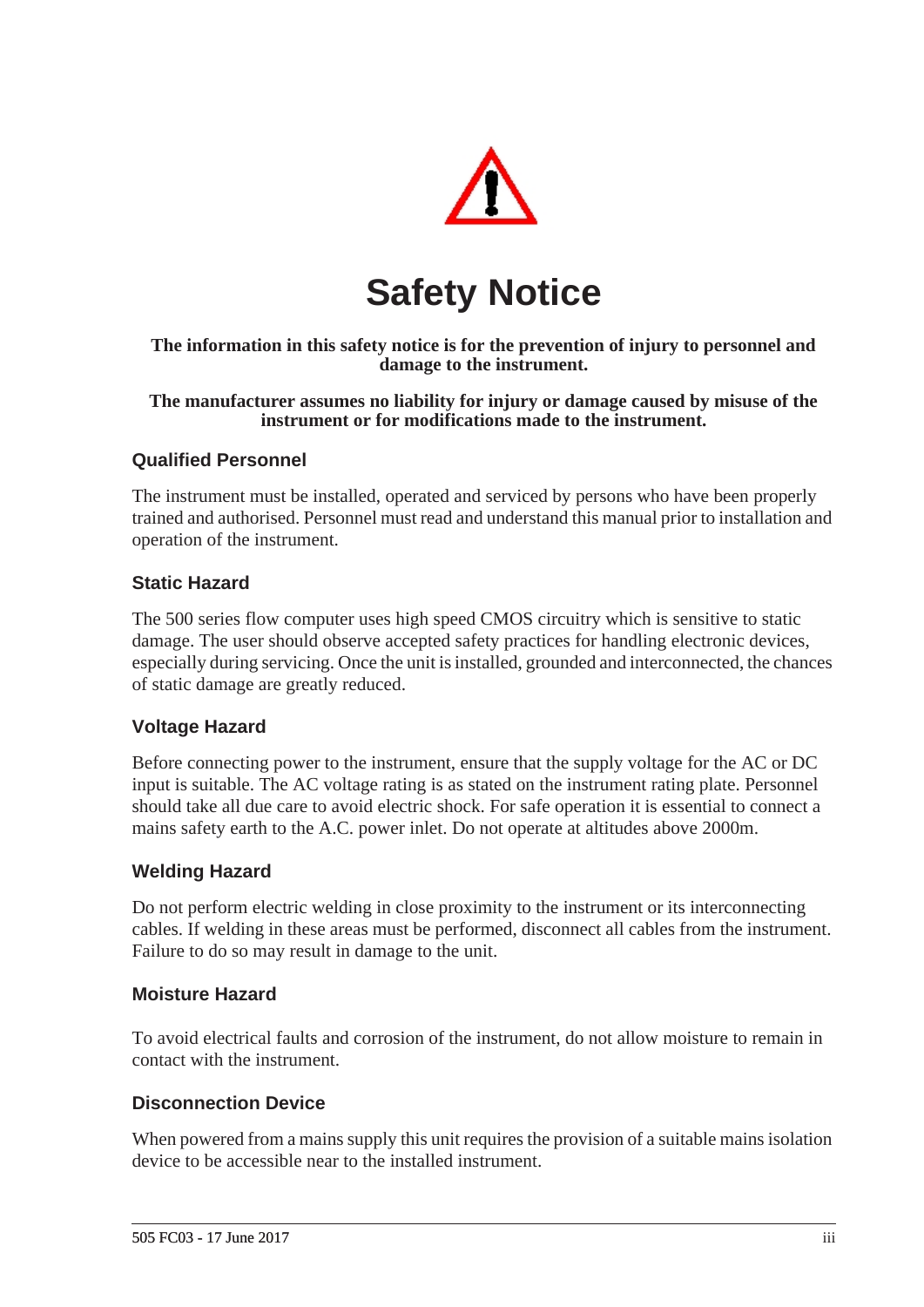# Safety Notice

**The information in this safety notice is for the prevention of injury to personnel and damage to the instrument.**

**The manufacturer assumes no liability for injury or damage caused by misuse of the instrument or for modifications made to the instrument.**

### Qualified Personnel

The instrument must be installed, operated and serviced by persons who have been properly trained and authorised. Personnel must read and understand this manual prior to installation and operation of the instrument.

### Static Hazard

The 500 series flow computer uses high speed CMOS circuitry which is sensitive to static damage. The user should observe accepted safety practices for handling electronic devices, especially during servicing. Once the unit is installed, grounded and interconnected, the chances of static damage are greatly reduced.

### Voltage Hazard

Before connecting power to the instrument, ensure that the supply voltage for the AC or DC input is suitable. The AC voltage rating is as stated on the instrument rating plate. Personnel should take all due care to avoid electric shock. For safe operation it is essential to connect a mains safety earth to the A.C. power inlet. Do not operate at altitudes above 2000m.

### Welding Hazard

Do not perform electric welding in close proximity to the instrument or its interconnecting cables. If welding in these areas must be performed, disconnect all cables from the instrument. Failure to do so may result in damage to the unit.

### Moisture Hazard

To avoid electrical faults and corrosion of the instrument, do not allow moisture to remain in contact with the instrument.

### Disconnection Device

When powered from a mains supply this unit requires the provision of a suitable mains isolation device to be accessible near to the installed instrument.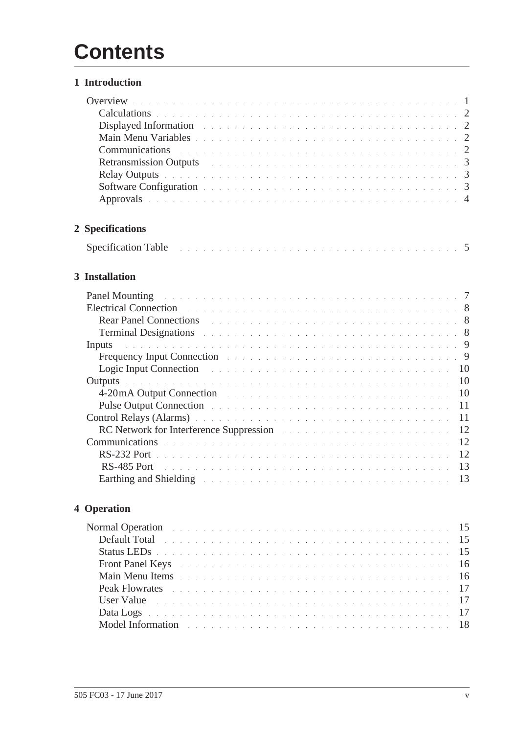# Contents

## 1 Introduction

- Overview . . . 1
  - Calculations . . . 2
  - Displayed Information . . . 2
  - Main Menu Variables . . . 2
  - Communications . . . 2
  - Retransmission Outputs . . . 3
  - Relay Outputs . . . 3
  - Software Configuration . . . 3
  - Approvals . . . 4

## 2 Specifications

- Specification Table . . . 5

## 3 Installation

- Panel Mounting . . . 7
- Electrical Connection . . . 8
  - Rear Panel Connections . . . 8
  - Terminal Designations . . . 8
- Inputs . . . 9
  - Frequency Input Connection . . . 9
  - Logic Input Connection . . . 10
- Outputs . . . 10
  - 4-20mA Output Connection . . . 10
  - Pulse Output Connection . . . 11
- Control Relays (Alarms) . . . 11
  - RC Network for Interference Suppression . . . 12
- Communications . . . 12
  - RS-232 Port . . . 12
  - RS-485 Port . . . 13
  - Earthing and Shielding . . . 13

## 4 Operation

- Normal Operation . . . 15
  - Default Total . . . 15
  - Status LEDs . . . 15
  - Front Panel Keys . . . 16
  - Main Menu Items . . . 16
  - Peak Flowrates . . . 17
  - User Value . . . 17
  - Data Logs . . . 17
  - Model Information . . . 18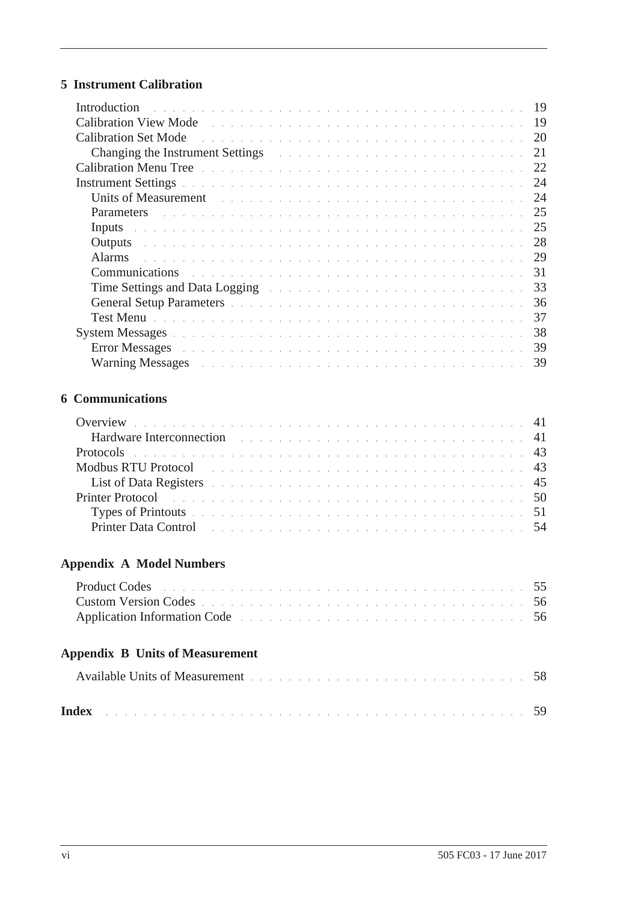**5 Instrument Calibration**

- Introduction . . . . . 19
- Calibration View Mode . . . . . 19
- Calibration Set Mode . . . . . 20
  - Changing the Instrument Settings . . . . . 21
- Calibration Menu Tree . . . . . 22
- Instrument Settings . . . . . 24
  - Units of Measurement . . . . . 24
  - Parameters . . . . . 25
  - Inputs . . . . . 25
  - Outputs . . . . . 28
  - Alarms . . . . . 29
  - Communications . . . . . 31
  - Time Settings and Data Logging . . . . . 33
  - General Setup Parameters . . . . . 36
  - Test Menu . . . . . 37
- System Messages . . . . . 38
  - Error Messages . . . . . 39
  - Warning Messages . . . . . 39

**6 Communications**

- Overview . . . . . 41
  - Hardware Interconnection . . . . . 41
- Protocols . . . . . 43
- Modbus RTU Protocol . . . . . 43
  - List of Data Registers . . . . . 45
- Printer Protocol . . . . . 50
  - Types of Printouts . . . . . 51
  - Printer Data Control . . . . . 54

**Appendix A Model Numbers**

- Product Codes . . . . . 55
- Custom Version Codes . . . . . 56
- Application Information Code . . . . . 56

**Appendix B Units of Measurement**

- Available Units of Measurement . . . . . 58

**Index** . . . . . 59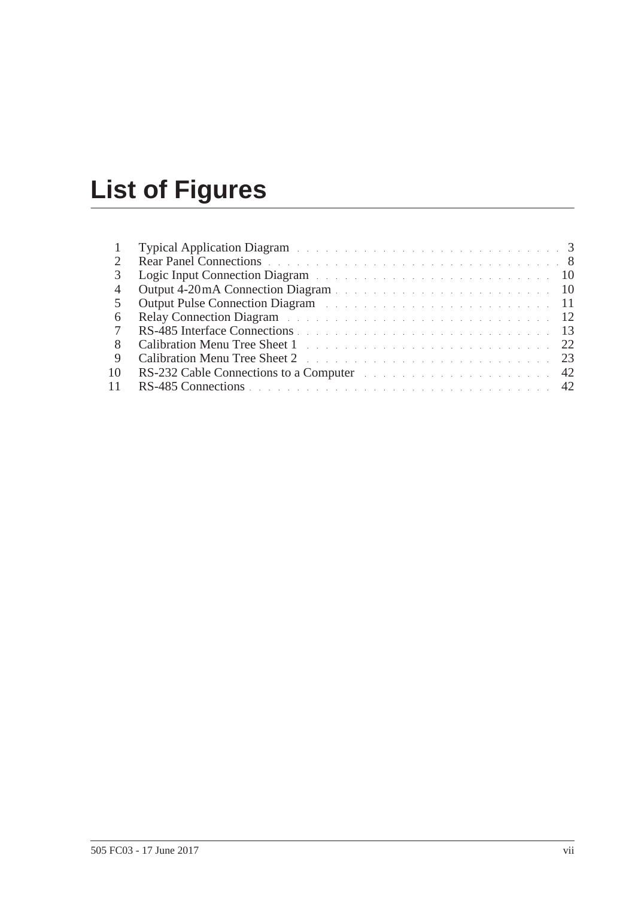# List of Figures

| | | |
|---|---|---|
| 1 | Typical Application Diagram | 3 |
| 2 | Rear Panel Connections | 8 |
| 3 | Logic Input Connection Diagram | 10 |
| 4 | Output 4-20 mA Connection Diagram | 10 |
| 5 | Output Pulse Connection Diagram | 11 |
| 6 | Relay Connection Diagram | 12 |
| 7 | RS-485 Interface Connections | 13 |
| 8 | Calibration Menu Tree Sheet 1 | 22 |
| 9 | Calibration Menu Tree Sheet 2 | 23 |
| 10 | RS-232 Cable Connections to a Computer | 42 |
| 11 | RS-485 Connections | 42 |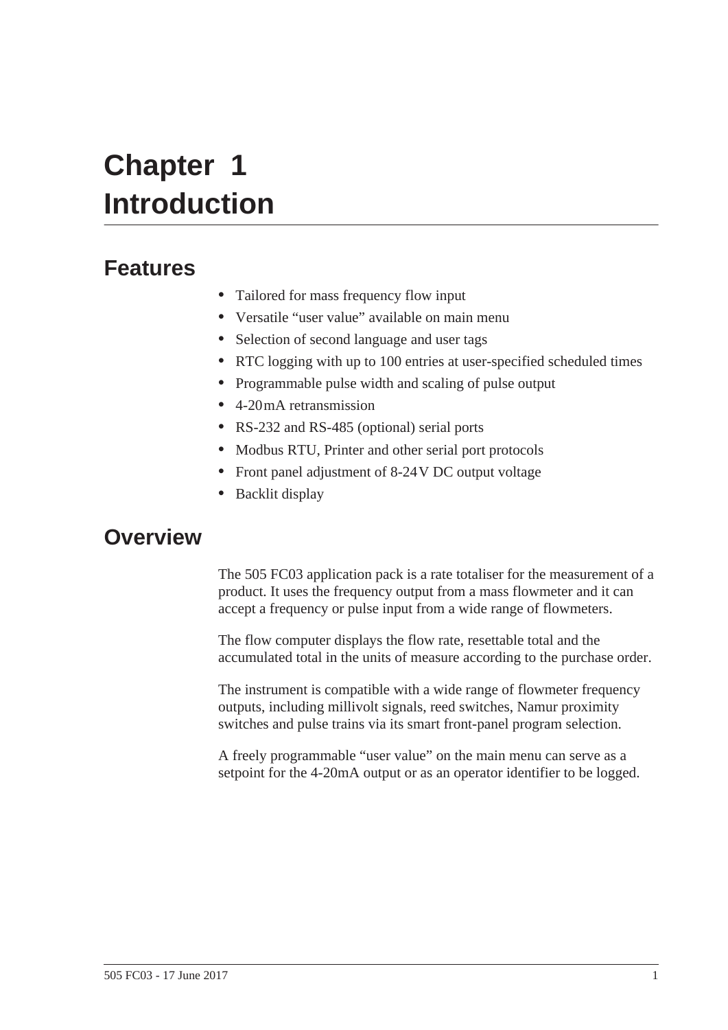# Chapter 1
# Introduction

## Features

- Tailored for mass frequency flow input
- Versatile “user value” available on main menu
- Selection of second language and user tags
- RTC logging with up to 100 entries at user-specified scheduled times
- Programmable pulse width and scaling of pulse output
- 4-20 mA retransmission
- RS-232 and RS-485 (optional) serial ports
- Modbus RTU, Printer and other serial port protocols
- Front panel adjustment of 8-24 V DC output voltage
- Backlit display

## Overview

The 505 FC03 application pack is a rate totaliser for the measurement of a product. It uses the frequency output from a mass flowmeter and it can accept a frequency or pulse input from a wide range of flowmeters.

The flow computer displays the flow rate, resettable total and the accumulated total in the units of measure according to the purchase order.

The instrument is compatible with a wide range of flowmeter frequency outputs, including millivolt signals, reed switches, Namur proximity switches and pulse trains via its smart front-panel program selection.

A freely programmable “user value” on the main menu can serve as a setpoint for the 4-20mA output or as an operator identifier to be logged.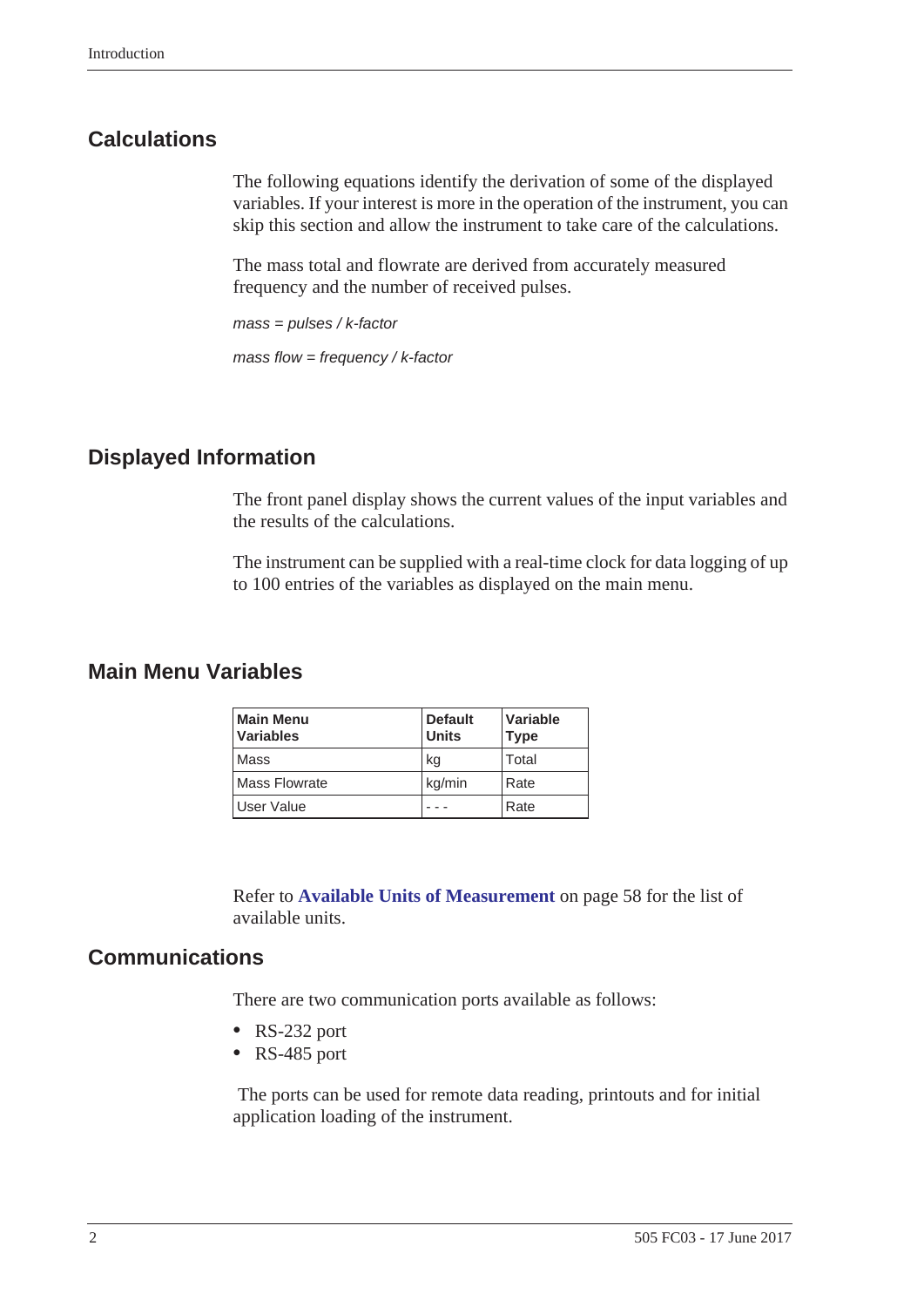## Calculations

The following equations identify the derivation of some of the displayed variables. If your interest is more in the operation of the instrument, you can skip this section and allow the instrument to take care of the calculations.

The mass total and flowrate are derived from accurately measured frequency and the number of received pulses.

*mass = pulses / k-factor*

*mass flow = frequency / k-factor*

## Displayed Information

The front panel display shows the current values of the input variables and the results of the calculations.

The instrument can be supplied with a real-time clock for data logging of up to 100 entries of the variables as displayed on the main menu.

## Main Menu Variables

| Main Menu Variables | Default Units | Variable Type |
|---|---|---|
| Mass | kg | Total |
| Mass Flowrate | kg/min | Rate |
| User Value | - - - | Rate |

Refer to **Available Units of Measurement** on page 58 for the list of available units.

## Communications

There are two communication ports available as follows:

- RS-232 port
- RS-485 port

The ports can be used for remote data reading, printouts and for initial application loading of the instrument.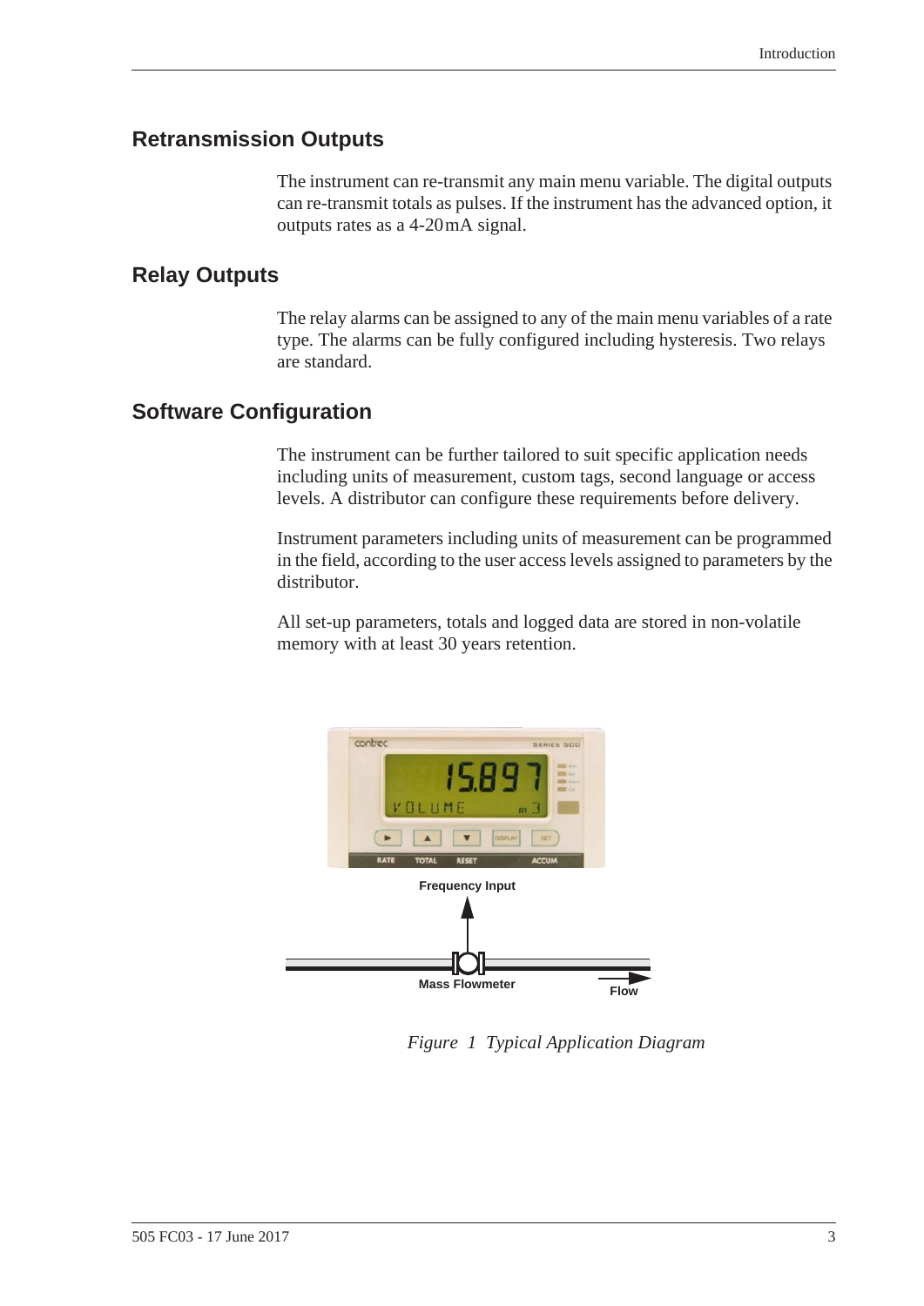## Retransmission Outputs

The instrument can re-transmit any main menu variable. The digital outputs can re-transmit totals as pulses. If the instrument has the advanced option, it outputs rates as a 4-20 mA signal.

## Relay Outputs

The relay alarms can be assigned to any of the main menu variables of a rate type. The alarms can be fully configured including hysteresis. Two relays are standard.

## Software Configuration

The instrument can be further tailored to suit specific application needs including units of measurement, custom tags, second language or access levels. A distributor can configure these requirements before delivery.

Instrument parameters including units of measurement can be programmed in the field, according to the user access levels assigned to parameters by the distributor.

All set-up parameters, totals and logged data are stored in non-volatile memory with at least 30 years retention.

*Figure 1 Typical Application Diagram*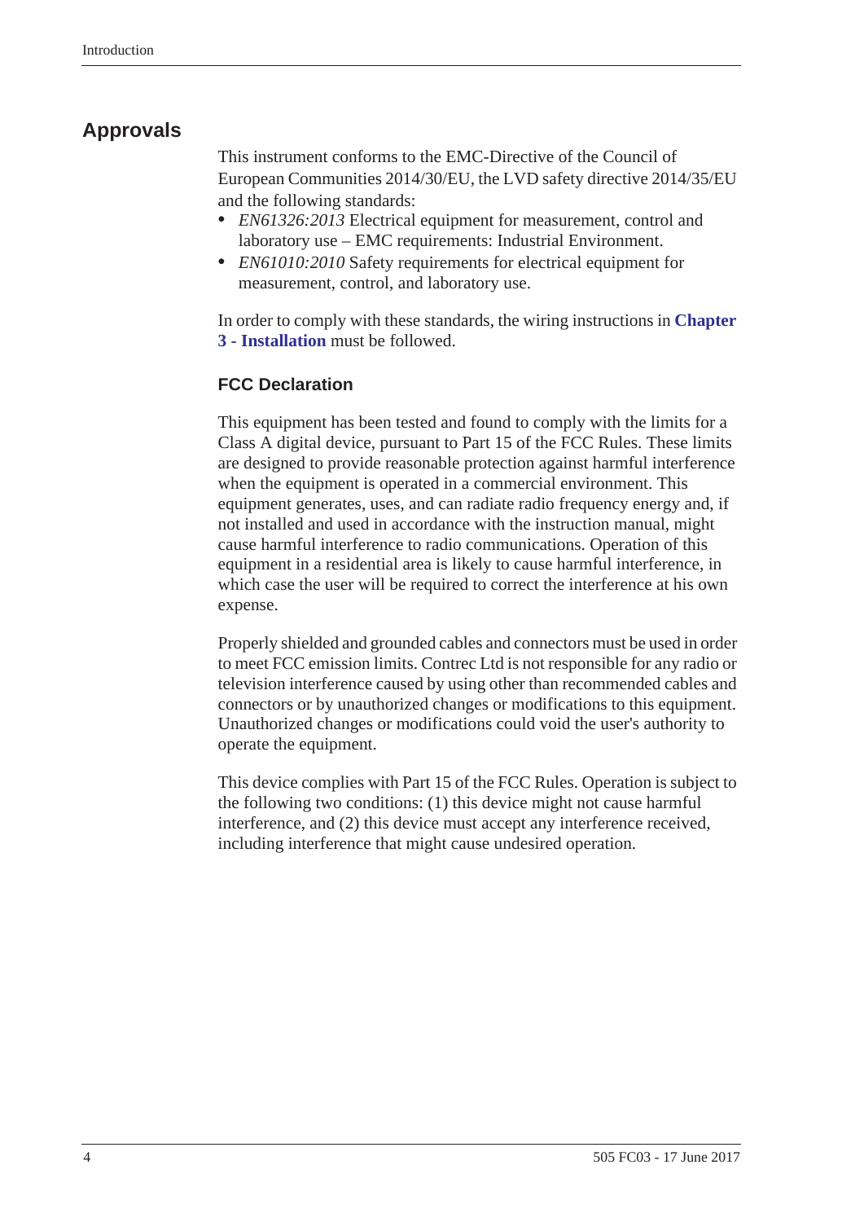## Approvals

This instrument conforms to the EMC-Directive of the Council of European Communities 2014/30/EU, the LVD safety directive 2014/35/EU and the following standards:

- *EN61326:2013* Electrical equipment for measurement, control and laboratory use – EMC requirements: Industrial Environment.
- *EN61010:2010* Safety requirements for electrical equipment for measurement, control, and laboratory use.

In order to comply with these standards, the wiring instructions in **Chapter 3 - Installation** must be followed.

### FCC Declaration

This equipment has been tested and found to comply with the limits for a Class A digital device, pursuant to Part 15 of the FCC Rules. These limits are designed to provide reasonable protection against harmful interference when the equipment is operated in a commercial environment. This equipment generates, uses, and can radiate radio frequency energy and, if not installed and used in accordance with the instruction manual, might cause harmful interference to radio communications. Operation of this equipment in a residential area is likely to cause harmful interference, in which case the user will be required to correct the interference at his own expense.

Properly shielded and grounded cables and connectors must be used in order to meet FCC emission limits. Contrec Ltd is not responsible for any radio or television interference caused by using other than recommended cables and connectors or by unauthorized changes or modifications to this equipment. Unauthorized changes or modifications could void the user's authority to operate the equipment.

This device complies with Part 15 of the FCC Rules. Operation is subject to the following two conditions: (1) this device might not cause harmful interference, and (2) this device must accept any interference received, including interference that might cause undesired operation.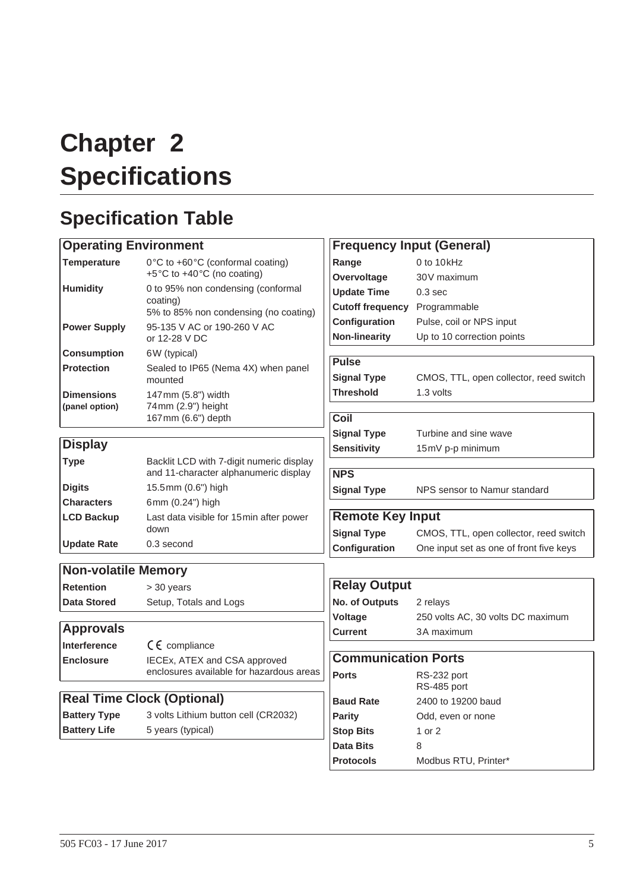# Chapter 2 Specifications

## Specification Table

| Operating Environment | |
|---|---|
| **Temperature** | 0°C to +60°C (conformal coating)<br>+5°C to +40°C (no coating) |
| **Humidity** | 0 to 95% non condensing (conformal coating)<br>5% to 85% non condensing (no coating) |
| **Power Supply** | 95-135 V AC or 190-260 V AC<br>or 12-28 V DC |
| **Consumption** | 6W (typical) |
| **Protection** | Sealed to IP65 (Nema 4X) when panel mounted |
| **Dimensions (panel option)** | 147mm (5.8") width<br>74mm (2.9") height<br>167mm (6.6") depth |

| Display | |
|---|---|
| **Type** | Backlit LCD with 7-digit numeric display and 11-character alphanumeric display |
| **Digits** | 15.5mm (0.6") high |
| **Characters** | 6mm (0.24") high |
| **LCD Backup** | Last data visible for 15min after power down |
| **Update Rate** | 0.3 second |

| Non-volatile Memory | |
|---|---|
| **Retention** | > 30 years |
| **Data Stored** | Setup, Totals and Logs |

| Approvals | |
|---|---|
| **Interference** | CE compliance |
| **Enclosure** | IECEx, ATEX and CSA approved enclosures available for hazardous areas |

| Real Time Clock (Optional) | |
|---|---|
| **Battery Type** | 3 volts Lithium button cell (CR2032) |
| **Battery Life** | 5 years (typical) |

| Frequency Input (General) | |
|---|---|
| **Range** | 0 to 10kHz |
| **Overvoltage** | 30V maximum |
| **Update Time** | 0.3 sec |
| **Cutoff frequency** | Programmable |
| **Configuration** | Pulse, coil or NPS input |
| **Non-linearity** | Up to 10 correction points |

| Pulse | |
|---|---|
| **Signal Type** | CMOS, TTL, open collector, reed switch |
| **Threshold** | 1.3 volts |

| Coil | |
|---|---|
| **Signal Type** | Turbine and sine wave |
| **Sensitivity** | 15mV p-p minimum |

| NPS | |
|---|---|
| **Signal Type** | NPS sensor to Namur standard |

| Remote Key Input | |
|---|---|
| **Signal Type** | CMOS, TTL, open collector, reed switch |
| **Configuration** | One input set as one of front five keys |

| Relay Output | |
|---|---|
| **No. of Outputs** | 2 relays |
| **Voltage** | 250 volts AC, 30 volts DC maximum |
| **Current** | 3A maximum |

| Communication Ports | |
|---|---|
| **Ports** | RS-232 port<br>RS-485 port |
| **Baud Rate** | 2400 to 19200 baud |
| **Parity** | Odd, even or none |
| **Stop Bits** | 1 or 2 |
| **Data Bits** | 8 |
| **Protocols** | Modbus RTU, Printer* |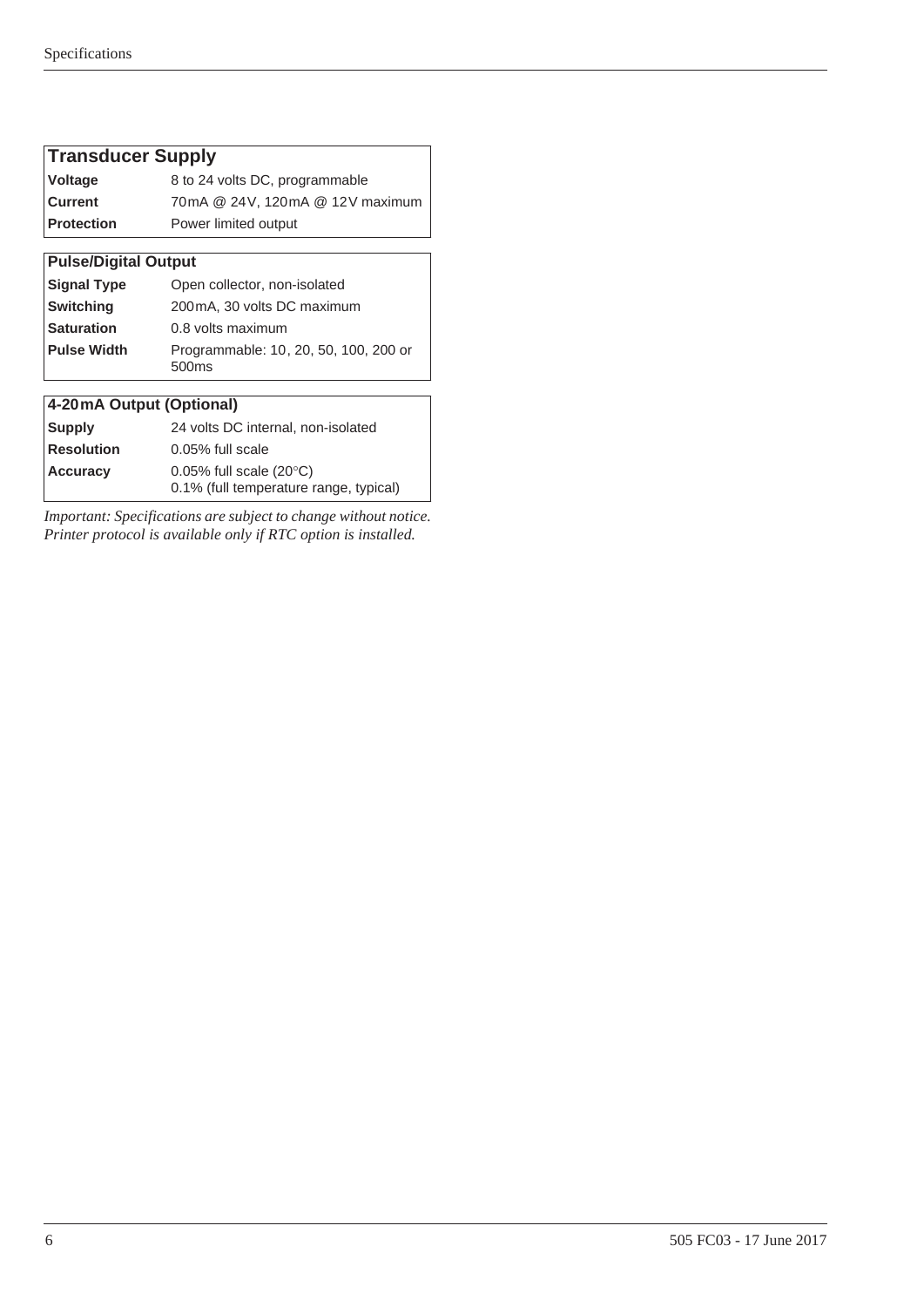| Transducer Supply | |
|---|---|
| **Voltage** | 8 to 24 volts DC, programmable |
| **Current** | 70 mA @ 24 V, 120 mA @ 12 V maximum |
| **Protection** | Power limited output |

| Pulse/Digital Output | |
|---|---|
| **Signal Type** | Open collector, non-isolated |
| **Switching** | 200 mA, 30 volts DC maximum |
| **Saturation** | 0.8 volts maximum |
| **Pulse Width** | Programmable: 10, 20, 50, 100, 200 or 500ms |

| 4-20 mA Output (Optional) | |
|---|---|
| **Supply** | 24 volts DC internal, non-isolated |
| **Resolution** | 0.05% full scale |
| **Accuracy** | 0.05% full scale (20°C)<br>0.1% (full temperature range, typical) |

*Important: Specifications are subject to change without notice. Printer protocol is available only if RTC option is installed.*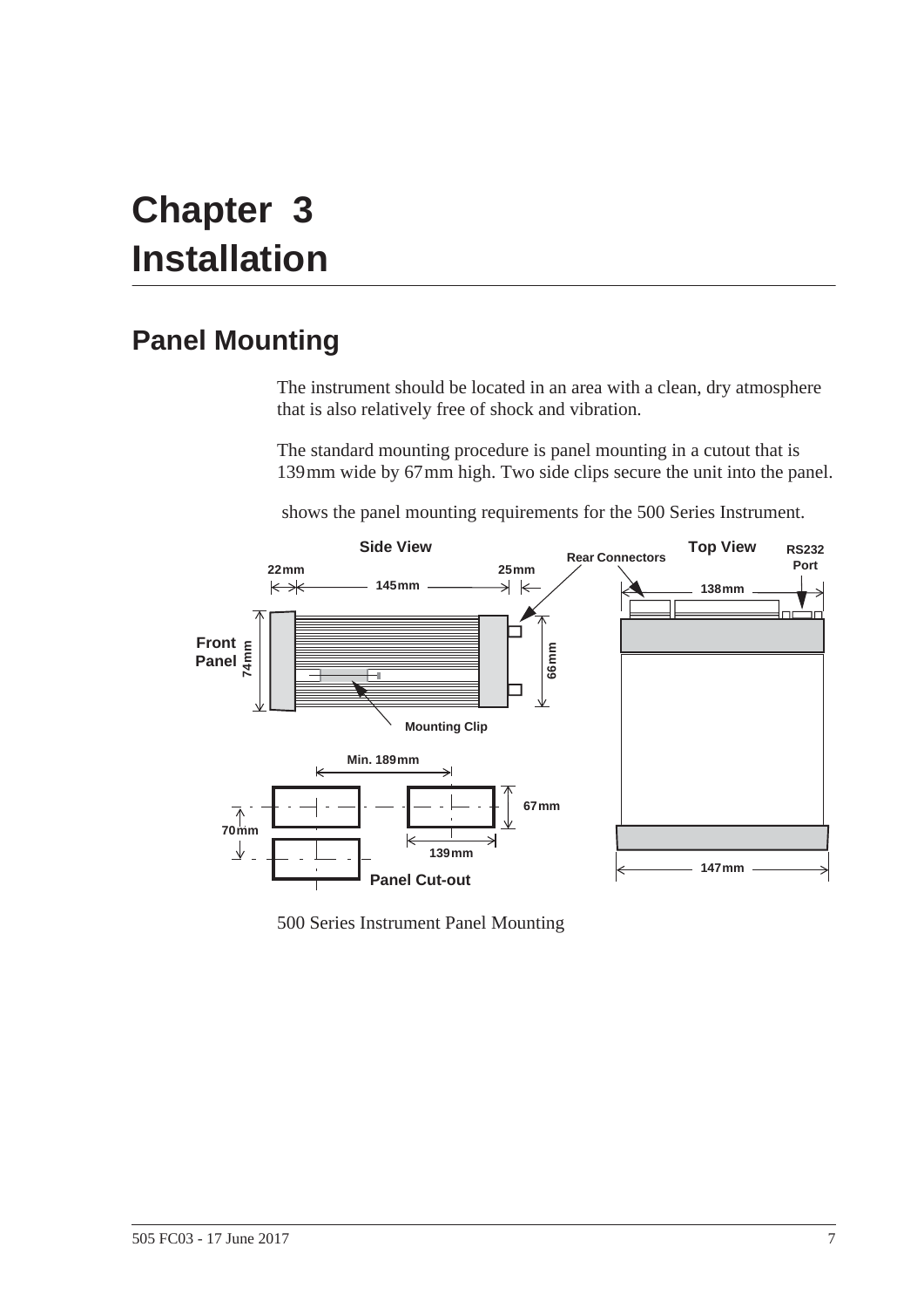# Chapter 3 Installation

## Panel Mounting

The instrument should be located in an area with a clean, dry atmosphere that is also relatively free of shock and vibration.

The standard mounting procedure is panel mounting in a cutout that is 139 mm wide by 67 mm high. Two side clips secure the unit into the panel.

shows the panel mounting requirements for the 500 Series Instrument.

500 Series Instrument Panel Mounting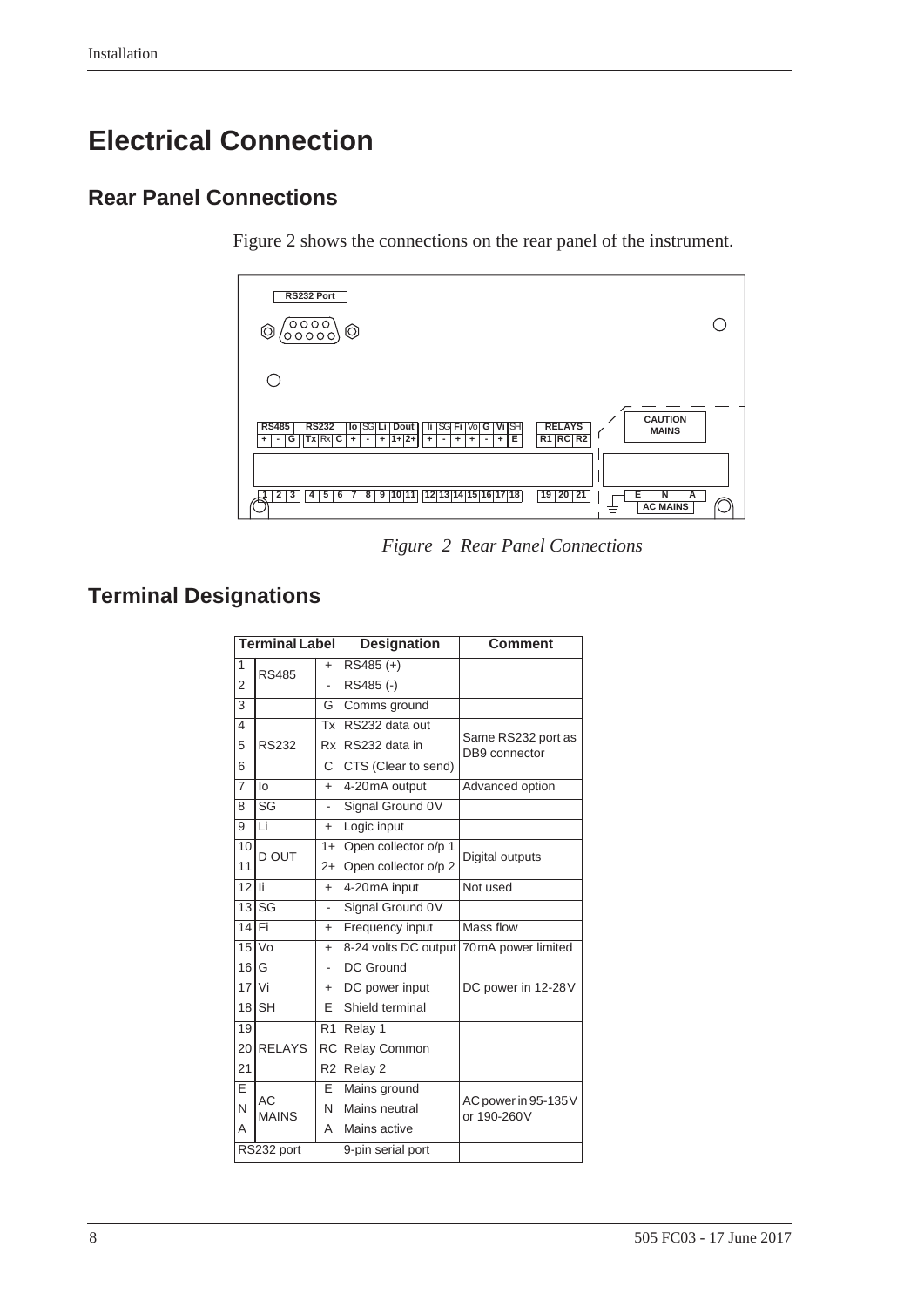# Electrical Connection

## Rear Panel Connections

Figure 2 shows the connections on the rear panel of the instrument.

*Figure 2 Rear Panel Connections*

## Terminal Designations

| Terminal Label | | | Designation | Comment |
|---|---|---|---|---|
| 1 | RS485 | + | RS485 (+) | |
| 2 | | - | RS485 (-) | |
| 3 | | G | Comms ground | |
| 4 | RS232 | Tx | RS232 data out | Same RS232 port as DB9 connector |
| 5 | | Rx | RS232 data in | |
| 6 | | C | CTS (Clear to send) | |
| 7 | Io | + | 4-20mA output | Advanced option |
| 8 | SG | - | Signal Ground 0V | |
| 9 | Li | + | Logic input | |
| 10 | D OUT | 1+ | Open collector o/p 1 | Digital outputs |
| 11 | | 2+ | Open collector o/p 2 | |
| 12 | Ii | + | 4-20mA input | Not used |
| 13 | SG | - | Signal Ground 0V | |
| 14 | Fi | + | Frequency input | Mass flow |
| 15 | Vo | + | 8-24 volts DC output | 70mA power limited |
| 16 | G | - | DC Ground | |
| 17 | Vi | + | DC power input | DC power in 12-28V |
| 18 | SH | E | Shield terminal | |
| 19 | RELAYS | R1 | Relay 1 | |
| 20 | | RC | Relay Common | |
| 21 | | R2 | Relay 2 | |
| E | AC MAINS | E | Mains ground | AC power in 95-135V or 190-260V |
| N | | N | Mains neutral | |
| A | | A | Mains active | |
| RS232 port | | | 9-pin serial port | |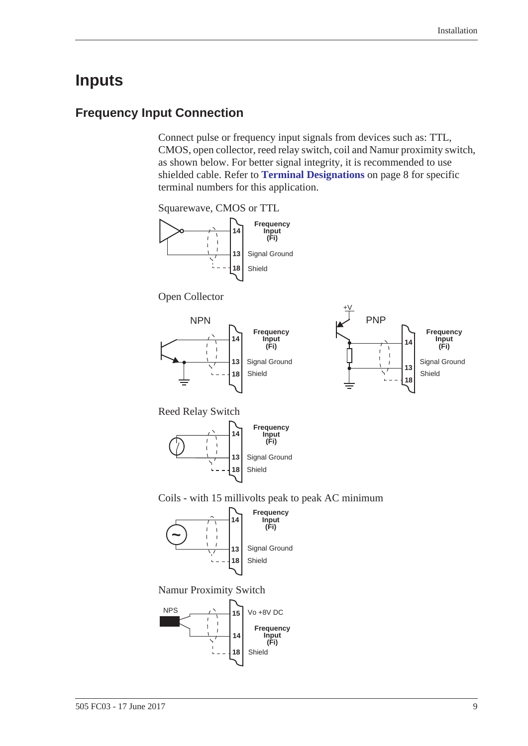# Inputs

## Frequency Input Connection

Connect pulse or frequency input signals from devices such as: TTL, CMOS, open collector, reed relay switch, coil and Namur proximity switch, as shown below. For better signal integrity, it is recommended to use shielded cable. Refer to **Terminal Designations** on page 8 for specific terminal numbers for this application.

Squarewave, CMOS or TTL

| Terminal | Function |
| --- | --- |
| 14 | Frequency Input (Fi) |
| 13 | Signal Ground |
| 18 | Shield |

Open Collector

NPN

| Terminal | Function |
| --- | --- |
| 14 | Frequency Input (Fi) |
| 13 | Signal Ground |
| 18 | Shield |

PNP (+V)

| Terminal | Function |
| --- | --- |
| 14 | Frequency Input (Fi) |
| 13 | Signal Ground |
| 18 | Shield |

Reed Relay Switch

| Terminal | Function |
| --- | --- |
| 14 | Frequency Input (Fi) |
| 13 | Signal Ground |
| 18 | Shield |

Coils - with 15 millivolts peak to peak AC minimum

| Terminal | Function |
| --- | --- |
| 14 | Frequency Input (Fi) |
| 13 | Signal Ground |
| 18 | Shield |

Namur Proximity Switch

NPS

| Terminal | Function |
| --- | --- |
| 15 | Vo +8V DC |
| 14 | Frequency Input (Fi) |
| 18 | Shield |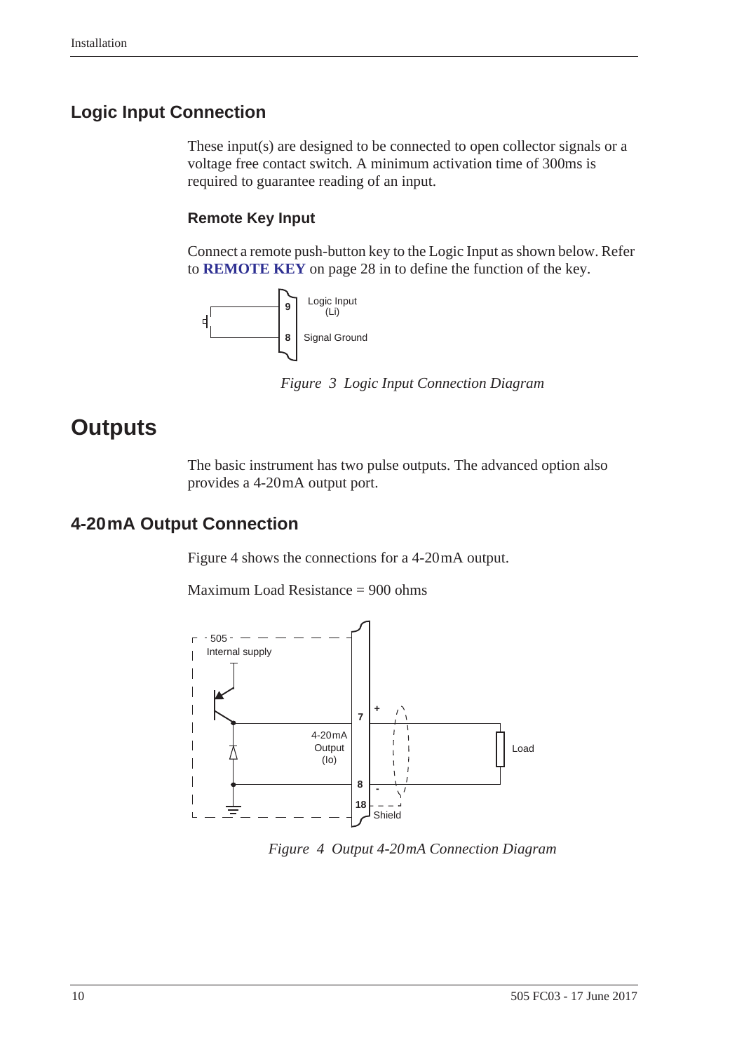## Logic Input Connection

These input(s) are designed to be connected to open collector signals or a voltage free contact switch. A minimum activation time of 300ms is required to guarantee reading of an input.

### Remote Key Input

Connect a remote push-button key to the Logic Input as shown below. Refer to **REMOTE KEY** on page 28 in to define the function of the key.

*Figure 3 Logic Input Connection Diagram*

# Outputs

The basic instrument has two pulse outputs. The advanced option also provides a 4-20mA output port.

## 4-20mA Output Connection

Figure 4 shows the connections for a 4-20mA output.

Maximum Load Resistance = 900 ohms

*Figure 4 Output 4-20mA Connection Diagram*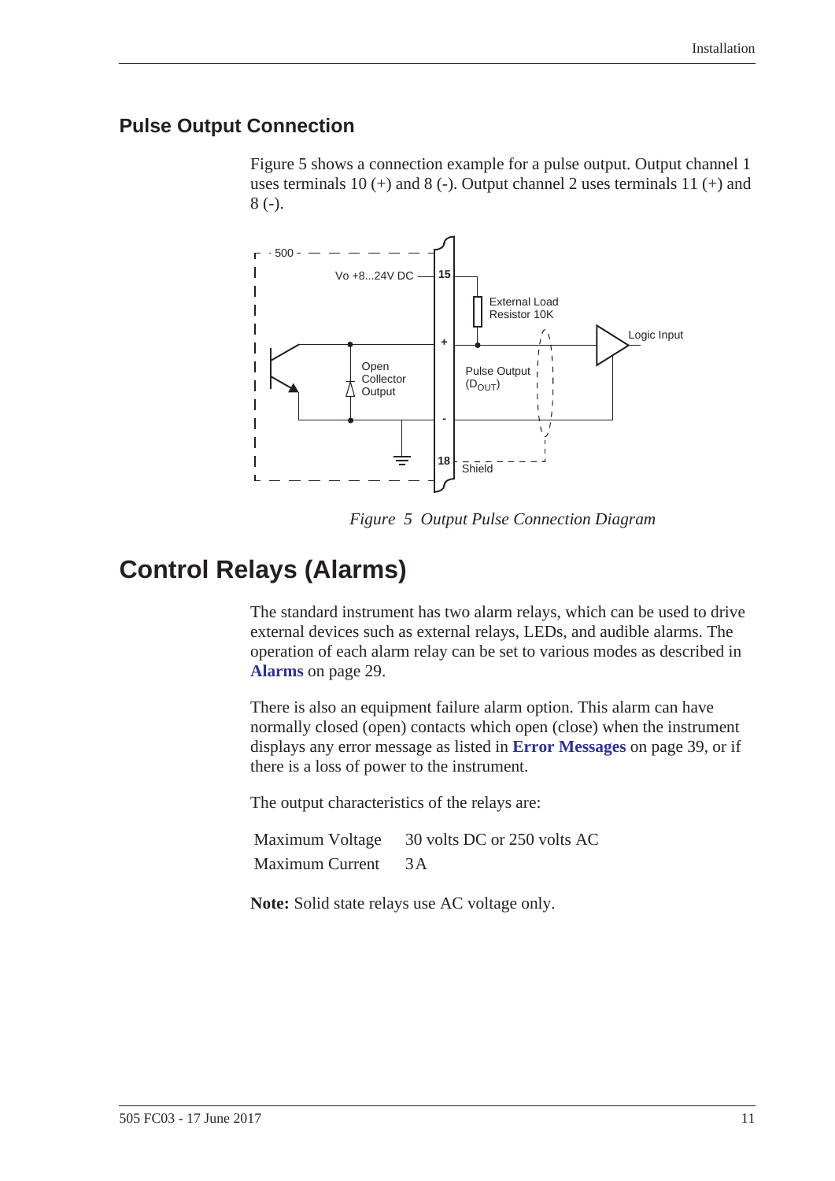## Pulse Output Connection

Figure 5 shows a connection example for a pulse output. Output channel 1 uses terminals 10 (+) and 8 (-). Output channel 2 uses terminals 11 (+) and 8 (-).

*Figure 5 Output Pulse Connection Diagram*

# Control Relays (Alarms)

The standard instrument has two alarm relays, which can be used to drive external devices such as external relays, LEDs, and audible alarms. The operation of each alarm relay can be set to various modes as described in **Alarms** on page 29.

There is also an equipment failure alarm option. This alarm can have normally closed (open) contacts which open (close) when the instrument displays any error message as listed in **Error Messages** on page 39, or if there is a loss of power to the instrument.

The output characteristics of the relays are:

| | |
|---|---|
| Maximum Voltage | 30 volts DC or 250 volts AC |
| Maximum Current | 3A |

**Note:** Solid state relays use AC voltage only.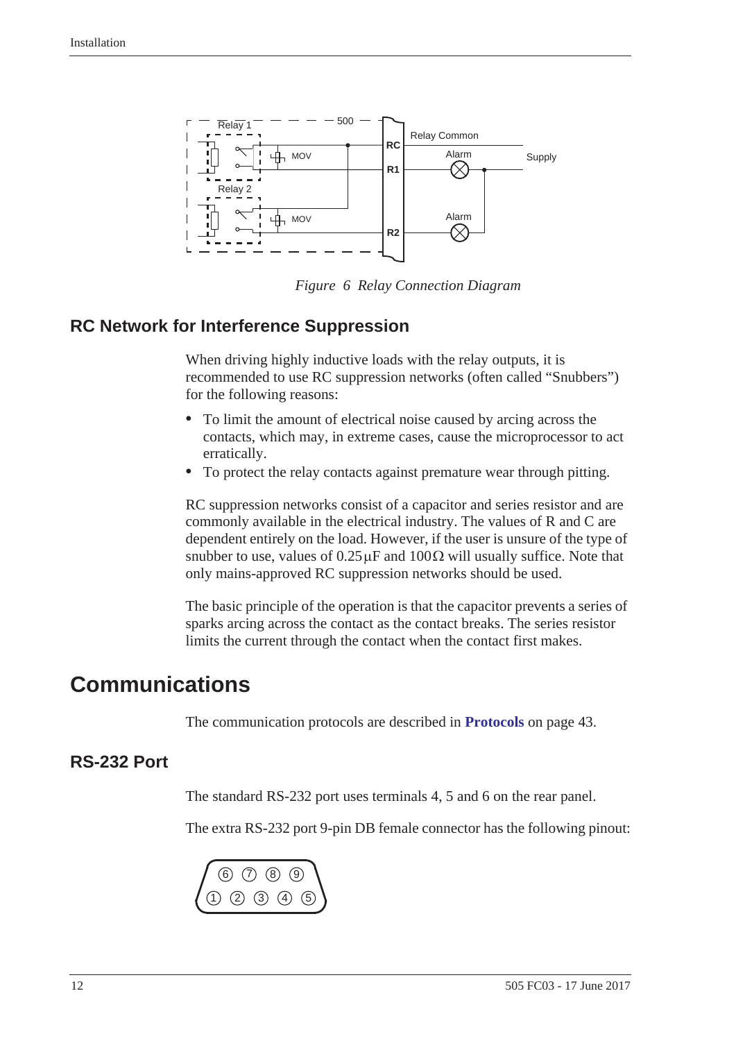*Figure 6 Relay Connection Diagram*

## RC Network for Interference Suppression

When driving highly inductive loads with the relay outputs, it is recommended to use RC suppression networks (often called “Snubbers”) for the following reasons:

- To limit the amount of electrical noise caused by arcing across the contacts, which may, in extreme cases, cause the microprocessor to act erratically.
- To protect the relay contacts against premature wear through pitting.

RC suppression networks consist of a capacitor and series resistor and are commonly available in the electrical industry. The values of R and C are dependent entirely on the load. However, if the user is unsure of the type of snubber to use, values of $0.25\,\mu F$ and $100\,\Omega$ will usually suffice. Note that only mains-approved RC suppression networks should be used.

The basic principle of the operation is that the capacitor prevents a series of sparks arcing across the contact as the contact breaks. The series resistor limits the current through the contact when the contact first makes.

# Communications

The communication protocols are described in **Protocols** on page 43.

## RS-232 Port

The standard RS-232 port uses terminals 4, 5 and 6 on the rear panel.

The extra RS-232 port 9-pin DB female connector has the following pinout: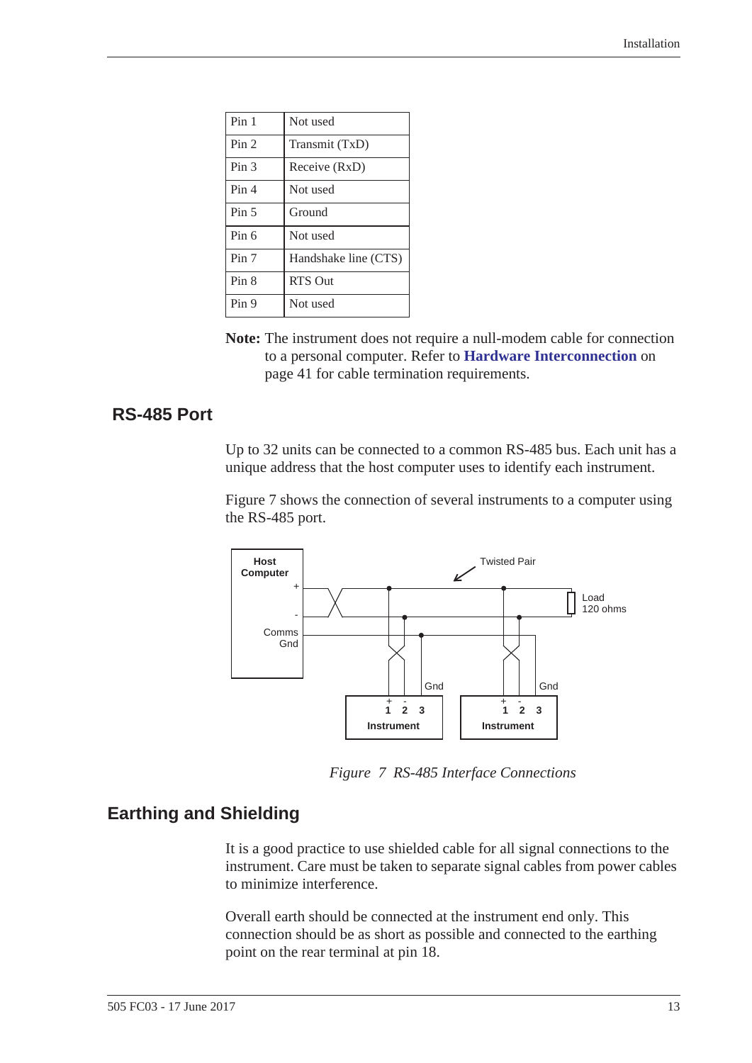| Pin 1 | Not used |
|---|---|
| Pin 2 | Transmit (TxD) |
| Pin 3 | Receive (RxD) |
| Pin 4 | Not used |
| Pin 5 | Ground |
| Pin 6 | Not used |
| Pin 7 | Handshake line (CTS) |
| Pin 8 | RTS Out |
| Pin 9 | Not used |

**Note:** The instrument does not require a null-modem cable for connection to a personal computer. Refer to **Hardware Interconnection** on page 41 for cable termination requirements.

## RS-485 Port

Up to 32 units can be connected to a common RS-485 bus. Each unit has a unique address that the host computer uses to identify each instrument.

Figure 7 shows the connection of several instruments to a computer using the RS-485 port.

*Figure 7 RS-485 Interface Connections*

## Earthing and Shielding

It is a good practice to use shielded cable for all signal connections to the instrument. Care must be taken to separate signal cables from power cables to minimize interference.

Overall earth should be connected at the instrument end only. This connection should be as short as possible and connected to the earthing point on the rear terminal at pin 18.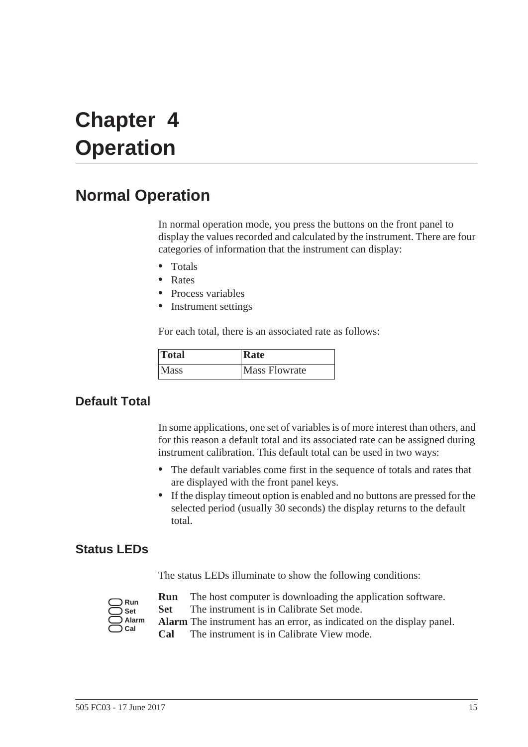# Chapter 4 Operation

## Normal Operation

In normal operation mode, you press the buttons on the front panel to display the values recorded and calculated by the instrument. There are four categories of information that the instrument can display:

- Totals
- Rates
- Process variables
- Instrument settings

For each total, there is an associated rate as follows:

| Total | Rate |
|---|---|
| Mass | Mass Flowrate |

### Default Total

In some applications, one set of variables is of more interest than others, and for this reason a default total and its associated rate can be assigned during instrument calibration. This default total can be used in two ways:

- The default variables come first in the sequence of totals and rates that are displayed with the front panel keys.
- If the display timeout option is enabled and no buttons are pressed for the selected period (usually 30 seconds) the display returns to the default total.

### Status LEDs

The status LEDs illuminate to show the following conditions:

**Run** The host computer is downloading the application software.
**Set** The instrument is in Calibrate Set mode.
**Alarm** The instrument has an error, as indicated on the display panel.
**Cal** The instrument is in Calibrate View mode.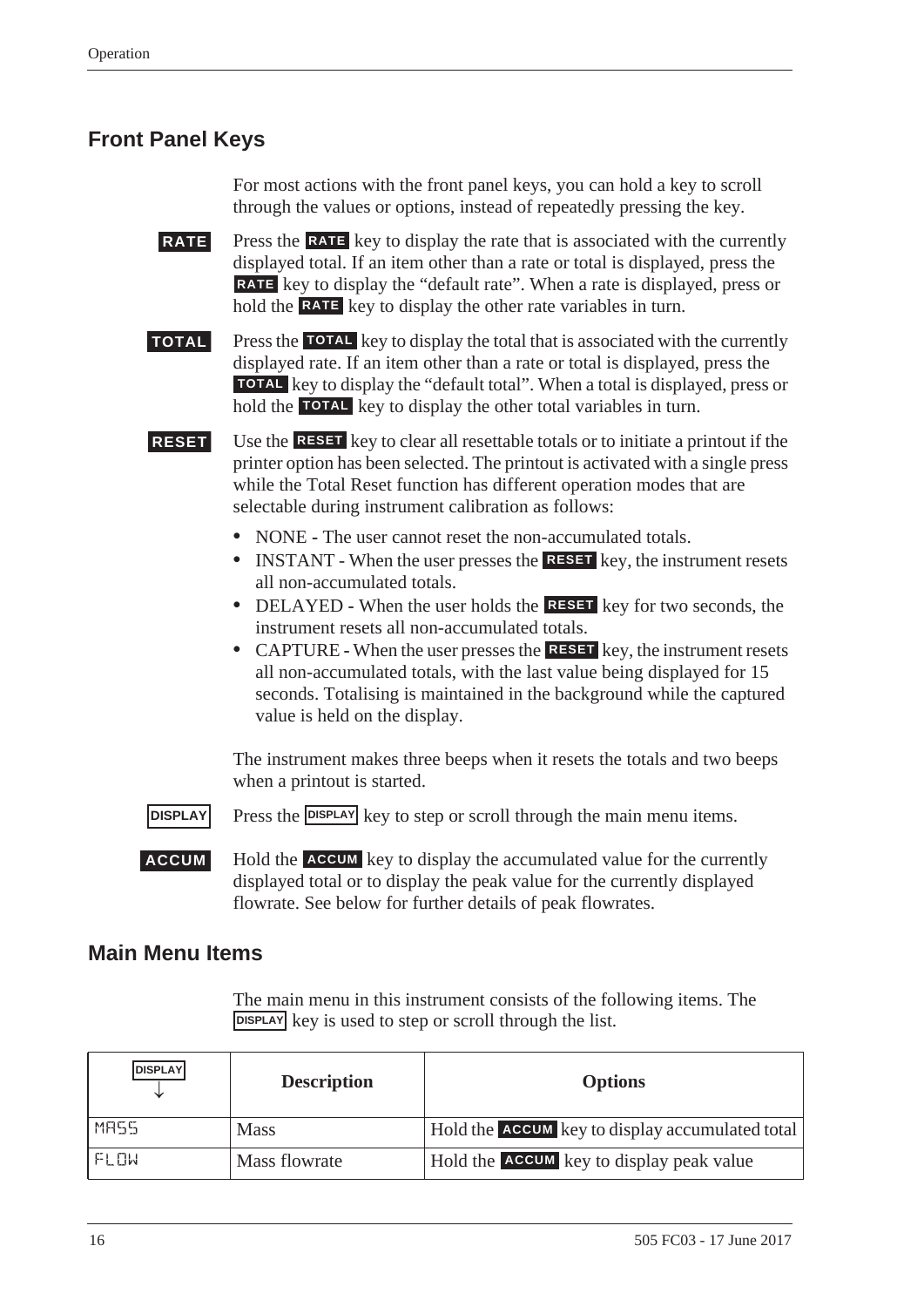## Front Panel Keys

For most actions with the front panel keys, you can hold a key to scroll through the values or options, instead of repeatedly pressing the key.

**RATE** Press the **RATE** key to display the rate that is associated with the currently displayed total. If an item other than a rate or total is displayed, press the **RATE** key to display the "default rate". When a rate is displayed, press or hold the **RATE** key to display the other rate variables in turn.

**TOTAL** Press the **TOTAL** key to display the total that is associated with the currently displayed rate. If an item other than a rate or total is displayed, press the **TOTAL** key to display the "default total". When a total is displayed, press or hold the **TOTAL** key to display the other total variables in turn.

**RESET** Use the **RESET** key to clear all resettable totals or to initiate a printout if the printer option has been selected. The printout is activated with a single press while the Total Reset function has different operation modes that are selectable during instrument calibration as follows:

- NONE - The user cannot reset the non-accumulated totals.
- INSTANT - When the user presses the **RESET** key, the instrument resets all non-accumulated totals.
- DELAYED - When the user holds the **RESET** key for two seconds, the instrument resets all non-accumulated totals.
- CAPTURE - When the user presses the **RESET** key, the instrument resets all non-accumulated totals, with the last value being displayed for 15 seconds. Totalising is maintained in the background while the captured value is held on the display.

The instrument makes three beeps when it resets the totals and two beeps when a printout is started.

**DISPLAY** Press the **DISPLAY** key to step or scroll through the main menu items.

**ACCUM** Hold the **ACCUM** key to display the accumulated value for the currently displayed total or to display the peak value for the currently displayed flowrate. See below for further details of peak flowrates.

## Main Menu Items

The main menu in this instrument consists of the following items. The **DISPLAY** key is used to step or scroll through the list.

| DISPLAY ↓ | Description | Options |
|---|---|---|
| MASS | Mass | Hold the **ACCUM** key to display accumulated total |
| FLOW | Mass flowrate | Hold the **ACCUM** key to display peak value |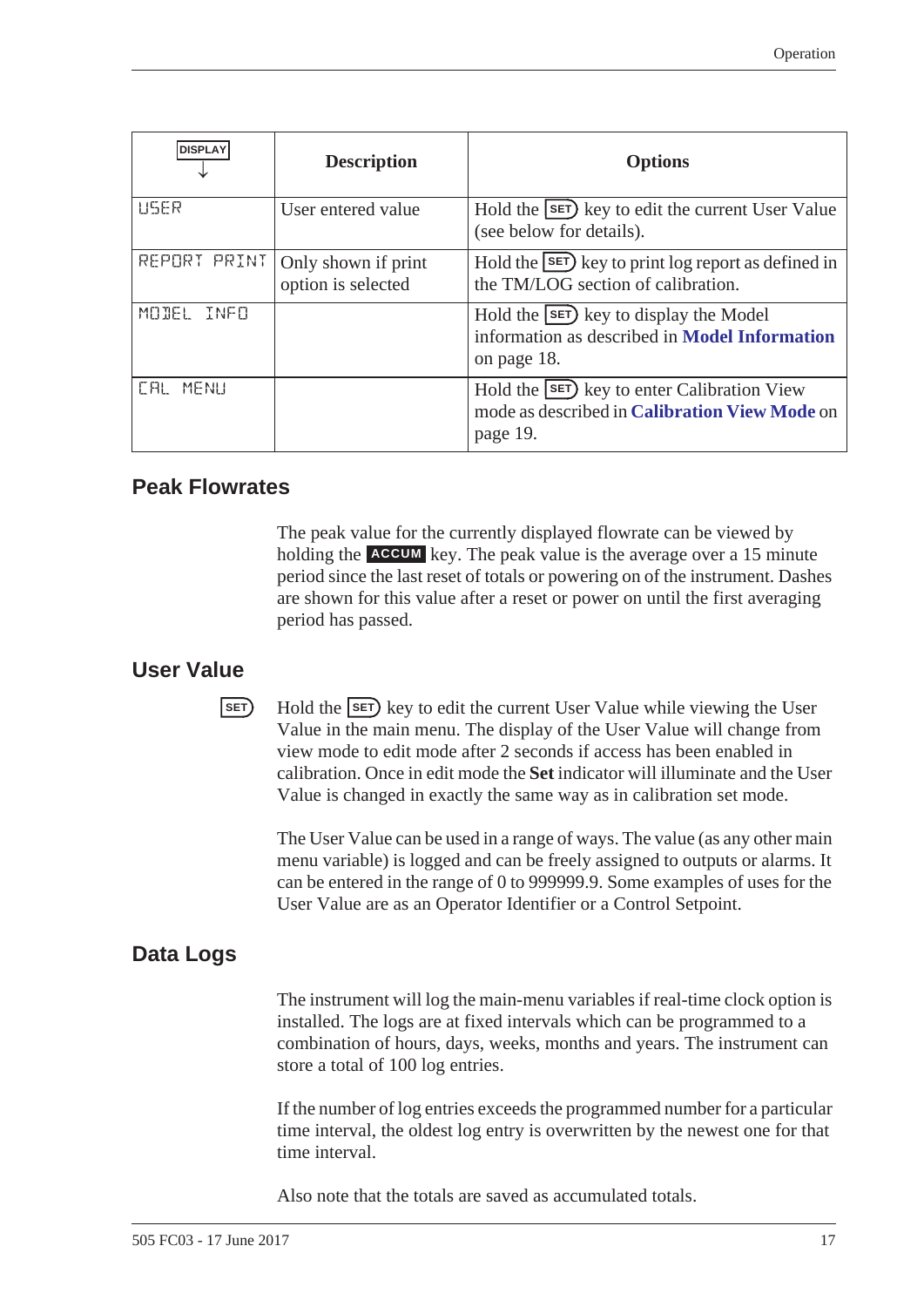| DISPLAY ↓ | Description | Options |
|---|---|---|
| USER | User entered value | Hold the SET key to edit the current User Value (see below for details). |
| REPORT PRINT | Only shown if print option is selected | Hold the SET key to print log report as defined in the TM/LOG section of calibration. |
| MODEL INFO | | Hold the SET key to display the Model information as described in **Model Information** on page 18. |
| CAL MENU | | Hold the SET key to enter Calibration View mode as described in **Calibration View Mode** on page 19. |

## Peak Flowrates

The peak value for the currently displayed flowrate can be viewed by holding the ACCUM key. The peak value is the average over a 15 minute period since the last reset of totals or powering on of the instrument. Dashes are shown for this value after a reset or power on until the first averaging period has passed.

## User Value

SET

Hold the SET key to edit the current User Value while viewing the User Value in the main menu. The display of the User Value will change from view mode to edit mode after 2 seconds if access has been enabled in calibration. Once in edit mode the **Set** indicator will illuminate and the User Value is changed in exactly the same way as in calibration set mode.

The User Value can be used in a range of ways. The value (as any other main menu variable) is logged and can be freely assigned to outputs or alarms. It can be entered in the range of 0 to 999999.9. Some examples of uses for the User Value are as an Operator Identifier or a Control Setpoint.

## Data Logs

The instrument will log the main-menu variables if real-time clock option is installed. The logs are at fixed intervals which can be programmed to a combination of hours, days, weeks, months and years. The instrument can store a total of 100 log entries.

If the number of log entries exceeds the programmed number for a particular time interval, the oldest log entry is overwritten by the newest one for that time interval.

Also note that the totals are saved as accumulated totals.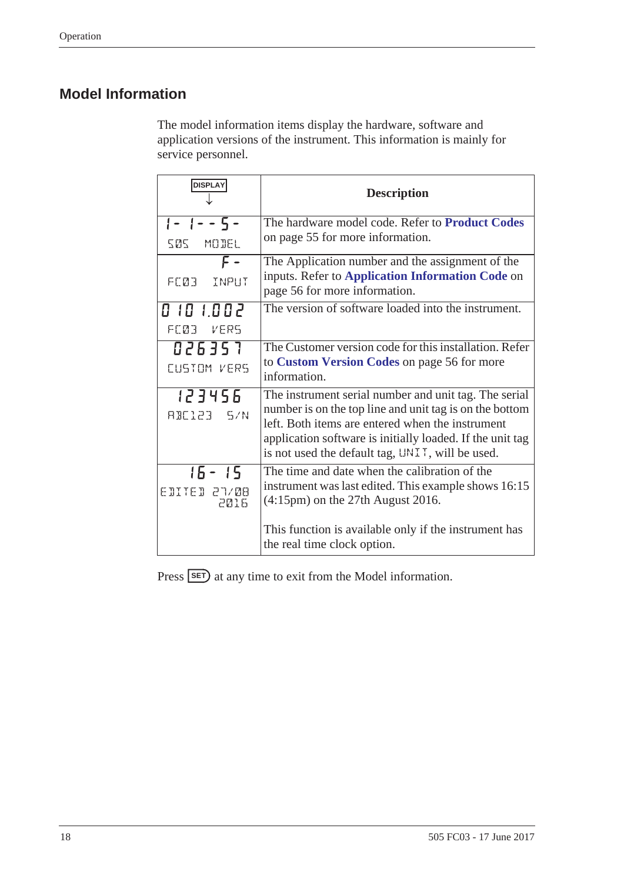## Model Information

The model information items display the hardware, software and application versions of the instrument. This information is mainly for service personnel.

| DISPLAY ↓ | Description |
|---|---|
| 1- 1--5- <br> 505 MODEL | The hardware model code. Refer to **Product Codes** on page 55 for more information. |
| F- <br> FC03 INPUT | The Application number and the assignment of the inputs. Refer to **Application Information Code** on page 56 for more information. |
| 0 10 1.002 <br> FC03 VERS | The version of software loaded into the instrument. |
| 026357 <br> CUSTOM VERS | The Customer version code for this installation. Refer to **Custom Version Codes** on page 56 for more information. |
| 123456 <br> ABC123 S/N | The instrument serial number and unit tag. The serial number is on the top line and unit tag is on the bottom left. Both items are entered when the instrument application software is initially loaded. If the unit tag is not used the default tag, UNIT, will be used. |
| 16- 15 <br> EDITED 27/08 2016 | The time and date when the calibration of the instrument was last edited. This example shows 16:15 (4:15pm) on the 27th August 2016.<br><br>This function is available only if the instrument has the real time clock option. |

Press SET at any time to exit from the Model information.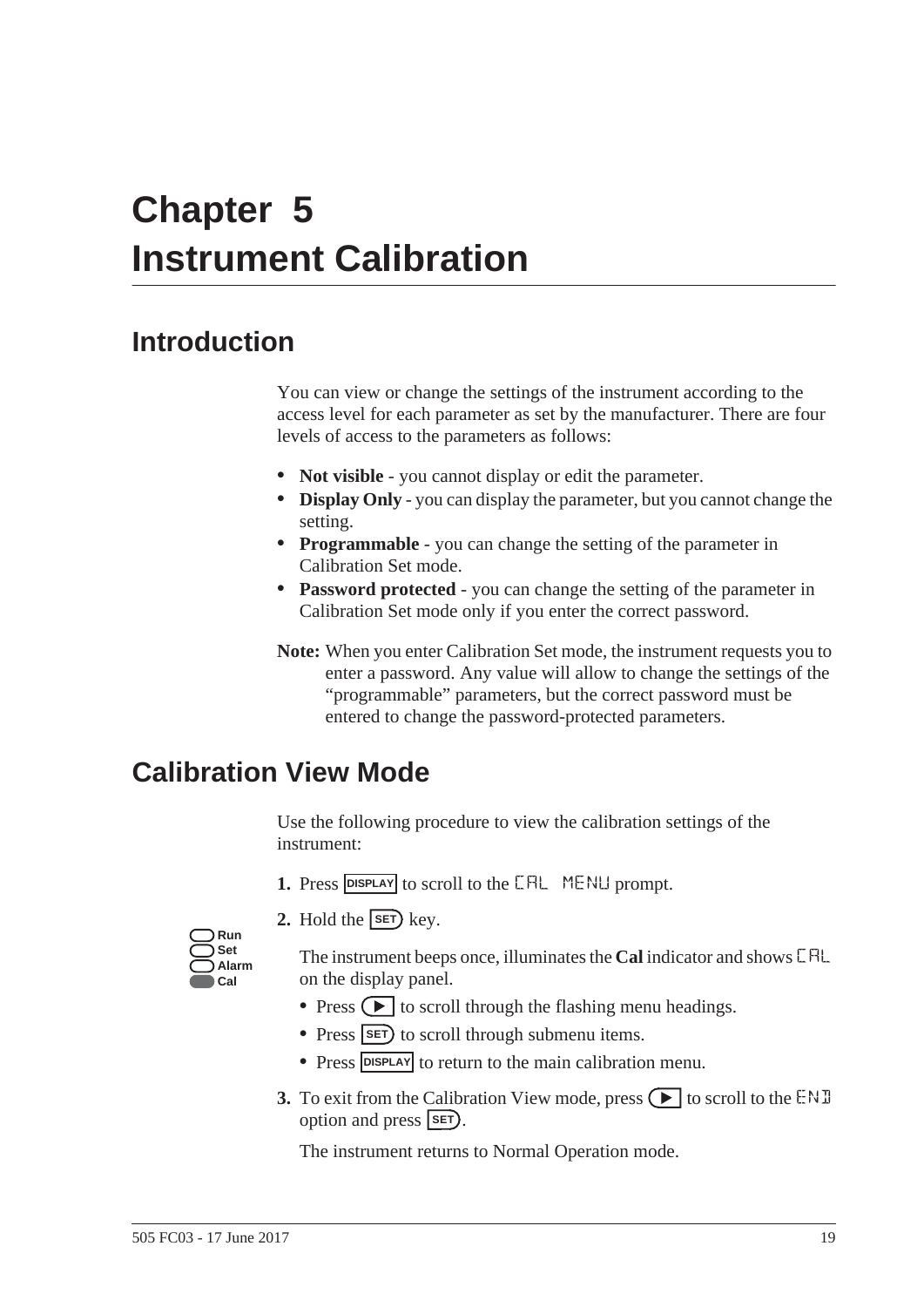# Chapter 5
# Instrument Calibration

## Introduction

You can view or change the settings of the instrument according to the access level for each parameter as set by the manufacturer. There are four levels of access to the parameters as follows:

- **Not visible** - you cannot display or edit the parameter.
- **Display Only** - you can display the parameter, but you cannot change the setting.
- **Programmable** - you can change the setting of the parameter in Calibration Set mode.
- **Password protected** - you can change the setting of the parameter in Calibration Set mode only if you enter the correct password.

**Note:** When you enter Calibration Set mode, the instrument requests you to enter a password. Any value will allow to change the settings of the "programmable" parameters, but the correct password must be entered to change the password-protected parameters.

## Calibration View Mode

Use the following procedure to view the calibration settings of the instrument:

1. Press DISPLAY to scroll to the CAL MENU prompt.
2. Hold the SET key.

   Run
   Set
   Alarm
   Cal

   The instrument beeps once, illuminates the **Cal** indicator and shows CAL on the display panel.

   - Press ▶ to scroll through the flashing menu headings.
   - Press SET to scroll through submenu items.
   - Press DISPLAY to return to the main calibration menu.

3. To exit from the Calibration View mode, press ▶ to scroll to the END option and press SET.

   The instrument returns to Normal Operation mode.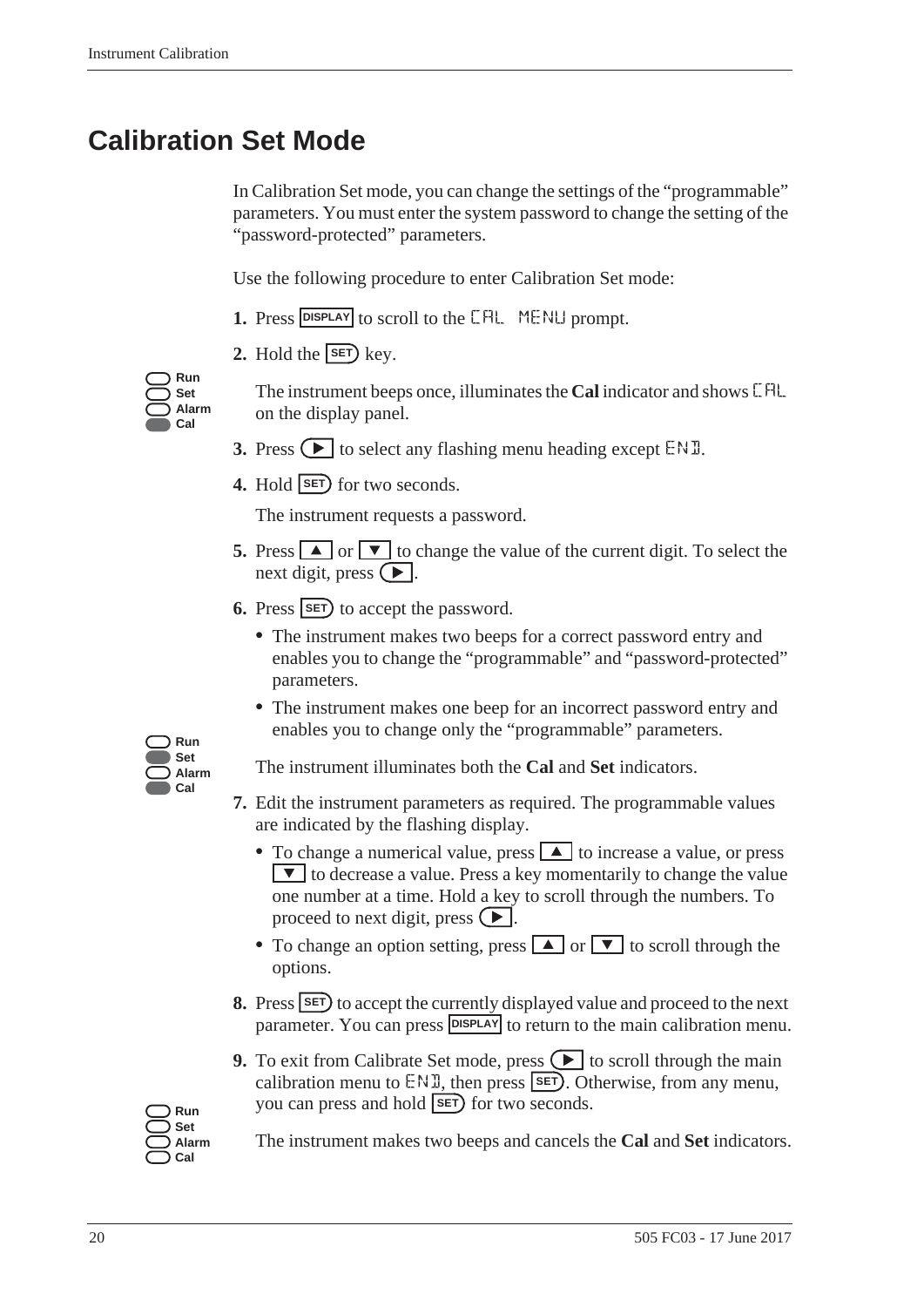# Calibration Set Mode

In Calibration Set mode, you can change the settings of the "programmable" parameters. You must enter the system password to change the setting of the "password-protected" parameters.

Use the following procedure to enter Calibration Set mode:

1. Press DISPLAY to scroll to the CAL MENU prompt.
2. Hold the SET key.

   Run
   Set
   Alarm
   Cal

   The instrument beeps once, illuminates the **Cal** indicator and shows CAL on the display panel.
3. Press ▶ to select any flashing menu heading except END.
4. Hold SET for two seconds.

   The instrument requests a password.
5. Press ▲ or ▼ to change the value of the current digit. To select the next digit, press ▶.
6. Press SET to accept the password.
   - The instrument makes two beeps for a correct password entry and enables you to change the "programmable" and "password-protected" parameters.
   - The instrument makes one beep for an incorrect password entry and enables you to change only the "programmable" parameters.

   Run
   Set
   Alarm
   Cal

   The instrument illuminates both the **Cal** and **Set** indicators.
7. Edit the instrument parameters as required. The programmable values are indicated by the flashing display.
   - To change a numerical value, press ▲ to increase a value, or press ▼ to decrease a value. Press a key momentarily to change the value one number at a time. Hold a key to scroll through the numbers. To proceed to next digit, press ▶.
   - To change an option setting, press ▲ or ▼ to scroll through the options.
8. Press SET to accept the currently displayed value and proceed to the next parameter. You can press DISPLAY to return to the main calibration menu.
9. To exit from Calibrate Set mode, press ▶ to scroll through the main calibration menu to END, then press SET. Otherwise, from any menu, you can press and hold SET for two seconds.

   Run
   Set
   Alarm
   Cal

   The instrument makes two beeps and cancels the **Cal** and **Set** indicators.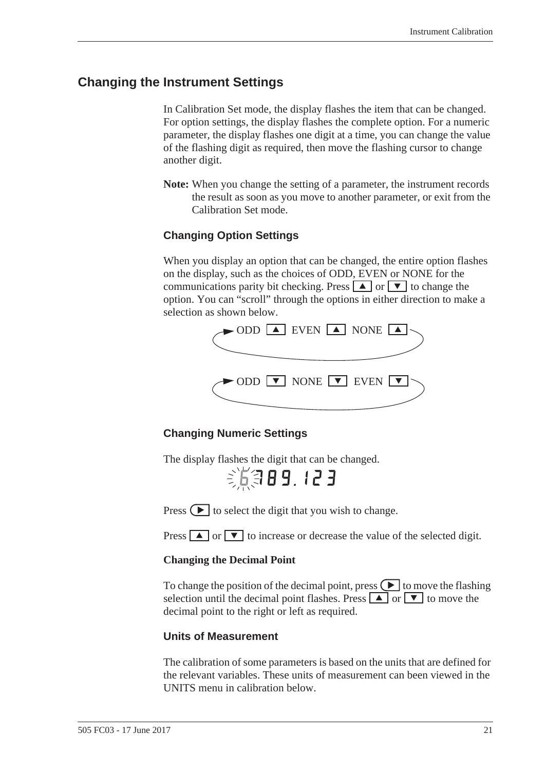## Changing the Instrument Settings

In Calibration Set mode, the display flashes the item that can be changed. For option settings, the display flashes the complete option. For a numeric parameter, the display flashes one digit at a time, you can change the value of the flashing digit as required, then move the flashing cursor to change another digit.

**Note:** When you change the setting of a parameter, the instrument records the result as soon as you move to another parameter, or exit from the Calibration Set mode.

### Changing Option Settings

When you display an option that can be changed, the entire option flashes on the display, such as the choices of ODD, EVEN or NONE for the communications parity bit checking. Press ▲ or ▼ to change the option. You can "scroll" through the options in either direction to make a selection as shown below.

ODD ▲ EVEN ▲ NONE ▲

ODD ▼ NONE ▼ EVEN ▼

### Changing Numeric Settings

The display flashes the digit that can be changed.

6789.123

Press ▶ to select the digit that you wish to change.

Press ▲ or ▼ to increase or decrease the value of the selected digit.

**Changing the Decimal Point**

To change the position of the decimal point, press ▶ to move the flashing selection until the decimal point flashes. Press ▲ or ▼ to move the decimal point to the right or left as required.

### Units of Measurement

The calibration of some parameters is based on the units that are defined for the relevant variables. These units of measurement can been viewed in the UNITS menu in calibration below.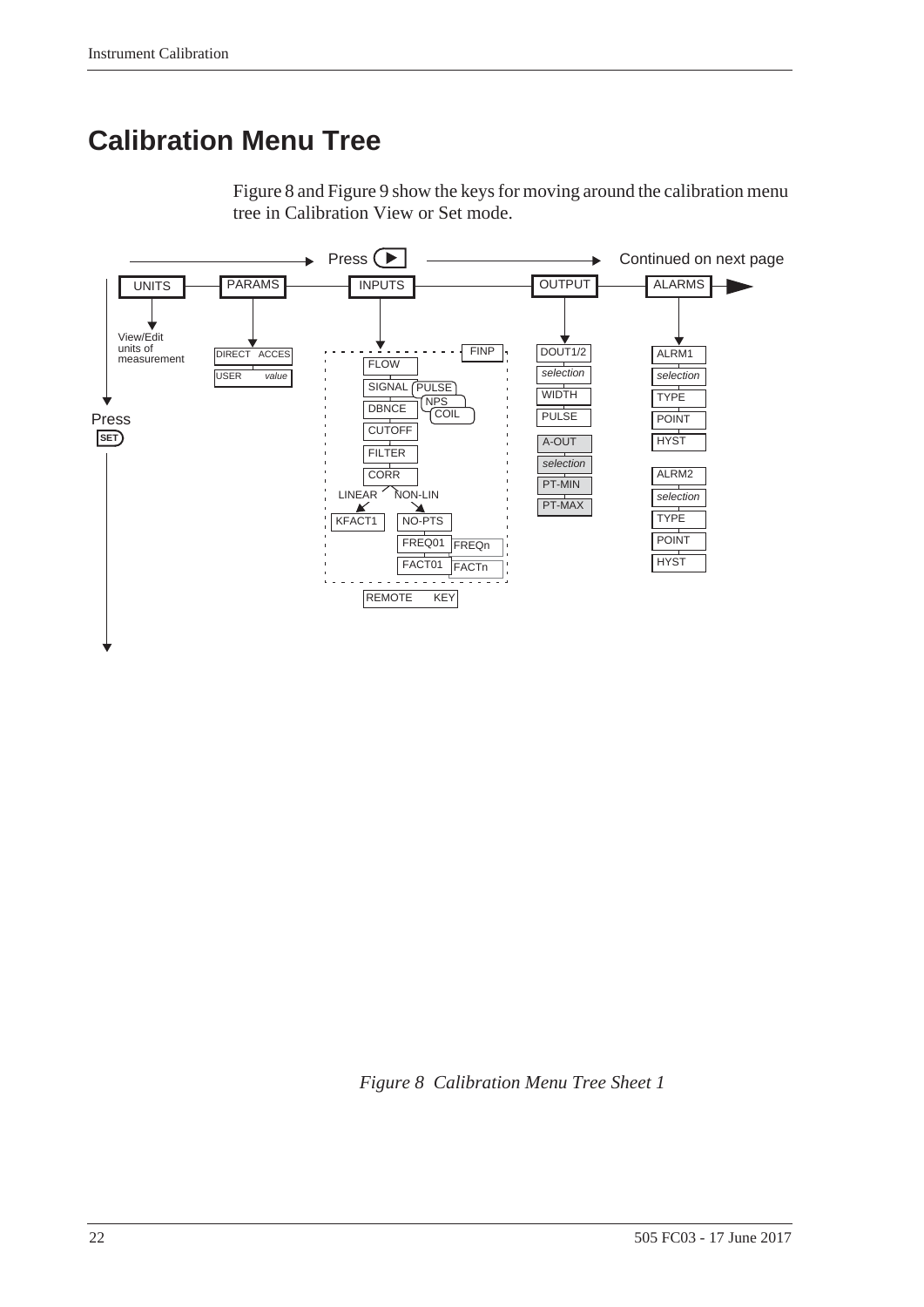# Calibration Menu Tree

Figure 8 and Figure 9 show the keys for moving around the calibration menu tree in Calibration View or Set mode.

Press ▶ → Continued on next page

UNITS — PARAMS — INPUTS — OUTPUT — ALARMS

- **UNITS**: View/Edit units of measurement
- **PARAMS**: DIRECT ACCES; USER *value*
- **INPUTS**: FINP — FLOW; SIGNAL (PULSE, NPS, COIL); DBNCE; CUTOFF; FILTER; CORR — LINEAR: KFACT1; NON-LIN: NO-PTS, FREQ01 … FREQn, FACT01 … FACTn; REMOTE KEY
- **OUTPUT**: DOUT1/2; *selection*; WIDTH; PULSE; A-OUT; *selection*; PT-MIN; PT-MAX
- **ALARMS**: ALRM1; *selection*; TYPE; POINT; HYST; ALRM2; *selection*; TYPE; POINT; HYST

Press SET

*Figure 8 Calibration Menu Tree Sheet 1*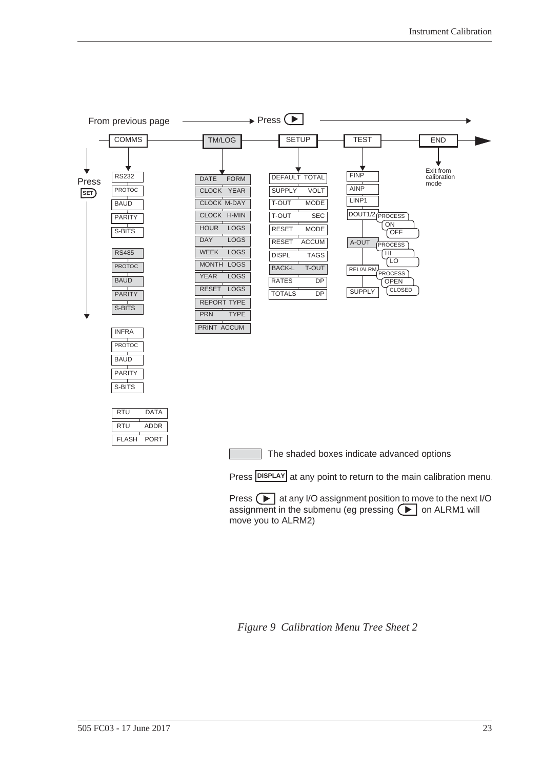From previous page → Press ▶

**COMMS** — **TM/LOG** — **SETUP** — **TEST** — **END**

Press SET ↓

**COMMS**
- RS232
  - PROTOC
  - BAUD
  - PARITY
  - S-BITS
- RS485
  - PROTOC
  - BAUD
  - PARITY
  - S-BITS
- INFRA
  - PROTOC
  - BAUD
  - PARITY
  - S-BITS
- RTU DATA
- RTU ADDR
- FLASH PORT

**TM/LOG**
- DATE FORM
- CLOCK YEAR
- CLOCK M-DAY
- CLOCK H-MIN
- HOUR LOGS
- DAY LOGS
- WEEK LOGS
- MONTH LOGS
- YEAR LOGS
- RESET LOGS
- REPORT TYPE
- PRN TYPE
- PRINT ACCUM

**SETUP**
- DEFAULT TOTAL
- SUPPLY VOLT
- T-OUT MODE
- T-OUT SEC
- RESET MODE
- RESET ACCUM
- DISPL TAGS
- BACK-L T-OUT
- RATES DP
- TOTALS DP

**TEST**
- FINP
- AINP
- LINP1
- DOUT1/2 — PROCESS — ON / OFF
- A-OUT — PROCESS — HI / LO
- REL/ALRM — PROCESS — OPEN / CLOSED
- SUPPLY

**END**
- Exit from calibration mode

The shaded boxes indicate advanced options

Press **DISPLAY** at any point to return to the main calibration menu.

Press ▶ at any I/O assignment position to move to the next I/O assignment in the submenu (eg pressing ▶ on ALRM1 will move you to ALRM2)

*Figure 9 Calibration Menu Tree Sheet 2*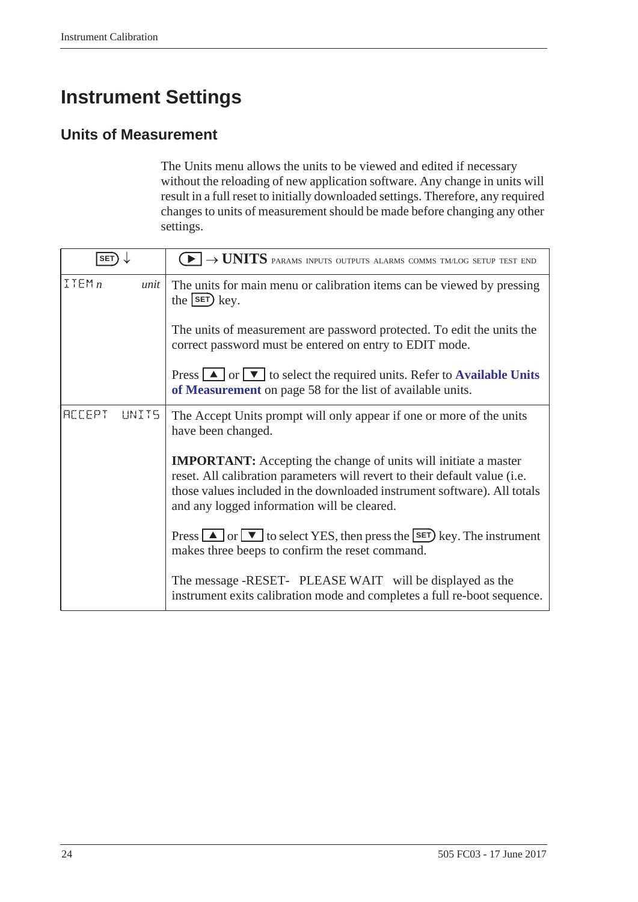# Instrument Settings

## Units of Measurement

The Units menu allows the units to be viewed and edited if necessary without the reloading of new application software. Any change in units will result in a full reset to initially downloaded settings. Therefore, any required changes to units of measurement should be made before changing any other settings.

| SET ↓ | ▶ → **UNITS** PARAMS INPUTS OUTPUTS ALARMS COMMS TM/LOG SETUP TEST END |
|---|---|
| ITEM *n* *unit* | The units for main menu or calibration items can be viewed by pressing the SET key.<br><br>The units of measurement are password protected. To edit the units the correct password must be entered on entry to EDIT mode.<br><br>Press ▲ or ▼ to select the required units. Refer to **Available Units of Measurement** on page 58 for the list of available units. |
| ACCEPT UNITS | The Accept Units prompt will only appear if one or more of the units have been changed.<br><br>**IMPORTANT:** Accepting the change of units will initiate a master reset. All calibration parameters will revert to their default value (i.e. those values included in the downloaded instrument software). All totals and any logged information will be cleared.<br><br>Press ▲ or ▼ to select YES, then press the SET key. The instrument makes three beeps to confirm the reset command.<br><br>The message -RESET- PLEASE WAIT will be displayed as the instrument exits calibration mode and completes a full re-boot sequence. |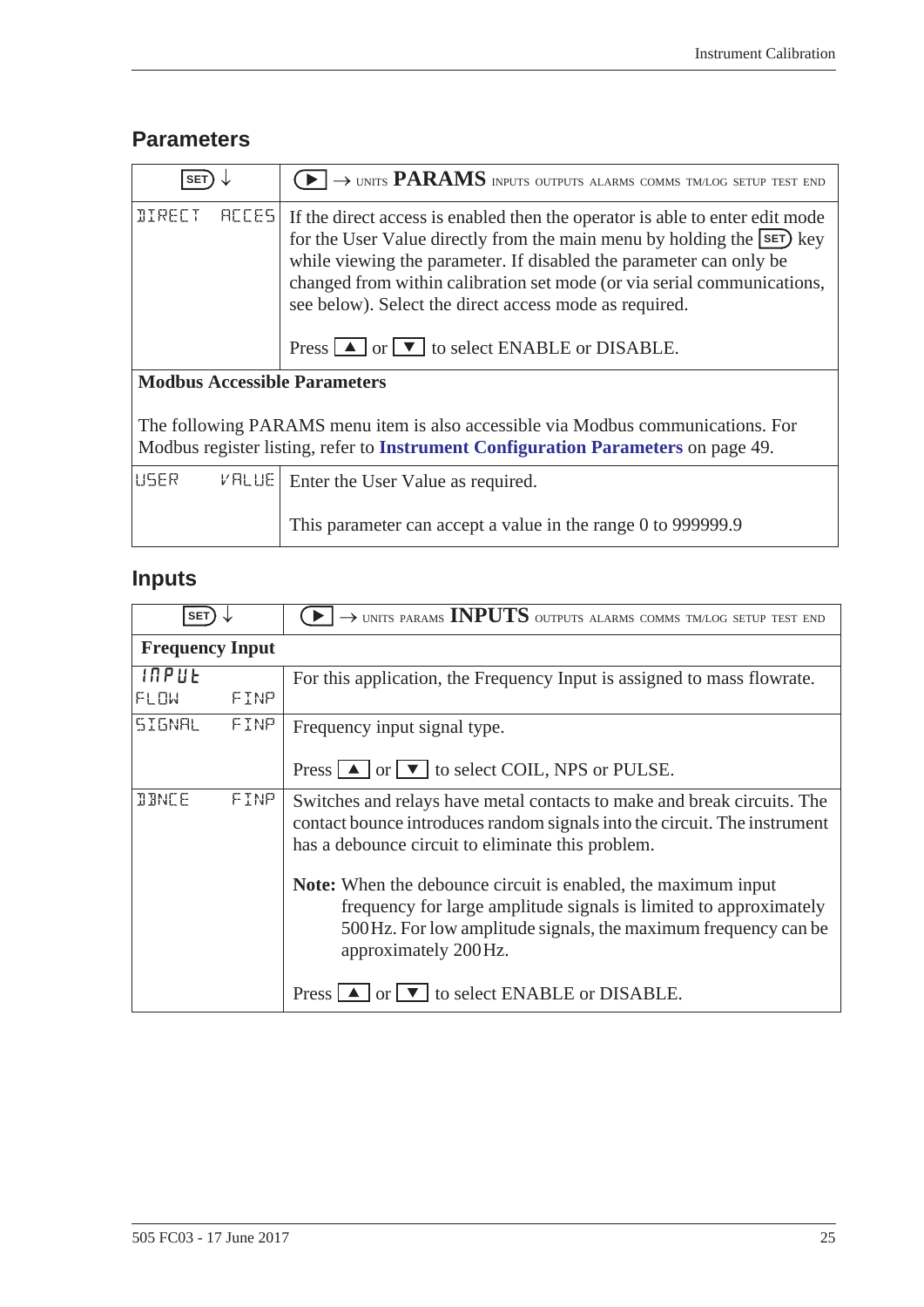## Parameters

| SET ↓ | ▶ → UNITS **PARAMS** INPUTS OUTPUTS ALARMS COMMS TM/LOG SETUP TEST END |
|---|---|
| DIRECT ACCES | If the direct access is enabled then the operator is able to enter edit mode for the User Value directly from the main menu by holding the SET key while viewing the parameter. If disabled the parameter can only be changed from within calibration set mode (or via serial communications, see below). Select the direct access mode as required.<br><br>Press ▲ or ▼ to select ENABLE or DISABLE. |
| **Modbus Accessible Parameters**<br><br>The following PARAMS menu item is also accessible via Modbus communications. For Modbus register listing, refer to **Instrument Configuration Parameters** on page 49. | |
| USER VALUE | Enter the User Value as required.<br><br>This parameter can accept a value in the range 0 to 999999.9 |

## Inputs

| SET ↓ | ▶ → UNITS PARAMS **INPUTS** OUTPUTS ALARMS COMMS TM/LOG SETUP TEST END |
|---|---|
| **Frequency Input** | |
| INPUT FLOW FINP | For this application, the Frequency Input is assigned to mass flowrate. |
| SIGNAL FINP | Frequency input signal type.<br><br>Press ▲ or ▼ to select COIL, NPS or PULSE. |
| DBNCE FINP | Switches and relays have metal contacts to make and break circuits. The contact bounce introduces random signals into the circuit. The instrument has a debounce circuit to eliminate this problem.<br><br>**Note:** When the debounce circuit is enabled, the maximum input frequency for large amplitude signals is limited to approximately 500 Hz. For low amplitude signals, the maximum frequency can be approximately 200 Hz.<br><br>Press ▲ or ▼ to select ENABLE or DISABLE. |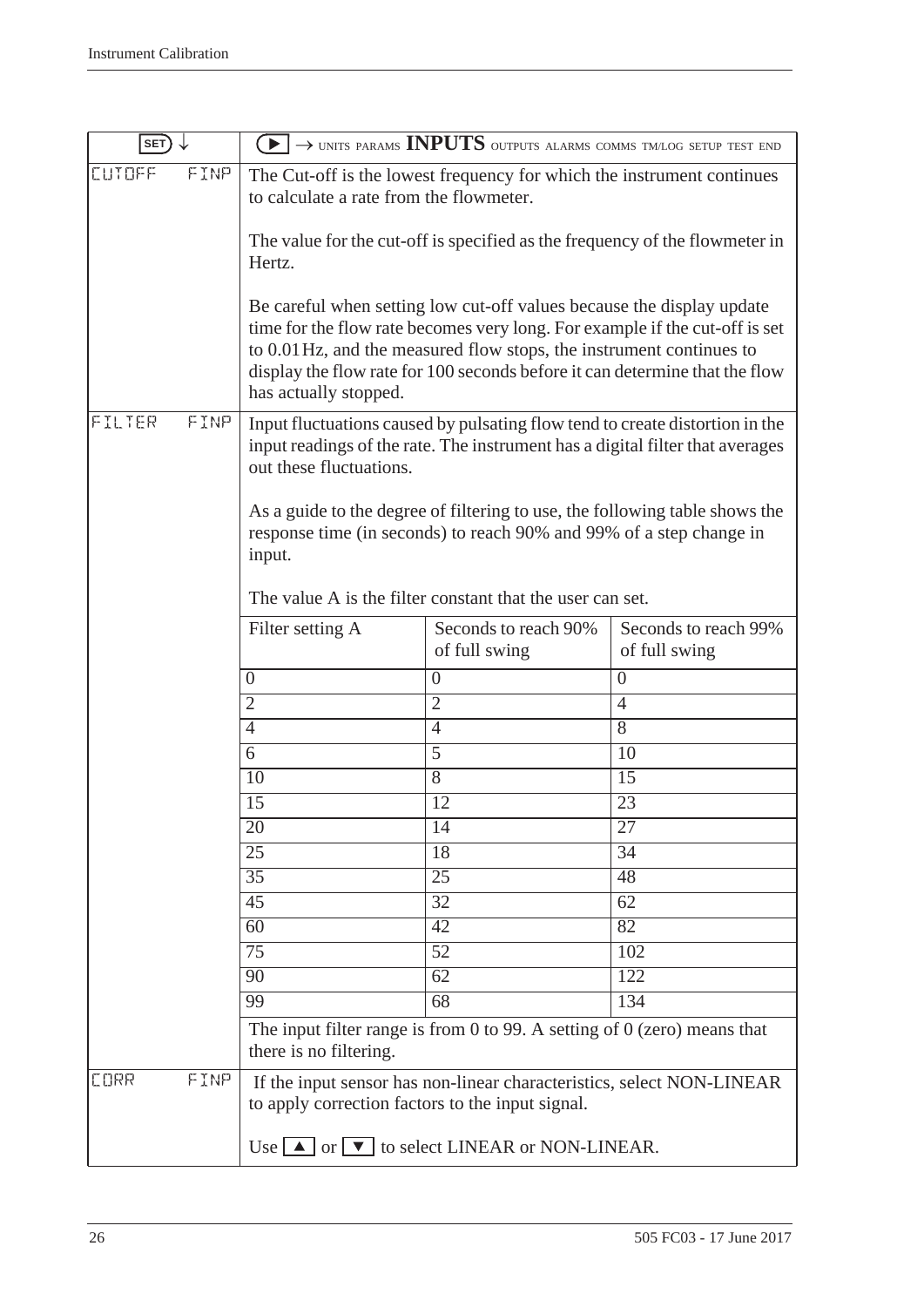| SET ↓ | ▶ → UNITS PARAMS **INPUTS** OUTPUTS ALARMS COMMS TM/LOG SETUP TEST END |
|---|---|
| CUTOFF FINP | The Cut-off is the lowest frequency for which the instrument continues to calculate a rate from the flowmeter.<br><br>The value for the cut-off is specified as the frequency of the flowmeter in Hertz.<br><br>Be careful when setting low cut-off values because the display update time for the flow rate becomes very long. For example if the cut-off is set to 0.01 Hz, and the measured flow stops, the instrument continues to display the flow rate for 100 seconds before it can determine that the flow has actually stopped. |
| FILTER FINP | Input fluctuations caused by pulsating flow tend to create distortion in the input readings of the rate. The instrument has a digital filter that averages out these fluctuations.<br><br>As a guide to the degree of filtering to use, the following table shows the response time (in seconds) to reach 90% and 99% of a step change in input.<br><br>The value A is the filter constant that the user can set. |

| Filter setting A | Seconds to reach 90% of full swing | Seconds to reach 99% of full swing |
|---|---|---|
| 0 | 0 | 0 |
| 2 | 2 | 4 |
| 4 | 4 | 8 |
| 6 | 5 | 10 |
| 10 | 8 | 15 |
| 15 | 12 | 23 |
| 20 | 14 | 27 |
| 25 | 18 | 34 |
| 35 | 25 | 48 |
| 45 | 32 | 62 |
| 60 | 42 | 82 |
| 75 | 52 | 102 |
| 90 | 62 | 122 |
| 99 | 68 | 134 |

The input filter range is from 0 to 99. A setting of 0 (zero) means that there is no filtering.

| | |
|---|---|
| CORR FINP | If the input sensor has non-linear characteristics, select NON-LINEAR to apply correction factors to the input signal.<br><br>Use ▲ or ▼ to select LINEAR or NON-LINEAR. |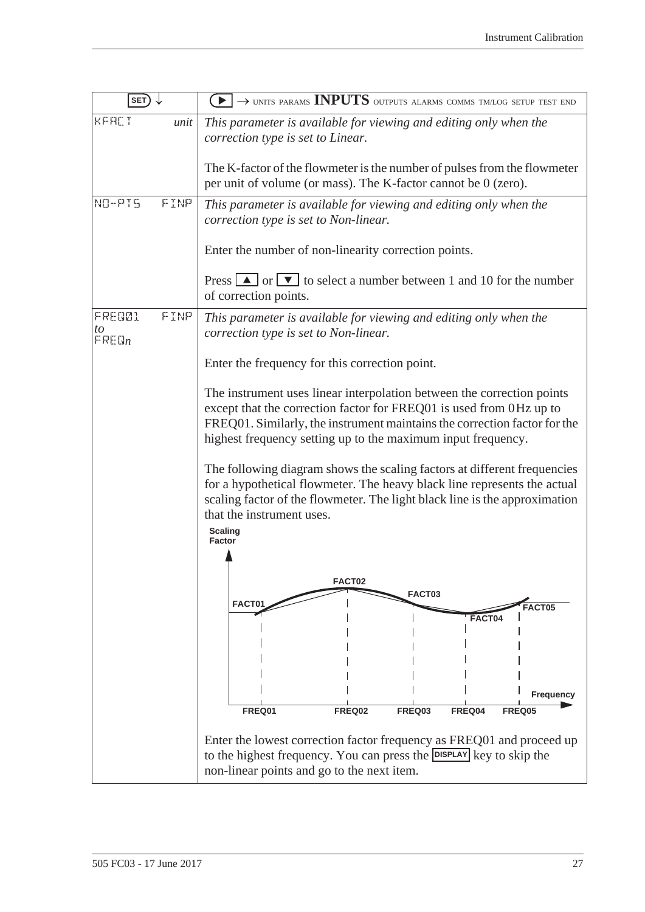| SET ↓ | ▶ → UNITS PARAMS **INPUTS** OUTPUTS ALARMS COMMS TM/LOG SETUP TEST END |
|---|---|
| KFACT *unit* | *This parameter is available for viewing and editing only when the correction type is set to Linear.*<br><br>The K-factor of the flowmeter is the number of pulses from the flowmeter per unit of volume (or mass). The K-factor cannot be 0 (zero). |
| NO-PTS FINP | *This parameter is available for viewing and editing only when the correction type is set to Non-linear.*<br><br>Enter the number of non-linearity correction points.<br><br>Press ▲ or ▼ to select a number between 1 and 10 for the number of correction points. |
| FREQ01 *to* FREQ*n* FINP | *This parameter is available for viewing and editing only when the correction type is set to Non-linear.*<br><br>Enter the frequency for this correction point.<br><br>The instrument uses linear interpolation between the correction points except that the correction factor for FREQ01 is used from 0Hz up to FREQ01. Similarly, the instrument maintains the correction factor for the highest frequency setting up to the maximum input frequency.<br><br>The following diagram shows the scaling factors at different frequencies for a hypothetical flowmeter. The heavy black line represents the actual scaling factor of the flowmeter. The light black line is the approximation that the instrument uses.<br><br>Enter the lowest correction factor frequency as FREQ01 and proceed up to the highest frequency. You can press the DISPLAY key to skip the non-linear points and go to the next item. |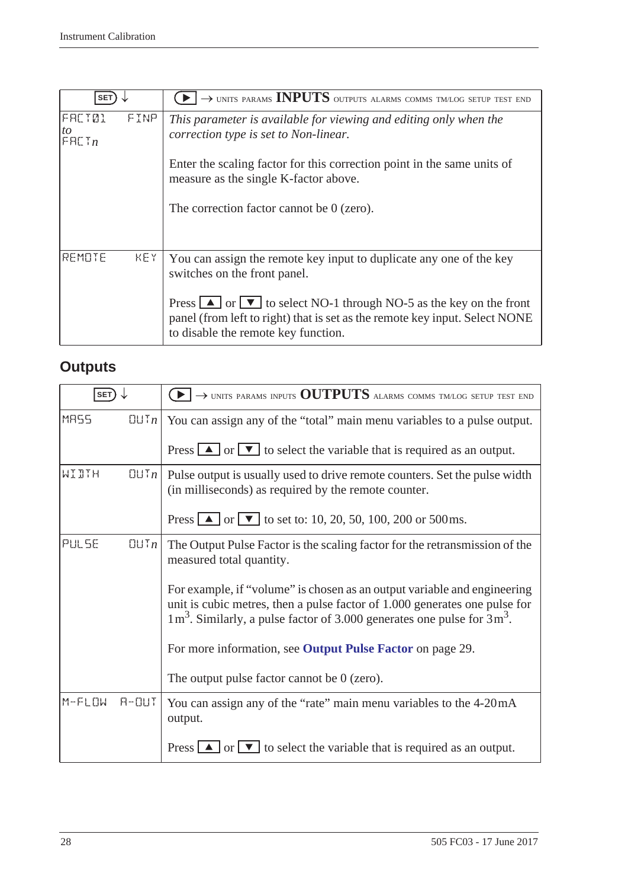| SET ↓ | ▶ → UNITS PARAMS **INPUTS** OUTPUTS ALARMS COMMS TM/LOG SETUP TEST END |
|---|---|
| FACT01 FINP *to* FACT*n* | *This parameter is available for viewing and editing only when the correction type is set to Non-linear.* <br><br> Enter the scaling factor for this correction point in the same units of measure as the single K-factor above. <br><br> The correction factor cannot be 0 (zero). |
| REMOTE KEY | You can assign the remote key input to duplicate any one of the key switches on the front panel. <br><br> Press ▲ or ▼ to select NO-1 through NO-5 as the key on the front panel (from left to right) that is set as the remote key input. Select NONE to disable the remote key function. |

## Outputs

| SET ↓ | ▶ → UNITS PARAMS INPUTS **OUTPUTS** ALARMS COMMS TM/LOG SETUP TEST END |
|---|---|
| MASS OUT*n* | You can assign any of the "total" main menu variables to a pulse output. <br><br> Press ▲ or ▼ to select the variable that is required as an output. |
| WIDTH OUT*n* | Pulse output is usually used to drive remote counters. Set the pulse width (in milliseconds) as required by the remote counter. <br><br> Press ▲ or ▼ to set to: 10, 20, 50, 100, 200 or 500 ms. |
| PULSE OUT*n* | The Output Pulse Factor is the scaling factor for the retransmission of the measured total quantity. <br><br> For example, if "volume" is chosen as an output variable and engineering unit is cubic metres, then a pulse factor of 1.000 generates one pulse for 1 $m^3$. Similarly, a pulse factor of 3.000 generates one pulse for 3 $m^3$. <br><br> For more information, see **Output Pulse Factor** on page 29. <br><br> The output pulse factor cannot be 0 (zero). |
| M-FLOW A-OUT | You can assign any of the "rate" main menu variables to the 4-20 mA output. <br><br> Press ▲ or ▼ to select the variable that is required as an output. |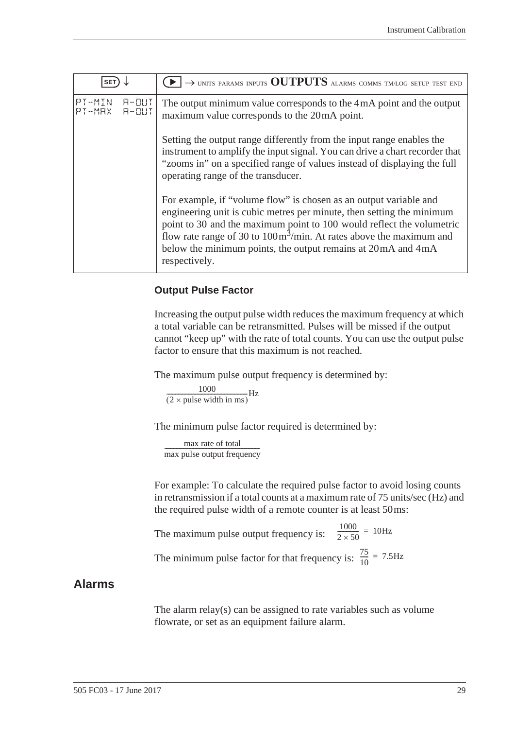| SET ↓ | ▶ → UNITS PARAMS INPUTS **OUTPUTS** ALARMS COMMS TM/LOG SETUP TEST END |
|---|---|
| PT-MIN A-OUT<br>PT-MAX A-OUT | The output minimum value corresponds to the 4 mA point and the output maximum value corresponds to the 20 mA point.<br><br>Setting the output range differently from the input range enables the instrument to amplify the input signal. You can drive a chart recorder that "zooms in" on a specified range of values instead of displaying the full operating range of the transducer.<br><br>For example, if "volume flow" is chosen as an output variable and engineering unit is cubic metres per minute, then setting the minimum point to 30 and the maximum point to 100 would reflect the volumetric flow rate range of 30 to 100 $m^3$/min. At rates above the maximum and below the minimum points, the output remains at 20 mA and 4 mA respectively. |

### Output Pulse Factor

Increasing the output pulse width reduces the maximum frequency at which a total variable can be retransmitted. Pulses will be missed if the output cannot "keep up" with the rate of total counts. You can use the output pulse factor to ensure that this maximum is not reached.

The maximum pulse output frequency is determined by:

$$\frac{1000}{(2 \times \text{pulse width in ms})}\text{Hz}$$

The minimum pulse factor required is determined by:

$$\frac{\text{max rate of total}}{\text{max pulse output frequency}}$$

For example: To calculate the required pulse factor to avoid losing counts in retransmission if a total counts at a maximum rate of 75 units/sec (Hz) and the required pulse width of a remote counter is at least 50 ms:

The maximum pulse output frequency is: $\frac{1000}{2 \times 50} = 10\text{Hz}$

The minimum pulse factor for that frequency is: $\frac{75}{10} = 7.5\text{Hz}$

## Alarms

The alarm relay(s) can be assigned to rate variables such as volume flowrate, or set as an equipment failure alarm.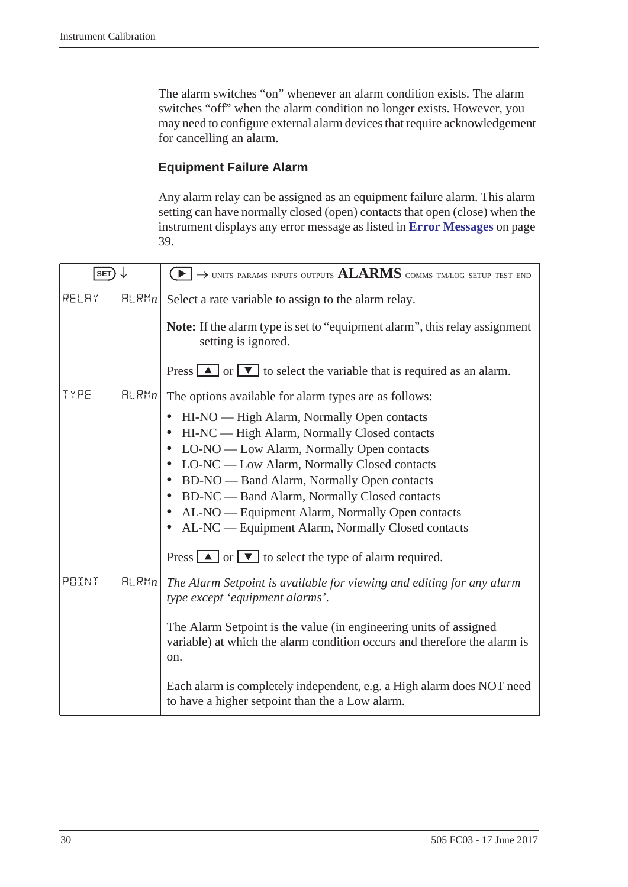The alarm switches “on” whenever an alarm condition exists. The alarm switches “off” when the alarm condition no longer exists. However, you may need to configure external alarm devices that require acknowledgement for cancelling an alarm.

### Equipment Failure Alarm

Any alarm relay can be assigned as an equipment failure alarm. This alarm setting can have normally closed (open) contacts that open (close) when the instrument displays any error message as listed in **Error Messages** on page 39.

| SET ↓ | ▶ → UNITS PARAMS INPUTS OUTPUTS **ALARMS** COMMS TM/LOG SETUP TEST END |
|---|---|
| RELAY ALRM*n* | Select a rate variable to assign to the alarm relay.<br><br>**Note:** If the alarm type is set to “equipment alarm”, this relay assignment setting is ignored.<br><br>Press ▲ or ▼ to select the variable that is required as an alarm. |
| TYPE ALRM*n* | The options available for alarm types are as follows:<br>• HI-NO — High Alarm, Normally Open contacts<br>• HI-NC — High Alarm, Normally Closed contacts<br>• LO-NO — Low Alarm, Normally Open contacts<br>• LO-NC — Low Alarm, Normally Closed contacts<br>• BD-NO — Band Alarm, Normally Open contacts<br>• BD-NC — Band Alarm, Normally Closed contacts<br>• AL-NO — Equipment Alarm, Normally Open contacts<br>• AL-NC — Equipment Alarm, Normally Closed contacts<br><br>Press ▲ or ▼ to select the type of alarm required. |
| POINT ALRM*n* | *The Alarm Setpoint is available for viewing and editing for any alarm type except ‘equipment alarms’.*<br><br>The Alarm Setpoint is the value (in engineering units of assigned variable) at which the alarm condition occurs and therefore the alarm is on.<br><br>Each alarm is completely independent, e.g. a High alarm does NOT need to have a higher setpoint than the a Low alarm. |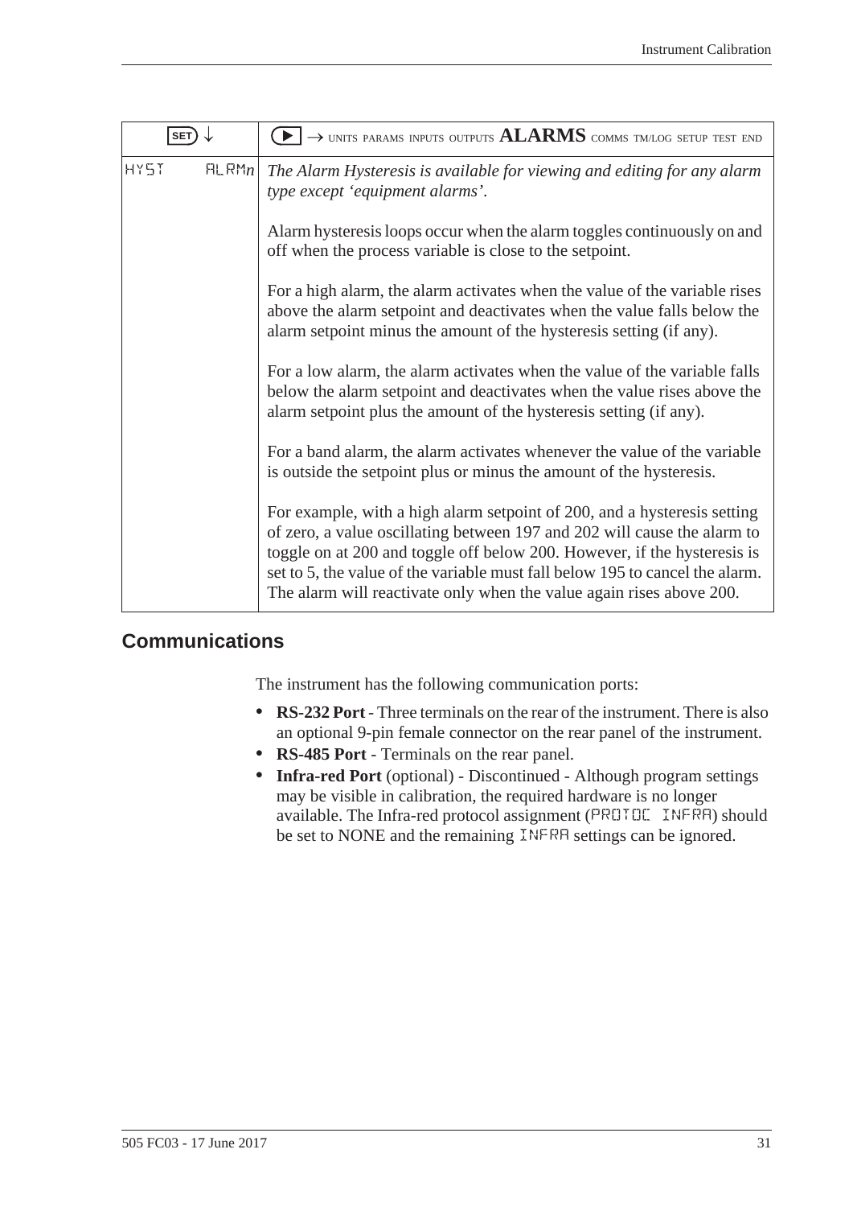| SET ↓ | ▶ → UNITS PARAMS INPUTS OUTPUTS **ALARMS** COMMS TM/LOG SETUP TEST END |
|---|---|
| HYST ALRM*n* | *The Alarm Hysteresis is available for viewing and editing for any alarm type except 'equipment alarms'.*<br><br>Alarm hysteresis loops occur when the alarm toggles continuously on and off when the process variable is close to the setpoint.<br><br>For a high alarm, the alarm activates when the value of the variable rises above the alarm setpoint and deactivates when the value falls below the alarm setpoint minus the amount of the hysteresis setting (if any).<br><br>For a low alarm, the alarm activates when the value of the variable falls below the alarm setpoint and deactivates when the value rises above the alarm setpoint plus the amount of the hysteresis setting (if any).<br><br>For a band alarm, the alarm activates whenever the value of the variable is outside the setpoint plus or minus the amount of the hysteresis.<br><br>For example, with a high alarm setpoint of 200, and a hysteresis setting of zero, a value oscillating between 197 and 202 will cause the alarm to toggle on at 200 and toggle off below 200. However, if the hysteresis is set to 5, the value of the variable must fall below 195 to cancel the alarm. The alarm will reactivate only when the value again rises above 200. |

## Communications

The instrument has the following communication ports:

- **RS-232 Port** - Three terminals on the rear of the instrument. There is also an optional 9-pin female connector on the rear panel of the instrument.
- **RS-485 Port** - Terminals on the rear panel.
- **Infra-red Port** (optional) - Discontinued - Although program settings may be visible in calibration, the required hardware is no longer available. The Infra-red protocol assignment (PROTOC INFRA) should be set to NONE and the remaining INFRA settings can be ignored.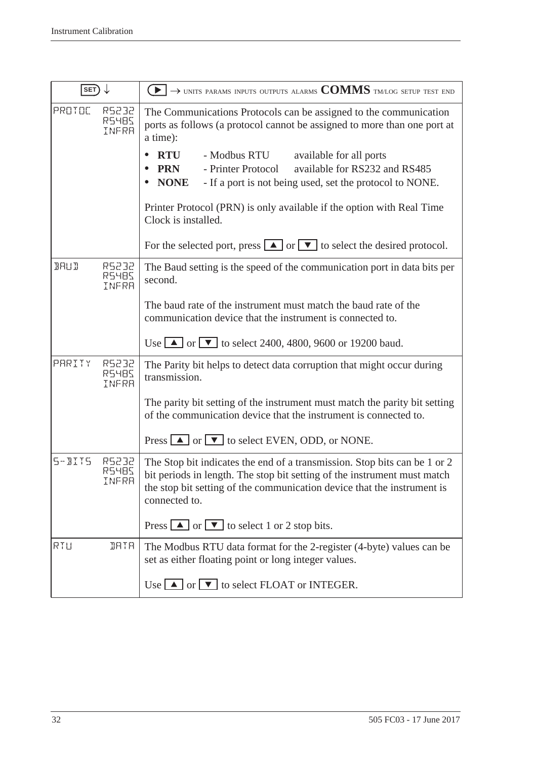| SET ↓ | ▶ → UNITS PARAMS INPUTS OUTPUTS ALARMS **COMMS** TM/LOG SETUP TEST END |
|---|---|
| PROTOC RS232 RS485 INFRA | The Communications Protocols can be assigned to the communication ports as follows (a protocol cannot be assigned to more than one port at a time):<br>• **RTU** - Modbus RTU available for all ports<br>• **PRN** - Printer Protocol available for RS232 and RS485<br>• **NONE** - If a port is not being used, set the protocol to NONE.<br><br>Printer Protocol (PRN) is only available if the option with Real Time Clock is installed.<br><br>For the selected port, press ▲ or ▼ to select the desired protocol. |
| BAUD RS232 RS485 INFRA | The Baud setting is the speed of the communication port in data bits per second.<br><br>The baud rate of the instrument must match the baud rate of the communication device that the instrument is connected to.<br><br>Use ▲ or ▼ to select 2400, 4800, 9600 or 19200 baud. |
| PARITY RS232 RS485 INFRA | The Parity bit helps to detect data corruption that might occur during transmission.<br><br>The parity bit setting of the instrument must match the parity bit setting of the communication device that the instrument is connected to.<br><br>Press ▲ or ▼ to select EVEN, ODD, or NONE. |
| S-BITS RS232 RS485 INFRA | The Stop bit indicates the end of a transmission. Stop bits can be 1 or 2 bit periods in length. The stop bit setting of the instrument must match the stop bit setting of the communication device that the instrument is connected to.<br><br>Press ▲ or ▼ to select 1 or 2 stop bits. |
| RTU DATA | The Modbus RTU data format for the 2-register (4-byte) values can be set as either floating point or long integer values.<br><br>Use ▲ or ▼ to select FLOAT or INTEGER. |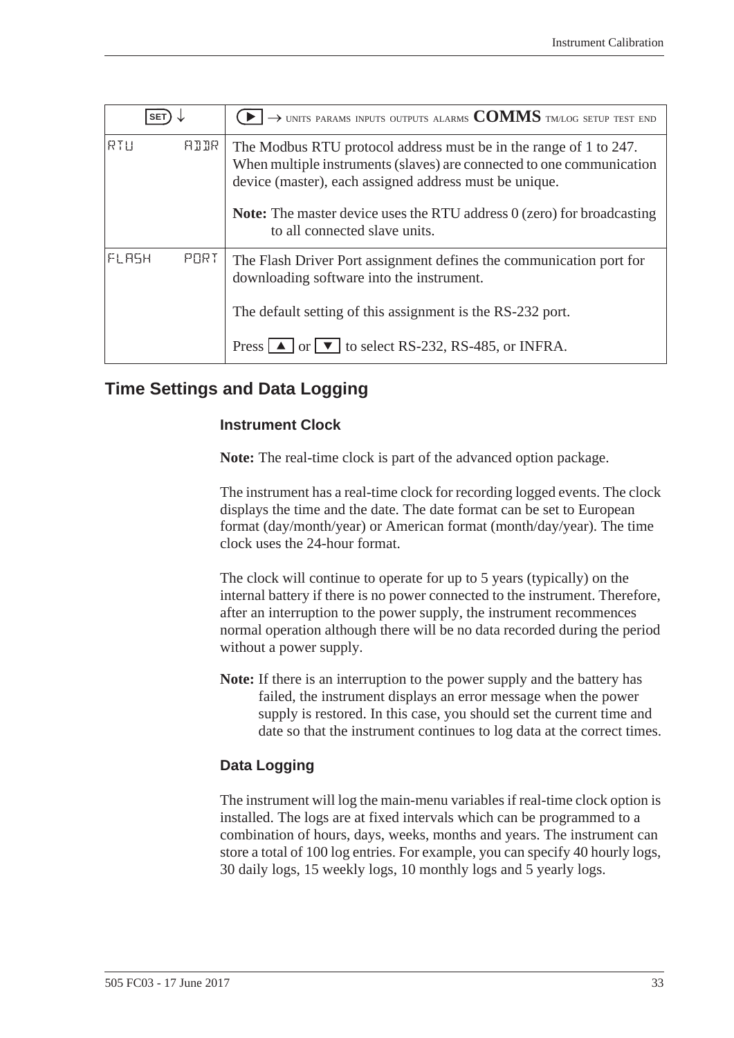| SET ↓ | ▶ → UNITS PARAMS INPUTS OUTPUTS ALARMS **COMMS** TM/LOG SETUP TEST END |
| --- | --- |
| RTU ADDR | The Modbus RTU protocol address must be in the range of 1 to 247. When multiple instruments (slaves) are connected to one communication device (master), each assigned address must be unique.<br><br>**Note:** The master device uses the RTU address 0 (zero) for broadcasting to all connected slave units. |
| FLASH PORT | The Flash Driver Port assignment defines the communication port for downloading software into the instrument.<br><br>The default setting of this assignment is the RS-232 port.<br><br>Press ▲ or ▼ to select RS-232, RS-485, or INFRA. |

## Time Settings and Data Logging

### Instrument Clock

**Note:** The real-time clock is part of the advanced option package.

The instrument has a real-time clock for recording logged events. The clock displays the time and the date. The date format can be set to European format (day/month/year) or American format (month/day/year). The time clock uses the 24-hour format.

The clock will continue to operate for up to 5 years (typically) on the internal battery if there is no power connected to the instrument. Therefore, after an interruption to the power supply, the instrument recommences normal operation although there will be no data recorded during the period without a power supply.

**Note:** If there is an interruption to the power supply and the battery has failed, the instrument displays an error message when the power supply is restored. In this case, you should set the current time and date so that the instrument continues to log data at the correct times.

### Data Logging

The instrument will log the main-menu variables if real-time clock option is installed. The logs are at fixed intervals which can be programmed to a combination of hours, days, weeks, months and years. The instrument can store a total of 100 log entries. For example, you can specify 40 hourly logs, 30 daily logs, 15 weekly logs, 10 monthly logs and 5 yearly logs.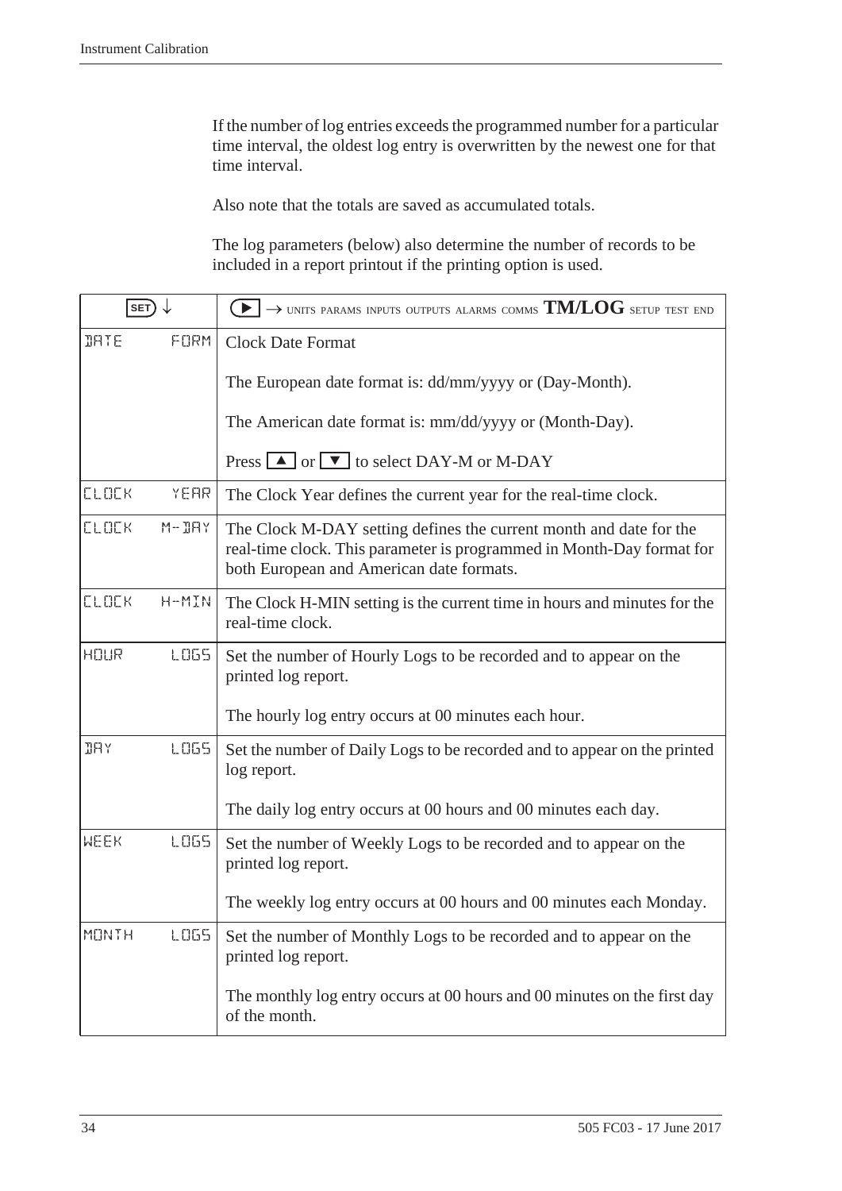If the number of log entries exceeds the programmed number for a particular time interval, the oldest log entry is overwritten by the newest one for that time interval.

Also note that the totals are saved as accumulated totals.

The log parameters (below) also determine the number of records to be included in a report printout if the printing option is used.

| SET ↓ | ▶ → UNITS PARAMS INPUTS OUTPUTS ALARMS COMMS **TM/LOG** SETUP TEST END |
|---|---|
| DATE FORM | Clock Date Format<br><br>The European date format is: dd/mm/yyyy or (Day-Month).<br><br>The American date format is: mm/dd/yyyy or (Month-Day).<br><br>Press ▲ or ▼ to select DAY-M or M-DAY |
| CLOCK YEAR | The Clock Year defines the current year for the real-time clock. |
| CLOCK M-DAY | The Clock M-DAY setting defines the current month and date for the real-time clock. This parameter is programmed in Month-Day format for both European and American date formats. |
| CLOCK H-MIN | The Clock H-MIN setting is the current time in hours and minutes for the real-time clock. |
| HOUR LOGS | Set the number of Hourly Logs to be recorded and to appear on the printed log report.<br><br>The hourly log entry occurs at 00 minutes each hour. |
| DAY LOGS | Set the number of Daily Logs to be recorded and to appear on the printed log report.<br><br>The daily log entry occurs at 00 hours and 00 minutes each day. |
| WEEK LOGS | Set the number of Weekly Logs to be recorded and to appear on the printed log report.<br><br>The weekly log entry occurs at 00 hours and 00 minutes each Monday. |
| MONTH LOGS | Set the number of Monthly Logs to be recorded and to appear on the printed log report.<br><br>The monthly log entry occurs at 00 hours and 00 minutes on the first day of the month. |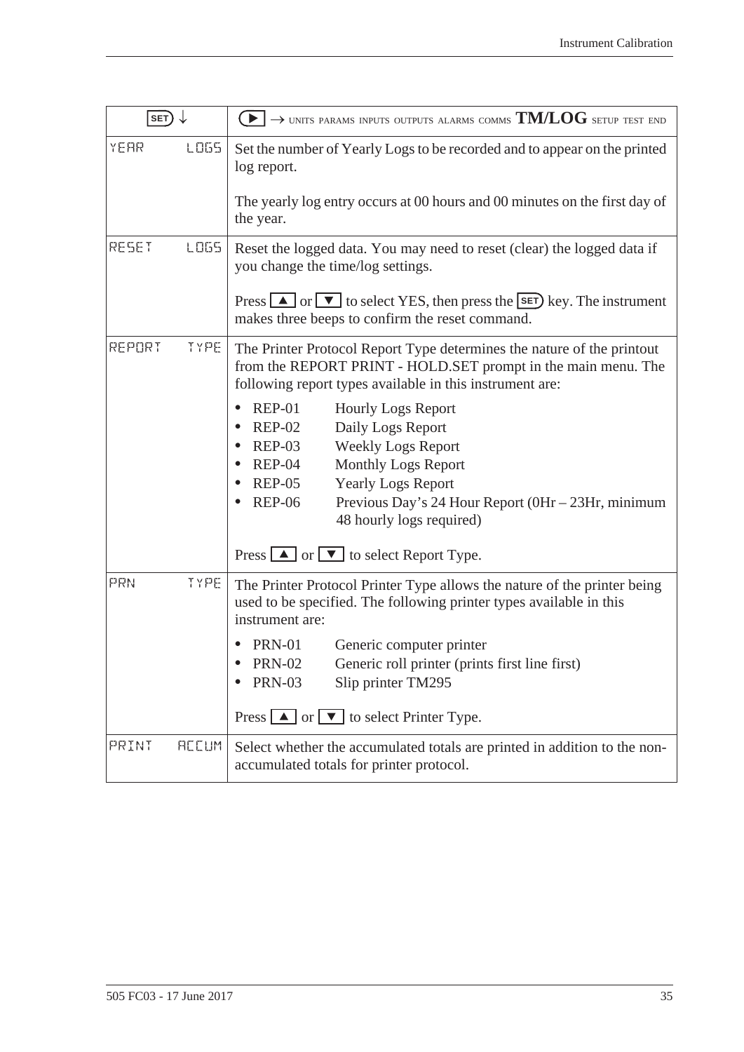| SET ↓ | ▶ → UNITS PARAMS INPUTS OUTPUTS ALARMS COMMS **TM/LOG** SETUP TEST END |
|---|---|
| YEAR LOGS | Set the number of Yearly Logs to be recorded and to appear on the printed log report.<br><br>The yearly log entry occurs at 00 hours and 00 minutes on the first day of the year. |
| RESET LOGS | Reset the logged data. You may need to reset (clear) the logged data if you change the time/log settings.<br><br>Press ▲ or ▼ to select YES, then press the SET key. The instrument makes three beeps to confirm the reset command. |
| REPORT TYPE | The Printer Protocol Report Type determines the nature of the printout from the REPORT PRINT - HOLD.SET prompt in the main menu. The following report types available in this instrument are:<br><br>• REP-01 Hourly Logs Report<br>• REP-02 Daily Logs Report<br>• REP-03 Weekly Logs Report<br>• REP-04 Monthly Logs Report<br>• REP-05 Yearly Logs Report<br>• REP-06 Previous Day's 24 Hour Report (0Hr – 23Hr, minimum 48 hourly logs required)<br><br>Press ▲ or ▼ to select Report Type. |
| PRN TYPE | The Printer Protocol Printer Type allows the nature of the printer being used to be specified. The following printer types available in this instrument are:<br><br>• PRN-01 Generic computer printer<br>• PRN-02 Generic roll printer (prints first line first)<br>• PRN-03 Slip printer TM295<br><br>Press ▲ or ▼ to select Printer Type. |
| PRINT ACCUM | Select whether the accumulated totals are printed in addition to the non-accumulated totals for printer protocol. |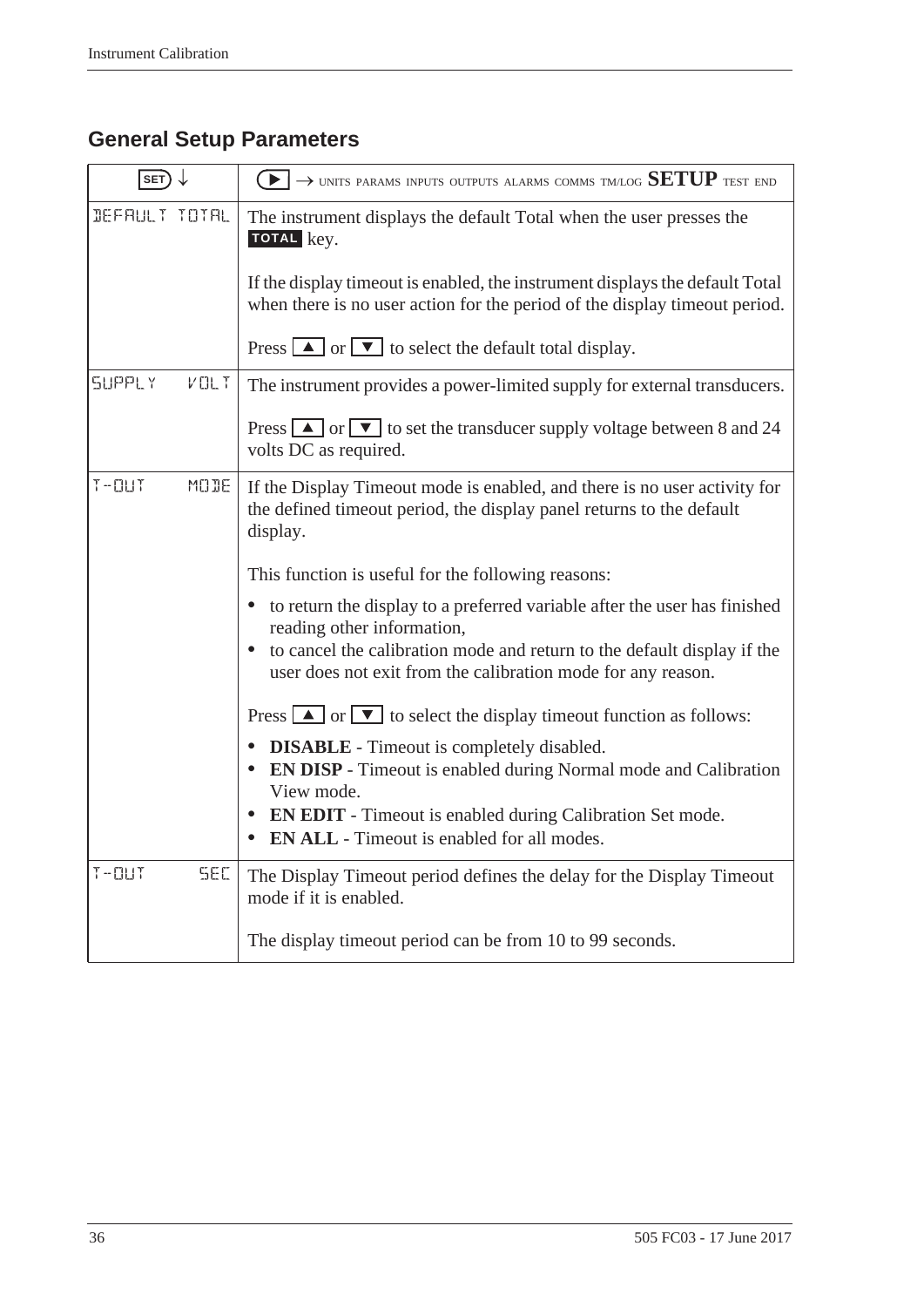## General Setup Parameters

| SET ↓ | ▶ → UNITS PARAMS INPUTS OUTPUTS ALARMS COMMS TM/LOG **SETUP** TEST END |
|---|---|
| DEFAULT TOTAL | The instrument displays the default Total when the user presses the **TOTAL** key.<br><br>If the display timeout is enabled, the instrument displays the default Total when there is no user action for the period of the display timeout period.<br><br>Press ▲ or ▼ to select the default total display. |
| SUPPLY VOLT | The instrument provides a power-limited supply for external transducers.<br><br>Press ▲ or ▼ to set the transducer supply voltage between 8 and 24 volts DC as required. |
| T-OUT MODE | If the Display Timeout mode is enabled, and there is no user activity for the defined timeout period, the display panel returns to the default display.<br><br>This function is useful for the following reasons:<br>• to return the display to a preferred variable after the user has finished reading other information,<br>• to cancel the calibration mode and return to the default display if the user does not exit from the calibration mode for any reason.<br><br>Press ▲ or ▼ to select the display timeout function as follows:<br>• **DISABLE** - Timeout is completely disabled.<br>• **EN DISP** - Timeout is enabled during Normal mode and Calibration View mode.<br>• **EN EDIT** - Timeout is enabled during Calibration Set mode.<br>• **EN ALL** - Timeout is enabled for all modes. |
| T-OUT SEC | The Display Timeout period defines the delay for the Display Timeout mode if it is enabled.<br><br>The display timeout period can be from 10 to 99 seconds. |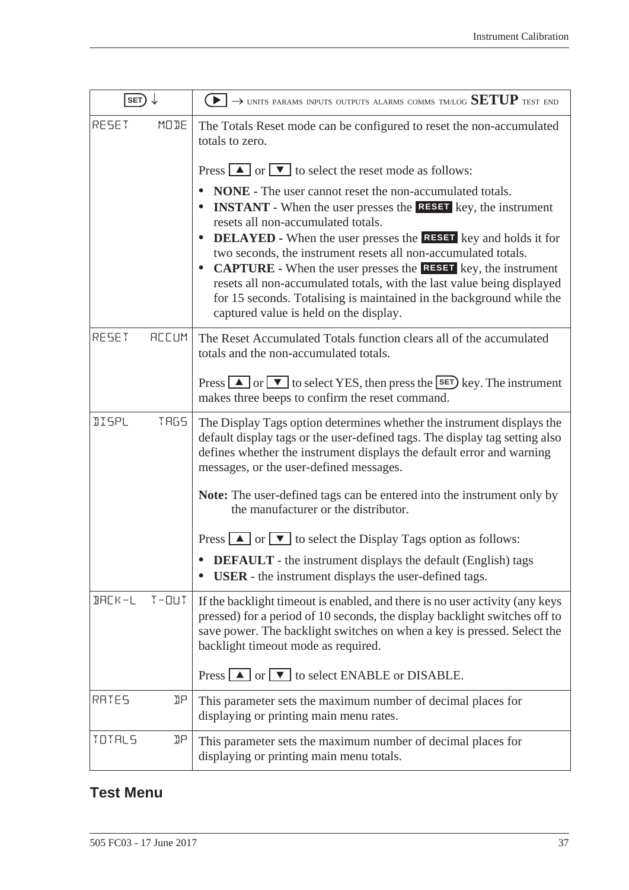| SET ↓ | ▶ → UNITS PARAMS INPUTS OUTPUTS ALARMS COMMS TM/LOG **SETUP** TEST END |
|---|---|
| RESET MODE | The Totals Reset mode can be configured to reset the non-accumulated totals to zero.<br><br>Press ▲ or ▼ to select the reset mode as follows:<br><br>• **NONE** - The user cannot reset the non-accumulated totals.<br>• **INSTANT** - When the user presses the **RESET** key, the instrument resets all non-accumulated totals.<br>• **DELAYED** - When the user presses the **RESET** key and holds it for two seconds, the instrument resets all non-accumulated totals.<br>• **CAPTURE** - When the user presses the **RESET** key, the instrument resets all non-accumulated totals, with the last value being displayed for 15 seconds. Totalising is maintained in the background while the captured value is held on the display. |
| RESET ACCUM | The Reset Accumulated Totals function clears all of the accumulated totals and the non-accumulated totals.<br><br>Press ▲ or ▼ to select YES, then press the SET key. The instrument makes three beeps to confirm the reset command. |
| DISPL TAGS | The Display Tags option determines whether the instrument displays the default display tags or the user-defined tags. The display tag setting also defines whether the instrument displays the default error and warning messages, or the user-defined messages.<br><br>**Note:** The user-defined tags can be entered into the instrument only by the manufacturer or the distributor.<br><br>Press ▲ or ▼ to select the Display Tags option as follows:<br><br>• **DEFAULT** - the instrument displays the default (English) tags<br>• **USER** - the instrument displays the user-defined tags. |
| BACK-L T-OUT | If the backlight timeout is enabled, and there is no user activity (any keys pressed) for a period of 10 seconds, the display backlight switches off to save power. The backlight switches on when a key is pressed. Select the backlight timeout mode as required.<br><br>Press ▲ or ▼ to select ENABLE or DISABLE. |
| RATES DP | This parameter sets the maximum number of decimal places for displaying or printing main menu rates. |
| TOTALS DP | This parameter sets the maximum number of decimal places for displaying or printing main menu totals. |

## Test Menu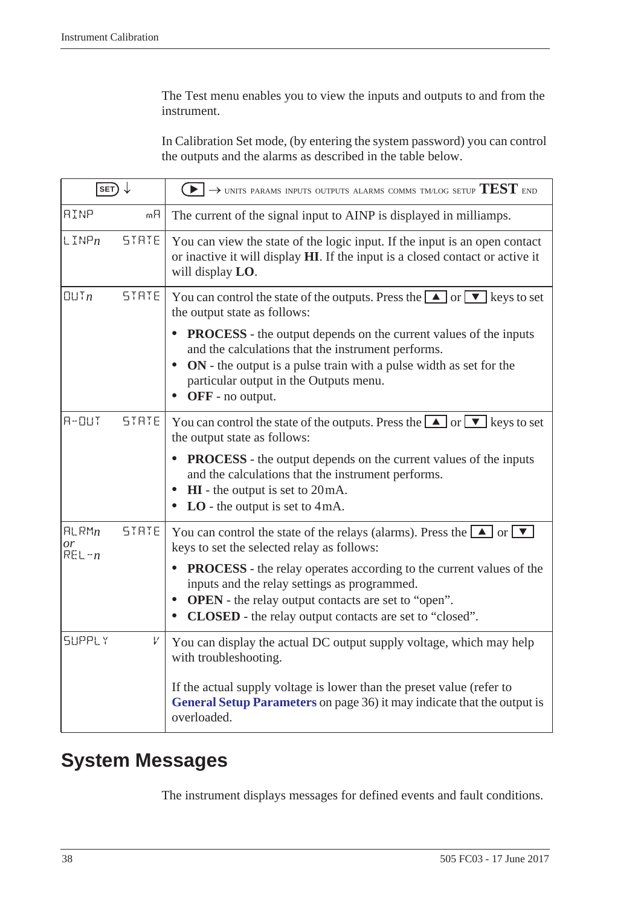The Test menu enables you to view the inputs and outputs to and from the instrument.

In Calibration Set mode, (by entering the system password) you can control the outputs and the alarms as described in the table below.

| SET ↓ | | ▶ → UNITS PARAMS INPUTS OUTPUTS ALARMS COMMS TM/LOG SETUP **TEST** END |
|---|---|---|
| AINP | mA | The current of the signal input to AINP is displayed in milliamps. |
| LINP*n* | STATE | You can view the state of the logic input. If the input is an open contact or inactive it will display **HI**. If the input is a closed contact or active it will display **LO**. |
| OUT*n* | STATE | You can control the state of the outputs. Press the ▲ or ▼ keys to set the output state as follows:<br>• **PROCESS** - the output depends on the current values of the inputs and the calculations that the instrument performs.<br>• **ON** - the output is a pulse train with a pulse width as set for the particular output in the Outputs menu.<br>• **OFF** - no output. |
| A-OUT | STATE | You can control the state of the outputs. Press the ▲ or ▼ keys to set the output state as follows:<br>• **PROCESS** - the output depends on the current values of the inputs and the calculations that the instrument performs.<br>• **HI** - the output is set to 20 mA.<br>• **LO** - the output is set to 4 mA. |
| ALRM*n* *or* REL-*n* | STATE | You can control the state of the relays (alarms). Press the ▲ or ▼ keys to set the selected relay as follows:<br>• **PROCESS** - the relay operates according to the current values of the inputs and the relay settings as programmed.<br>• **OPEN** - the relay output contacts are set to "open".<br>• **CLOSED** - the relay output contacts are set to "closed". |
| SUPPLY | V | You can display the actual DC output supply voltage, which may help with troubleshooting.<br><br>If the actual supply voltage is lower than the preset value (refer to **General Setup Parameters** on page 36) it may indicate that the output is overloaded. |

## System Messages

The instrument displays messages for defined events and fault conditions.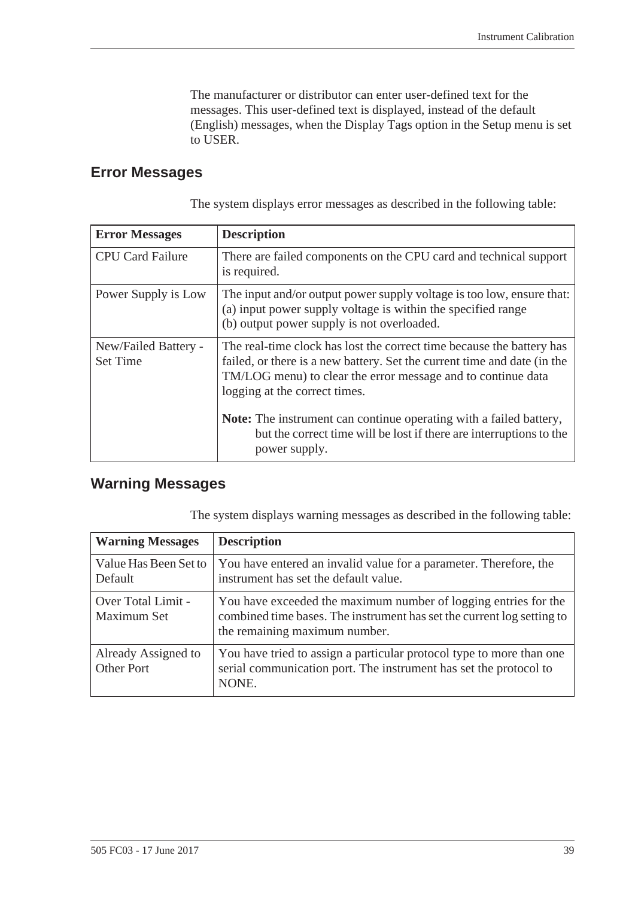The manufacturer or distributor can enter user-defined text for the messages. This user-defined text is displayed, instead of the default (English) messages, when the Display Tags option in the Setup menu is set to USER.

## Error Messages

The system displays error messages as described in the following table:

| Error Messages | Description |
|---|---|
| CPU Card Failure | There are failed components on the CPU card and technical support is required. |
| Power Supply is Low | The input and/or output power supply voltage is too low, ensure that:<br>(a) input power supply voltage is within the specified range<br>(b) output power supply is not overloaded. |
| New/Failed Battery - Set Time | The real-time clock has lost the correct time because the battery has failed, or there is a new battery. Set the current time and date (in the TM/LOG menu) to clear the error message and to continue data logging at the correct times.<br><br>**Note:** The instrument can continue operating with a failed battery, but the correct time will be lost if there are interruptions to the power supply. |

## Warning Messages

The system displays warning messages as described in the following table:

| Warning Messages | Description |
|---|---|
| Value Has Been Set to Default | You have entered an invalid value for a parameter. Therefore, the instrument has set the default value. |
| Over Total Limit - Maximum Set | You have exceeded the maximum number of logging entries for the combined time bases. The instrument has set the current log setting to the remaining maximum number. |
| Already Assigned to Other Port | You have tried to assign a particular protocol type to more than one serial communication port. The instrument has set the protocol to NONE. |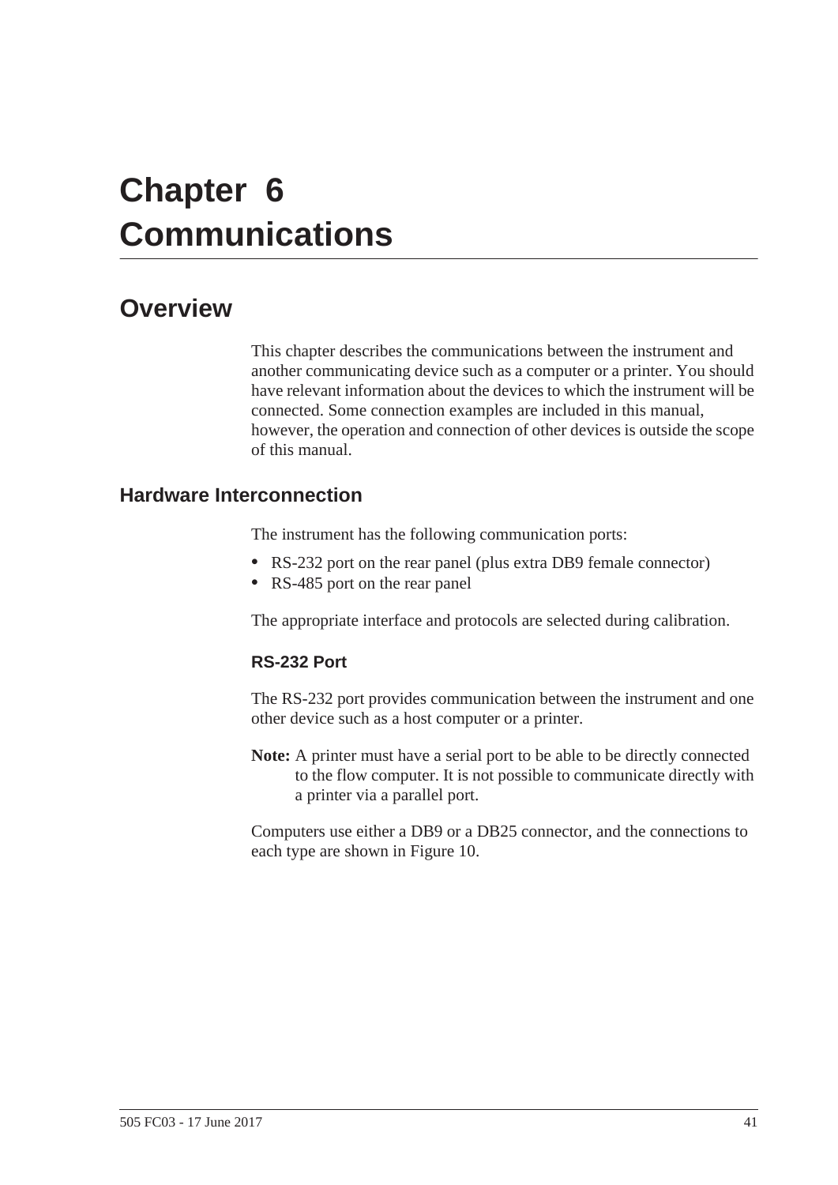# Chapter 6 Communications

## Overview

This chapter describes the communications between the instrument and another communicating device such as a computer or a printer. You should have relevant information about the devices to which the instrument will be connected. Some connection examples are included in this manual, however, the operation and connection of other devices is outside the scope of this manual.

### Hardware Interconnection

The instrument has the following communication ports:

- RS-232 port on the rear panel (plus extra DB9 female connector)
- RS-485 port on the rear panel

The appropriate interface and protocols are selected during calibration.

#### RS-232 Port

The RS-232 port provides communication between the instrument and one other device such as a host computer or a printer.

**Note:** A printer must have a serial port to be able to be directly connected to the flow computer. It is not possible to communicate directly with a printer via a parallel port.

Computers use either a DB9 or a DB25 connector, and the connections to each type are shown in Figure 10.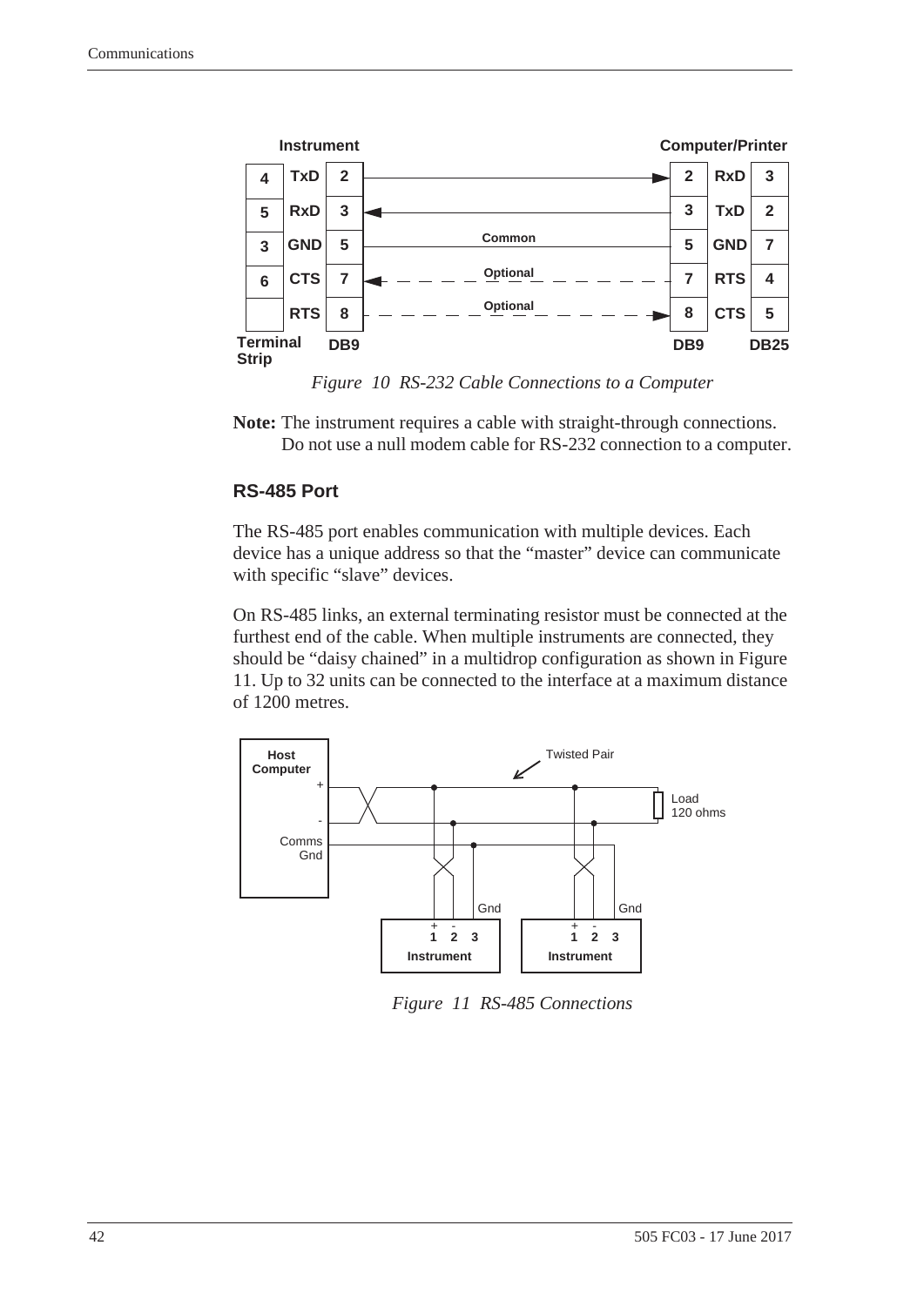| Instrument | | | | Computer/Printer | | |
|---|---|---|---|---|---|---|
| Terminal Strip | | DB9 | | DB9 | | DB25 |
| 4 | TxD | 2 | → | 2 | RxD | 3 |
| 5 | RxD | 3 | ← | 3 | TxD | 2 |
| 3 | GND | 5 | Common | 5 | GND | 7 |
| 6 | CTS | 7 | ← Optional | 7 | RTS | 4 |
| | RTS | 8 | Optional → | 8 | CTS | 5 |

*Figure 10 RS-232 Cable Connections to a Computer*

**Note:** The instrument requires a cable with straight-through connections. Do not use a null modem cable for RS-232 connection to a computer.

### RS-485 Port

The RS-485 port enables communication with multiple devices. Each device has a unique address so that the "master" device can communicate with specific "slave" devices.

On RS-485 links, an external terminating resistor must be connected at the furthest end of the cable. When multiple instruments are connected, they should be "daisy chained" in a multidrop configuration as shown in Figure 11. Up to 32 units can be connected to the interface at a maximum distance of 1200 metres.

*Figure 11 RS-485 Connections*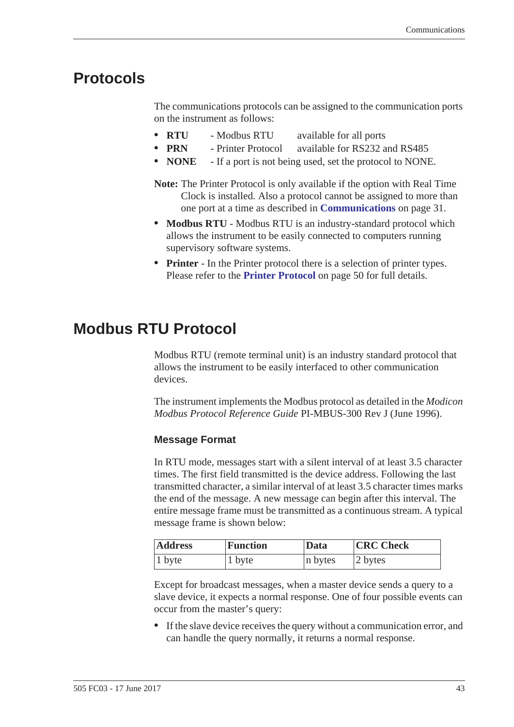# Protocols

The communications protocols can be assigned to the communication ports on the instrument as follows:

- **RTU** - Modbus RTU available for all ports
- **PRN** - Printer Protocol available for RS232 and RS485
- **NONE** - If a port is not being used, set the protocol to NONE.

**Note:** The Printer Protocol is only available if the option with Real Time Clock is installed. Also a protocol cannot be assigned to more than one port at a time as described in **Communications** on page 31.

- **Modbus RTU** - Modbus RTU is an industry-standard protocol which allows the instrument to be easily connected to computers running supervisory software systems.
- **Printer** - In the Printer protocol there is a selection of printer types. Please refer to the **Printer Protocol** on page 50 for full details.

# Modbus RTU Protocol

Modbus RTU (remote terminal unit) is an industry standard protocol that allows the instrument to be easily interfaced to other communication devices.

The instrument implements the Modbus protocol as detailed in the *Modicon Modbus Protocol Reference Guide* PI-MBUS-300 Rev J (June 1996).

### Message Format

In RTU mode, messages start with a silent interval of at least 3.5 character times. The first field transmitted is the device address. Following the last transmitted character, a similar interval of at least 3.5 character times marks the end of the message. A new message can begin after this interval. The entire message frame must be transmitted as a continuous stream. A typical message frame is shown below:

| Address | Function | Data | CRC Check |
|---|---|---|---|
| 1 byte | 1 byte | n bytes | 2 bytes |

Except for broadcast messages, when a master device sends a query to a slave device, it expects a normal response. One of four possible events can occur from the master's query:

- If the slave device receives the query without a communication error, and can handle the query normally, it returns a normal response.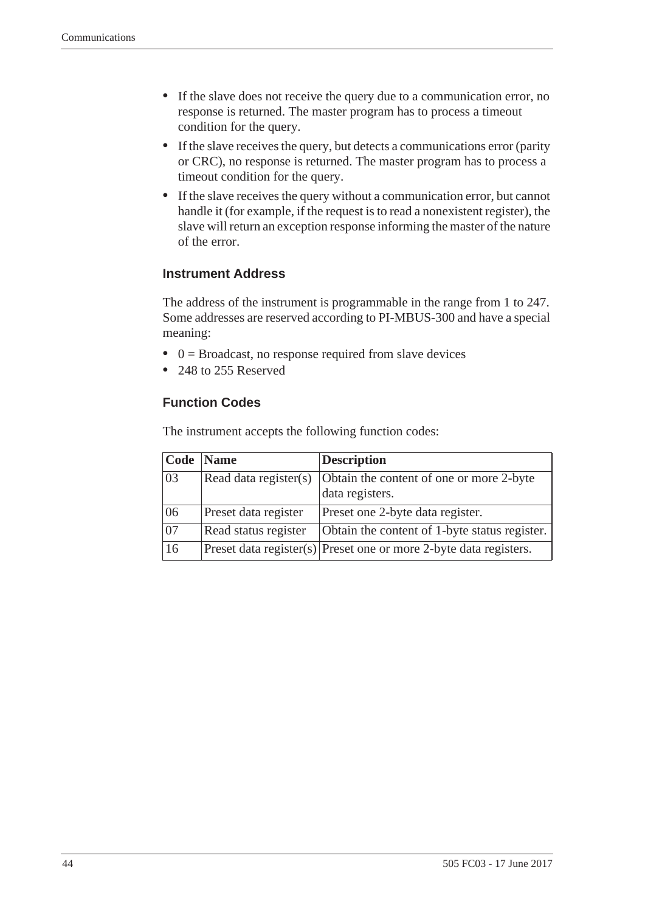- If the slave does not receive the query due to a communication error, no response is returned. The master program has to process a timeout condition for the query.
- If the slave receives the query, but detects a communications error (parity or CRC), no response is returned. The master program has to process a timeout condition for the query.
- If the slave receives the query without a communication error, but cannot handle it (for example, if the request is to read a nonexistent register), the slave will return an exception response informing the master of the nature of the error.

### Instrument Address

The address of the instrument is programmable in the range from 1 to 247. Some addresses are reserved according to PI-MBUS-300 and have a special meaning:

- 0 = Broadcast, no response required from slave devices
- 248 to 255 Reserved

### Function Codes

The instrument accepts the following function codes:

| Code | Name | Description |
|---|---|---|
| 03 | Read data register(s) | Obtain the content of one or more 2-byte data registers. |
| 06 | Preset data register | Preset one 2-byte data register. |
| 07 | Read status register | Obtain the content of 1-byte status register. |
| 16 | Preset data register(s) | Preset one or more 2-byte data registers. |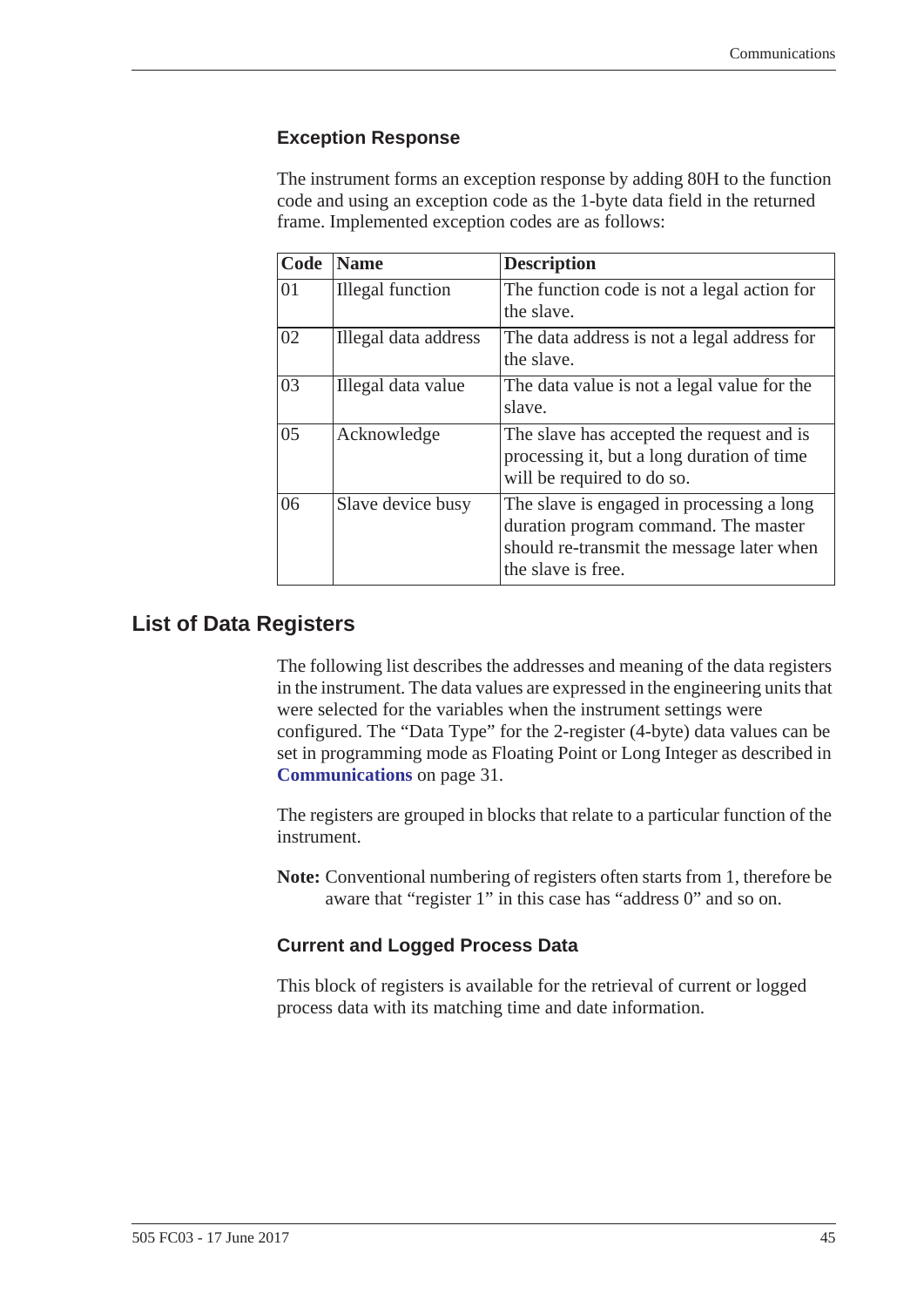### Exception Response

The instrument forms an exception response by adding 80H to the function code and using an exception code as the 1-byte data field in the returned frame. Implemented exception codes are as follows:

| Code | Name | Description |
|---|---|---|
| 01 | Illegal function | The function code is not a legal action for the slave. |
| 02 | Illegal data address | The data address is not a legal address for the slave. |
| 03 | Illegal data value | The data value is not a legal value for the slave. |
| 05 | Acknowledge | The slave has accepted the request and is processing it, but a long duration of time will be required to do so. |
| 06 | Slave device busy | The slave is engaged in processing a long duration program command. The master should re-transmit the message later when the slave is free. |

## List of Data Registers

The following list describes the addresses and meaning of the data registers in the instrument. The data values are expressed in the engineering units that were selected for the variables when the instrument settings were configured. The "Data Type" for the 2-register (4-byte) data values can be set in programming mode as Floating Point or Long Integer as described in **Communications** on page 31.

The registers are grouped in blocks that relate to a particular function of the instrument.

**Note:** Conventional numbering of registers often starts from 1, therefore be aware that "register 1" in this case has "address 0" and so on.

### Current and Logged Process Data

This block of registers is available for the retrieval of current or logged process data with its matching time and date information.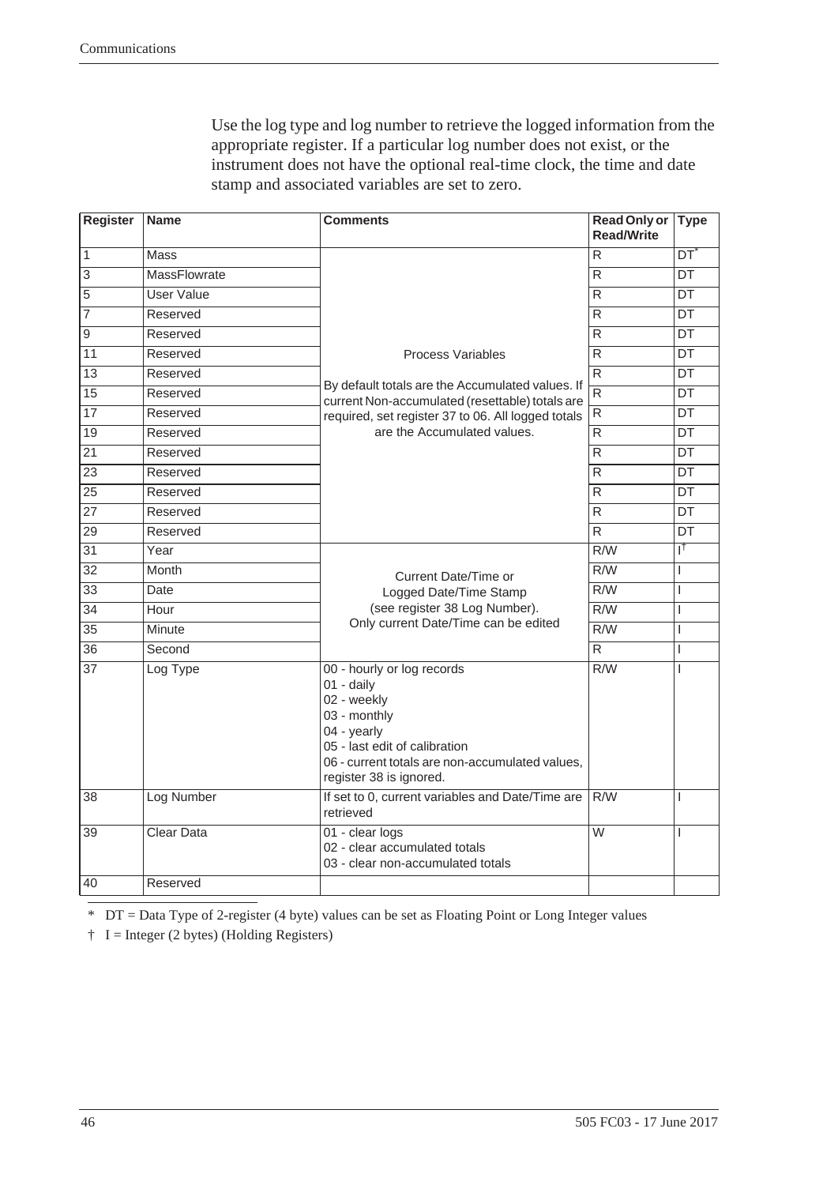Use the log type and log number to retrieve the logged information from the appropriate register. If a particular log number does not exist, or the instrument does not have the optional real-time clock, the time and date stamp and associated variables are set to zero.

| Register | Name | Comments | Read Only or Read/Write | Type |
|---|---|---|---|---|
| 1 | Mass | Process Variables<br><br>By default totals are the Accumulated values. If current Non-accumulated (resettable) totals are required, set register 37 to 06. All logged totals are the Accumulated values. | R | DT* |
| 3 | MassFlowrate | | R | DT |
| 5 | User Value | | R | DT |
| 7 | Reserved | | R | DT |
| 9 | Reserved | | R | DT |
| 11 | Reserved | | R | DT |
| 13 | Reserved | | R | DT |
| 15 | Reserved | | R | DT |
| 17 | Reserved | | R | DT |
| 19 | Reserved | | R | DT |
| 21 | Reserved | | R | DT |
| 23 | Reserved | | R | DT |
| 25 | Reserved | | R | DT |
| 27 | Reserved | | R | DT |
| 29 | Reserved | | R | DT |
| 31 | Year | Current Date/Time or Logged Date/Time Stamp (see register 38 Log Number). Only current Date/Time can be edited | R/W | I† |
| 32 | Month | | R/W | I |
| 33 | Date | | R/W | I |
| 34 | Hour | | R/W | I |
| 35 | Minute | | R/W | I |
| 36 | Second | | R | I |
| 37 | Log Type | 00 - hourly or log records<br>01 - daily<br>02 - weekly<br>03 - monthly<br>04 - yearly<br>05 - last edit of calibration<br>06 - current totals are non-accumulated values, register 38 is ignored. | R/W | I |
| 38 | Log Number | If set to 0, current variables and Date/Time are retrieved | R/W | I |
| 39 | Clear Data | 01 - clear logs<br>02 - clear accumulated totals<br>03 - clear non-accumulated totals | W | I |
| 40 | Reserved | | | |

* DT = Data Type of 2-register (4 byte) values can be set as Floating Point or Long Integer values

† I = Integer (2 bytes) (Holding Registers)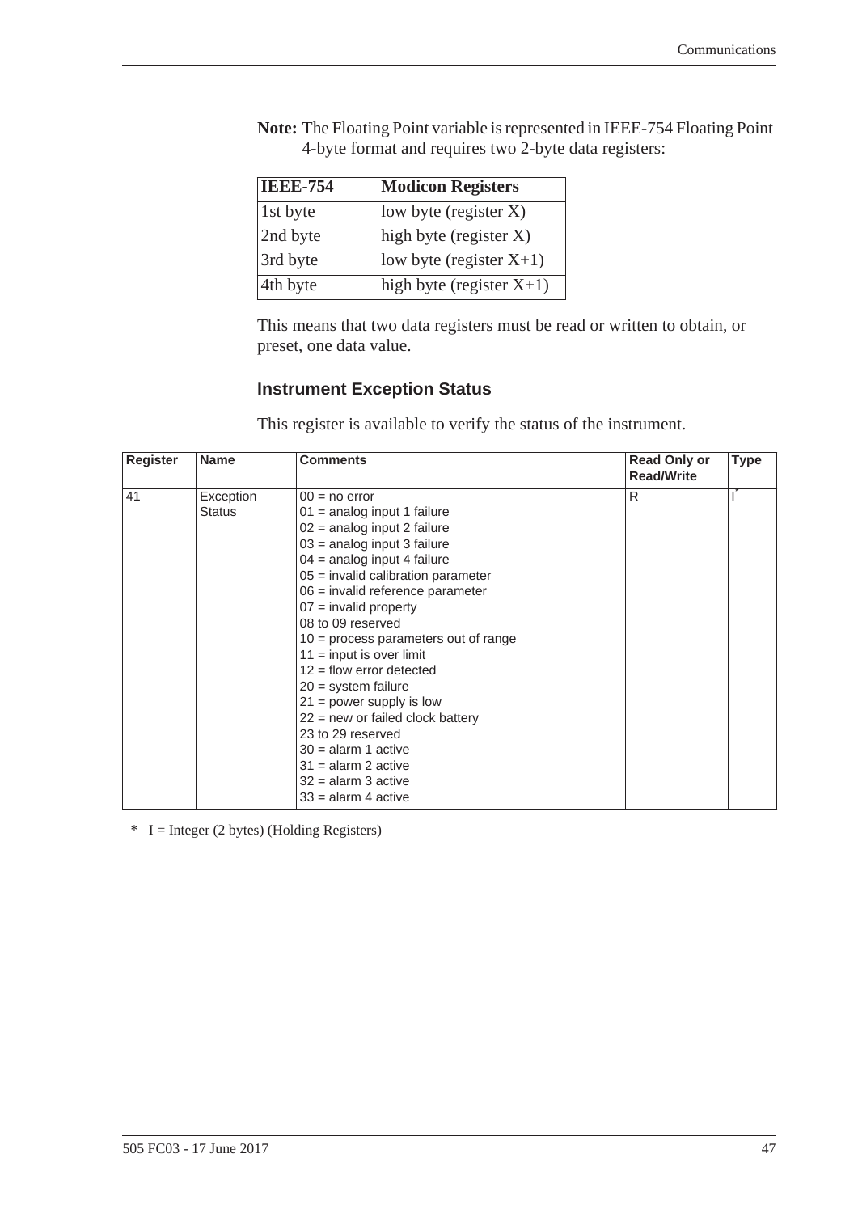**Note:** The Floating Point variable is represented in IEEE-754 Floating Point 4-byte format and requires two 2-byte data registers:

| IEEE-754 | Modicon Registers |
|---|---|
| 1st byte | low byte (register X) |
| 2nd byte | high byte (register X) |
| 3rd byte | low byte (register X+1) |
| 4th byte | high byte (register X+1) |

This means that two data registers must be read or written to obtain, or preset, one data value.

### Instrument Exception Status

This register is available to verify the status of the instrument.

| Register | Name | Comments | Read Only or Read/Write | Type |
|---|---|---|---|---|
| 41 | Exception Status | 00 = no error<br>01 = analog input 1 failure<br>02 = analog input 2 failure<br>03 = analog input 3 failure<br>04 = analog input 4 failure<br>05 = invalid calibration parameter<br>06 = invalid reference parameter<br>07 = invalid property<br>08 to 09 reserved<br>10 = process parameters out of range<br>11 = input is over limit<br>12 = flow error detected<br>20 = system failure<br>21 = power supply is low<br>22 = new or failed clock battery<br>23 to 29 reserved<br>30 = alarm 1 active<br>31 = alarm 2 active<br>32 = alarm 3 active<br>33 = alarm 4 active | R | I* |

\* I = Integer (2 bytes) (Holding Registers)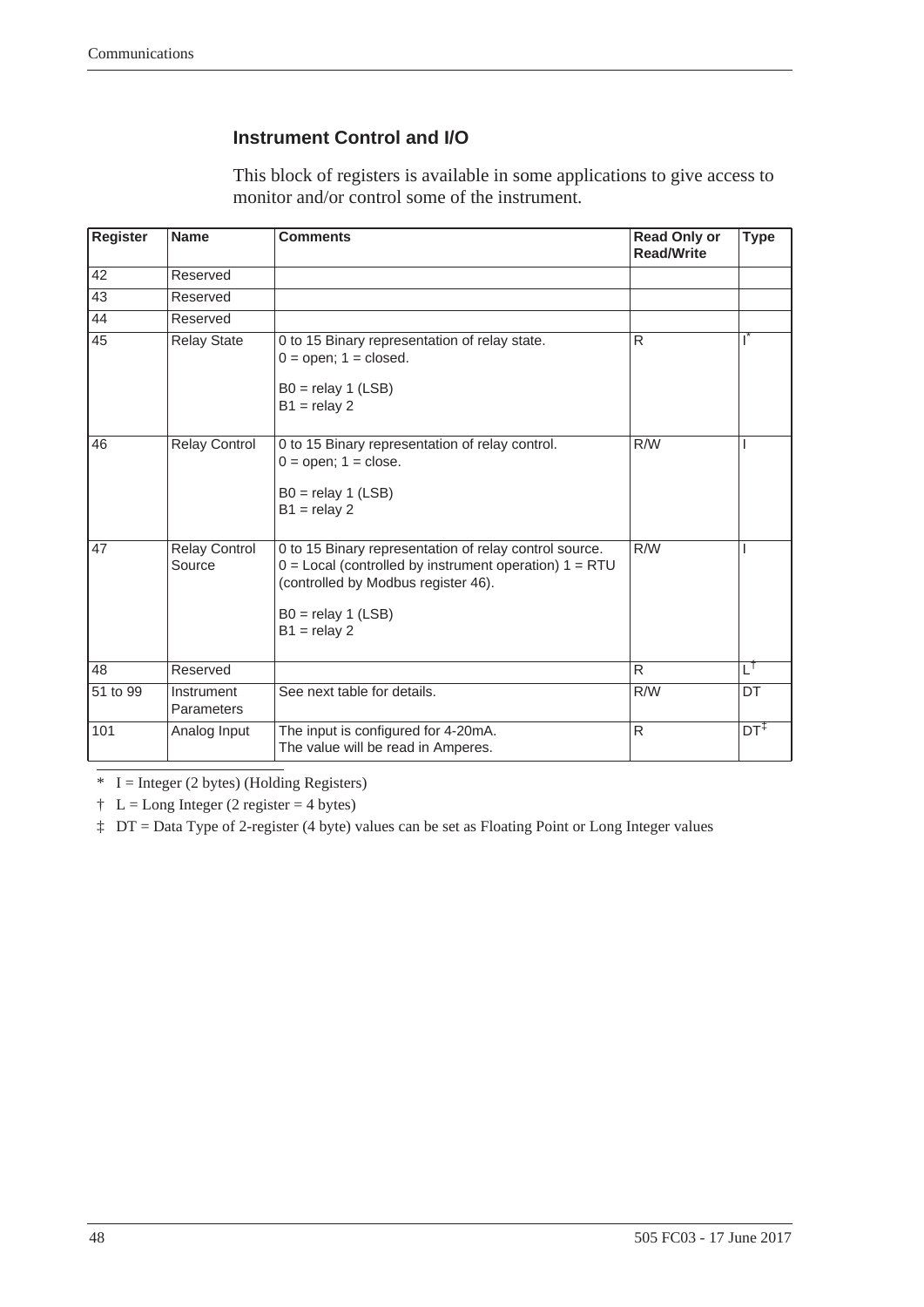### Instrument Control and I/O

This block of registers is available in some applications to give access to monitor and/or control some of the instrument.

| Register | Name | Comments | Read Only or Read/Write | Type |
|---|---|---|---|---|
| 42 | Reserved | | | |
| 43 | Reserved | | | |
| 44 | Reserved | | | |
| 45 | Relay State | 0 to 15 Binary representation of relay state.<br>0 = open; 1 = closed.<br><br>B0 = relay 1 (LSB)<br>B1 = relay 2 | R | I* |
| 46 | Relay Control | 0 to 15 Binary representation of relay control.<br>0 = open; 1 = close.<br><br>B0 = relay 1 (LSB)<br>B1 = relay 2 | R/W | I |
| 47 | Relay Control Source | 0 to 15 Binary representation of relay control source.<br>0 = Local (controlled by instrument operation) 1 = RTU (controlled by Modbus register 46).<br><br>B0 = relay 1 (LSB)<br>B1 = relay 2 | R/W | I |
| 48 | Reserved | | R | L† |
| 51 to 99 | Instrument Parameters | See next table for details. | R/W | DT |
| 101 | Analog Input | The input is configured for 4-20mA.<br>The value will be read in Amperes. | R | DT‡ |

\* I = Integer (2 bytes) (Holding Registers)

† L = Long Integer (2 register = 4 bytes)

‡ DT = Data Type of 2-register (4 byte) values can be set as Floating Point or Long Integer values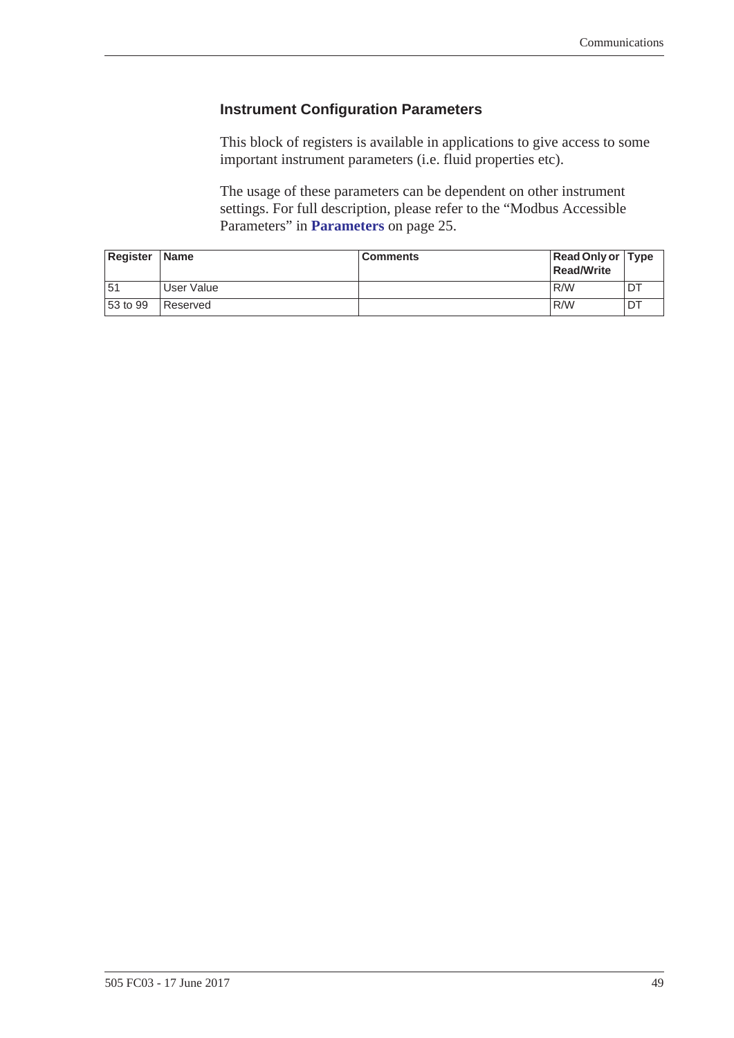### Instrument Configuration Parameters

This block of registers is available in applications to give access to some important instrument parameters (i.e. fluid properties etc).

The usage of these parameters can be dependent on other instrument settings. For full description, please refer to the “Modbus Accessible Parameters” in **Parameters** on page 25.

| Register | Name | Comments | Read Only or Read/Write | Type |
|---|---|---|---|---|
| 51 | User Value | | R/W | DT |
| 53 to 99 | Reserved | | R/W | DT |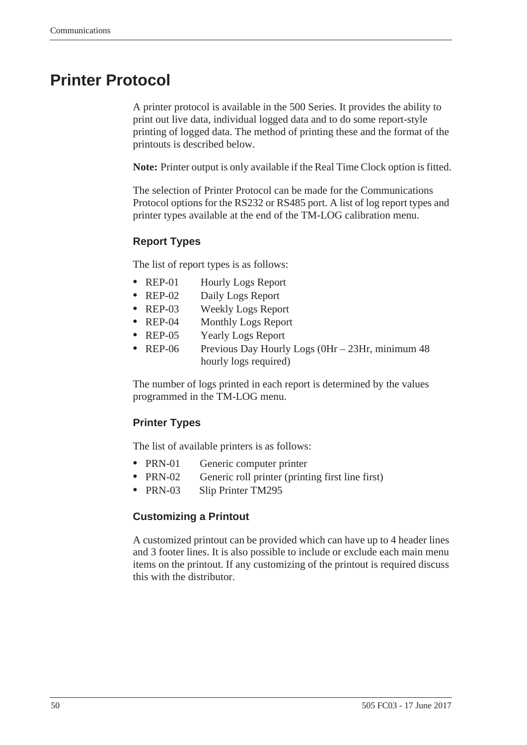# Printer Protocol

A printer protocol is available in the 500 Series. It provides the ability to print out live data, individual logged data and to do some report-style printing of logged data. The method of printing these and the format of the printouts is described below.

**Note:** Printer output is only available if the Real Time Clock option is fitted.

The selection of Printer Protocol can be made for the Communications Protocol options for the RS232 or RS485 port. A list of log report types and printer types available at the end of the TM-LOG calibration menu.

### Report Types

The list of report types is as follows:

- REP-01 Hourly Logs Report
- REP-02 Daily Logs Report
- REP-03 Weekly Logs Report
- REP-04 Monthly Logs Report
- REP-05 Yearly Logs Report
- REP-06 Previous Day Hourly Logs (0Hr – 23Hr, minimum 48 hourly logs required)

The number of logs printed in each report is determined by the values programmed in the TM-LOG menu.

### Printer Types

The list of available printers is as follows:

- PRN-01 Generic computer printer
- PRN-02 Generic roll printer (printing first line first)
- PRN-03 Slip Printer TM295

### Customizing a Printout

A customized printout can be provided which can have up to 4 header lines and 3 footer lines. It is also possible to include or exclude each main menu items on the printout. If any customizing of the printout is required discuss this with the distributor.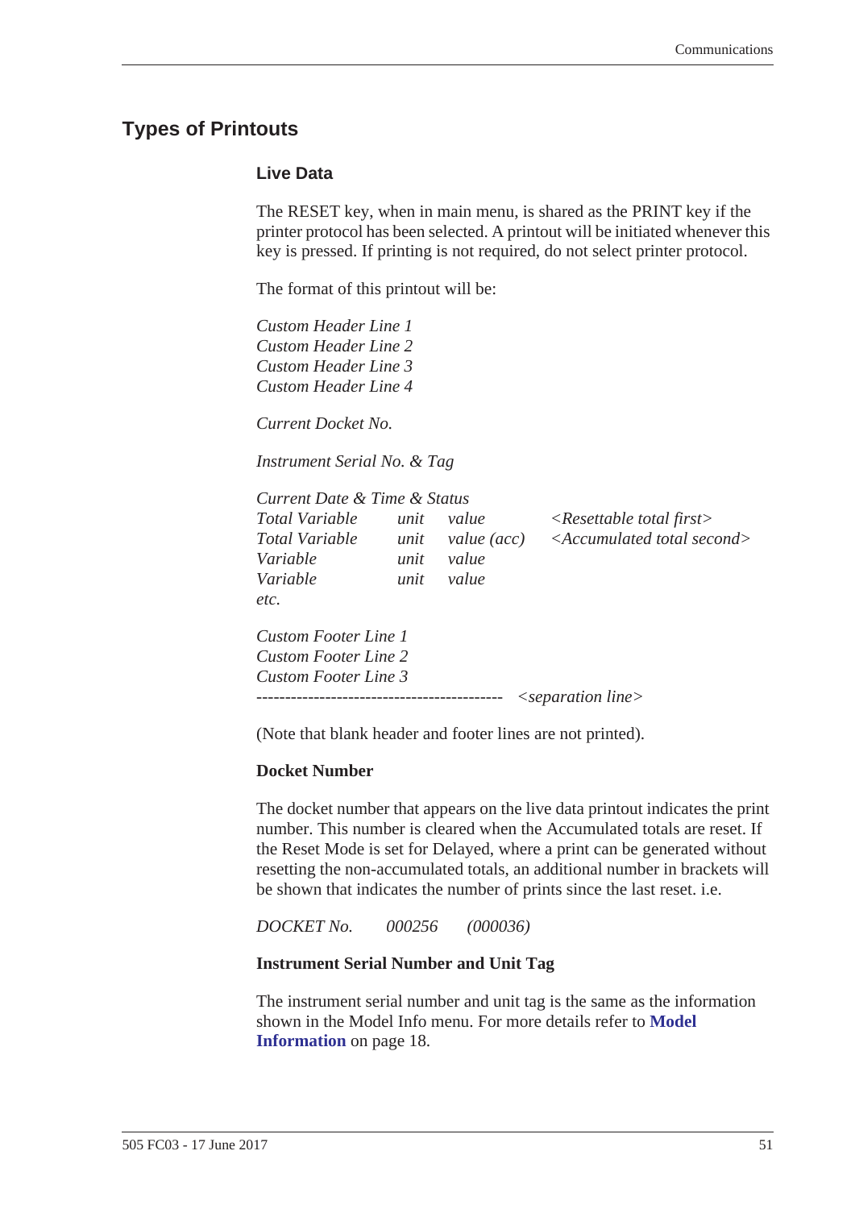## Types of Printouts

### Live Data

The RESET key, when in main menu, is shared as the PRINT key if the printer protocol has been selected. A printout will be initiated whenever this key is pressed. If printing is not required, do not select printer protocol.

The format of this printout will be:

*Custom Header Line 1*
*Custom Header Line 2*
*Custom Header Line 3*
*Custom Header Line 4*

*Current Docket No.*

*Instrument Serial No. & Tag*

*Current Date & Time & Status*

| | | | |
|---|---|---|---|
| *Total Variable* | *unit* | *value* | *<Resettable total first>* |
| *Total Variable* | *unit* | *value (acc)* | *<Accumulated total second>* |
| *Variable* | *unit* | *value* | |
| *Variable* | *unit* | *value* | |
| *etc.* | | | |

*Custom Footer Line 1*
*Custom Footer Line 2*
*Custom Footer Line 3*
*------------------------------------------ <separation line>*

(Note that blank header and footer lines are not printed).

**Docket Number**

The docket number that appears on the live data printout indicates the print number. This number is cleared when the Accumulated totals are reset. If the Reset Mode is set for Delayed, where a print can be generated without resetting the non-accumulated totals, an additional number in brackets will be shown that indicates the number of prints since the last reset. i.e.

*DOCKET No. 000256 (000036)*

**Instrument Serial Number and Unit Tag**

The instrument serial number and unit tag is the same as the information shown in the Model Info menu. For more details refer to **Model Information** on page 18.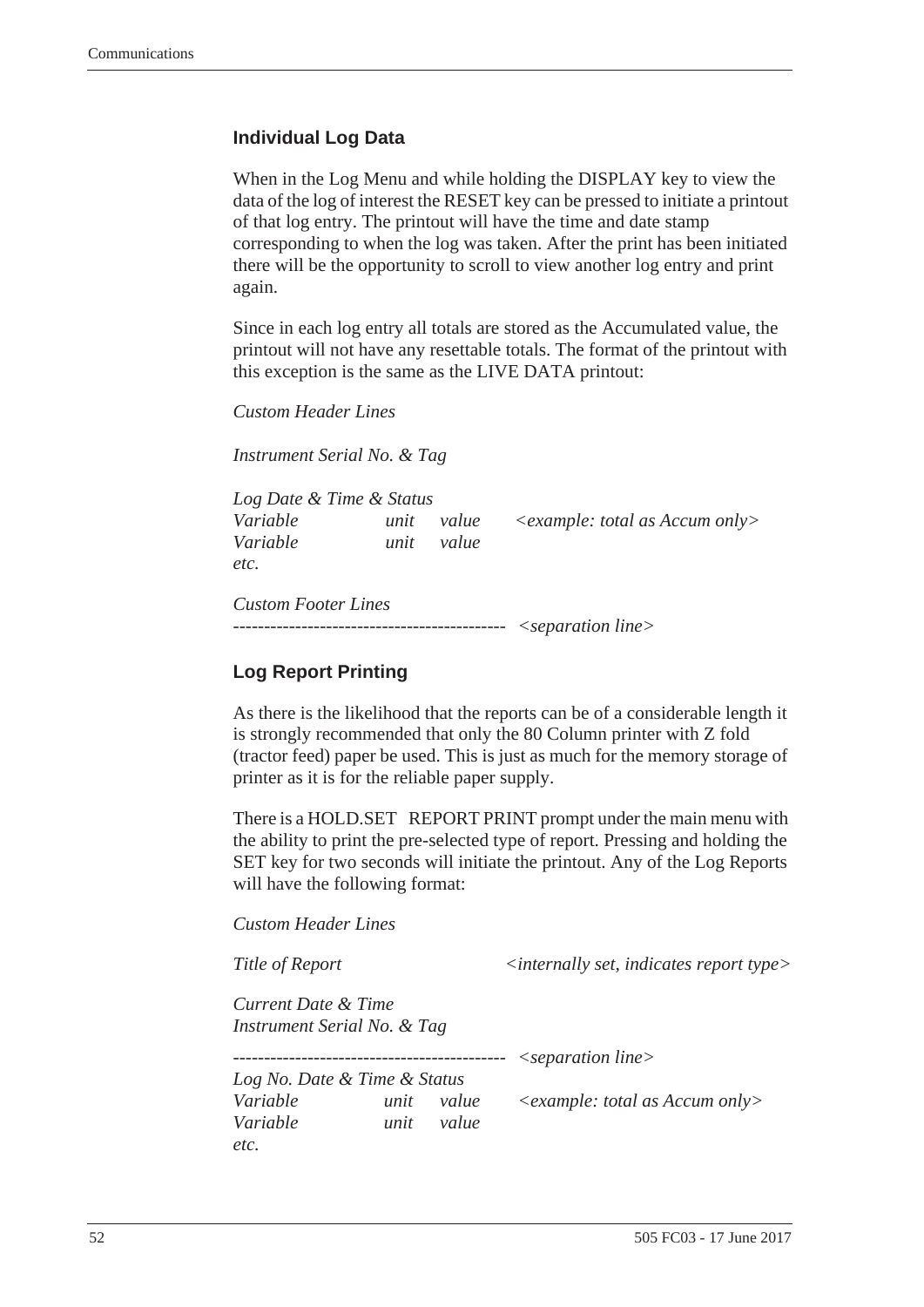### Individual Log Data

When in the Log Menu and while holding the DISPLAY key to view the data of the log of interest the RESET key can be pressed to initiate a printout of that log entry. The printout will have the time and date stamp corresponding to when the log was taken. After the print has been initiated there will be the opportunity to scroll to view another log entry and print again.

Since in each log entry all totals are stored as the Accumulated value, the printout will not have any resettable totals. The format of the printout with this exception is the same as the LIVE DATA printout:

*Custom Header Lines*

*Instrument Serial No. & Tag*

*Log Date & Time & Status*
*Variable unit value <example: total as Accum only>*
*Variable unit value*
*etc.*

*Custom Footer Lines*
*-------------------------------------------- <separation line>*

### Log Report Printing

As there is the likelihood that the reports can be of a considerable length it is strongly recommended that only the 80 Column printer with Z fold (tractor feed) paper be used. This is just as much for the memory storage of printer as it is for the reliable paper supply.

There is a HOLD.SET REPORT PRINT prompt under the main menu with the ability to print the pre-selected type of report. Pressing and holding the SET key for two seconds will initiate the printout. Any of the Log Reports will have the following format:

*Custom Header Lines*

*Title of Report <internally set, indicates report type>*

*Current Date & Time*
*Instrument Serial No. & Tag*

*-------------------------------------------- <separation line>*
*Log No. Date & Time & Status*
*Variable unit value <example: total as Accum only>*
*Variable unit value*
*etc.*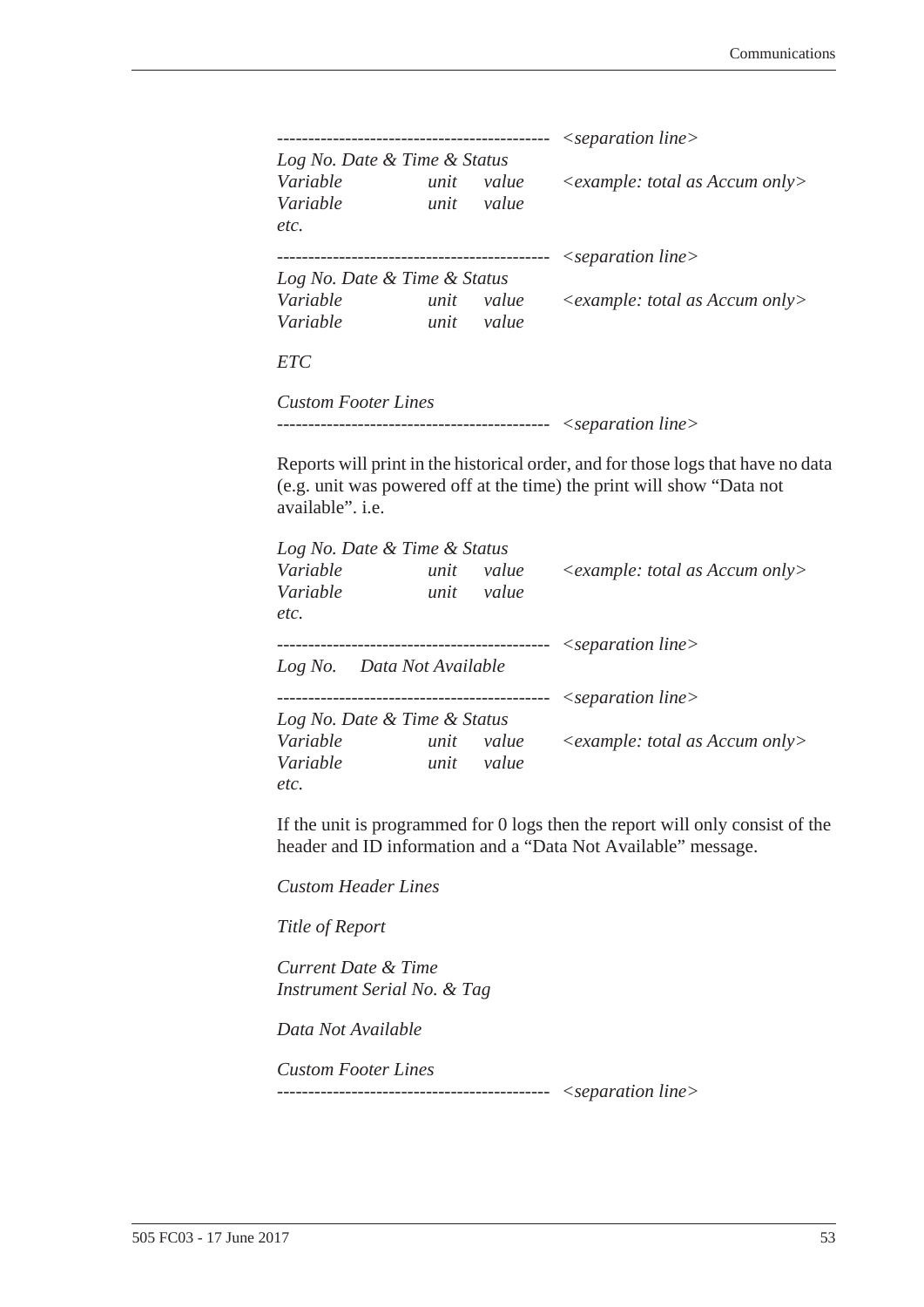```
-------------------------------------------  <separation line>
Log No. Date & Time & Status
Variable          unit   value    <example: total as Accum only>
Variable          unit   value
etc.

-------------------------------------------  <separation line>
Log No. Date & Time & Status
Variable          unit   value    <example: total as Accum only>
Variable          unit   value

ETC

Custom Footer Lines
-------------------------------------------  <separation line>
```

Reports will print in the historical order, and for those logs that have no data (e.g. unit was powered off at the time) the print will show “Data not available”. i.e.

```
Log No. Date & Time & Status
Variable          unit   value    <example: total as Accum only>
Variable          unit   value
etc.

-------------------------------------------  <separation line>
Log No.    Data Not Available

-------------------------------------------  <separation line>
Log No. Date & Time & Status
Variable          unit   value    <example: total as Accum only>
Variable          unit   value
etc.
```

If the unit is programmed for 0 logs then the report will only consist of the header and ID information and a “Data Not Available” message.

```
Custom Header Lines

Title of Report

Current Date & Time
Instrument Serial No. & Tag

Data Not Available

Custom Footer Lines
-------------------------------------------  <separation line>
```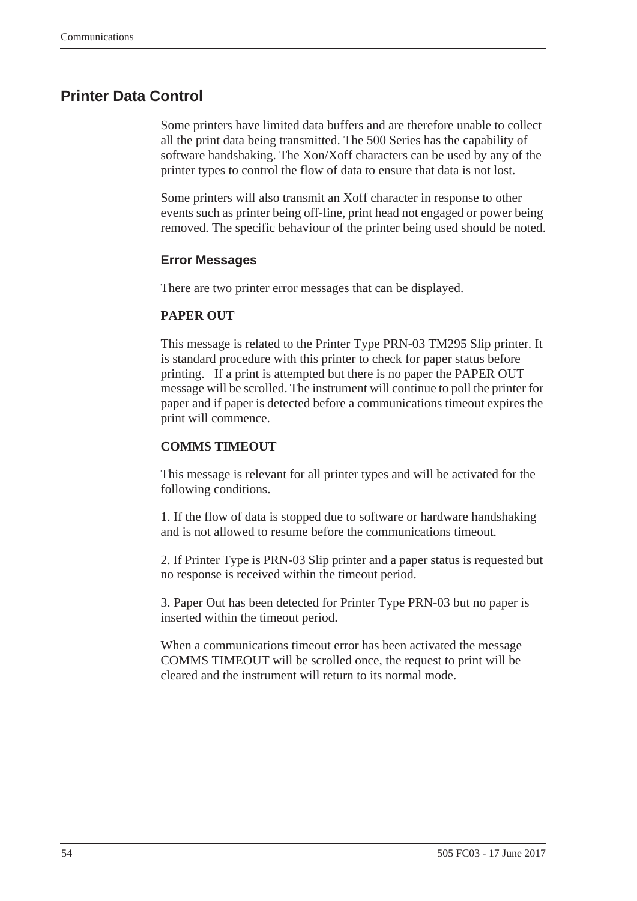## Printer Data Control

Some printers have limited data buffers and are therefore unable to collect all the print data being transmitted. The 500 Series has the capability of software handshaking. The Xon/Xoff characters can be used by any of the printer types to control the flow of data to ensure that data is not lost.

Some printers will also transmit an Xoff character in response to other events such as printer being off-line, print head not engaged or power being removed. The specific behaviour of the printer being used should be noted.

### Error Messages

There are two printer error messages that can be displayed.

**PAPER OUT**

This message is related to the Printer Type PRN-03 TM295 Slip printer. It is standard procedure with this printer to check for paper status before printing. If a print is attempted but there is no paper the PAPER OUT message will be scrolled. The instrument will continue to poll the printer for paper and if paper is detected before a communications timeout expires the print will commence.

**COMMS TIMEOUT**

This message is relevant for all printer types and will be activated for the following conditions.

1. If the flow of data is stopped due to software or hardware handshaking and is not allowed to resume before the communications timeout.

2. If Printer Type is PRN-03 Slip printer and a paper status is requested but no response is received within the timeout period.

3. Paper Out has been detected for Printer Type PRN-03 but no paper is inserted within the timeout period.

When a communications timeout error has been activated the message COMMS TIMEOUT will be scrolled once, the request to print will be cleared and the instrument will return to its normal mode.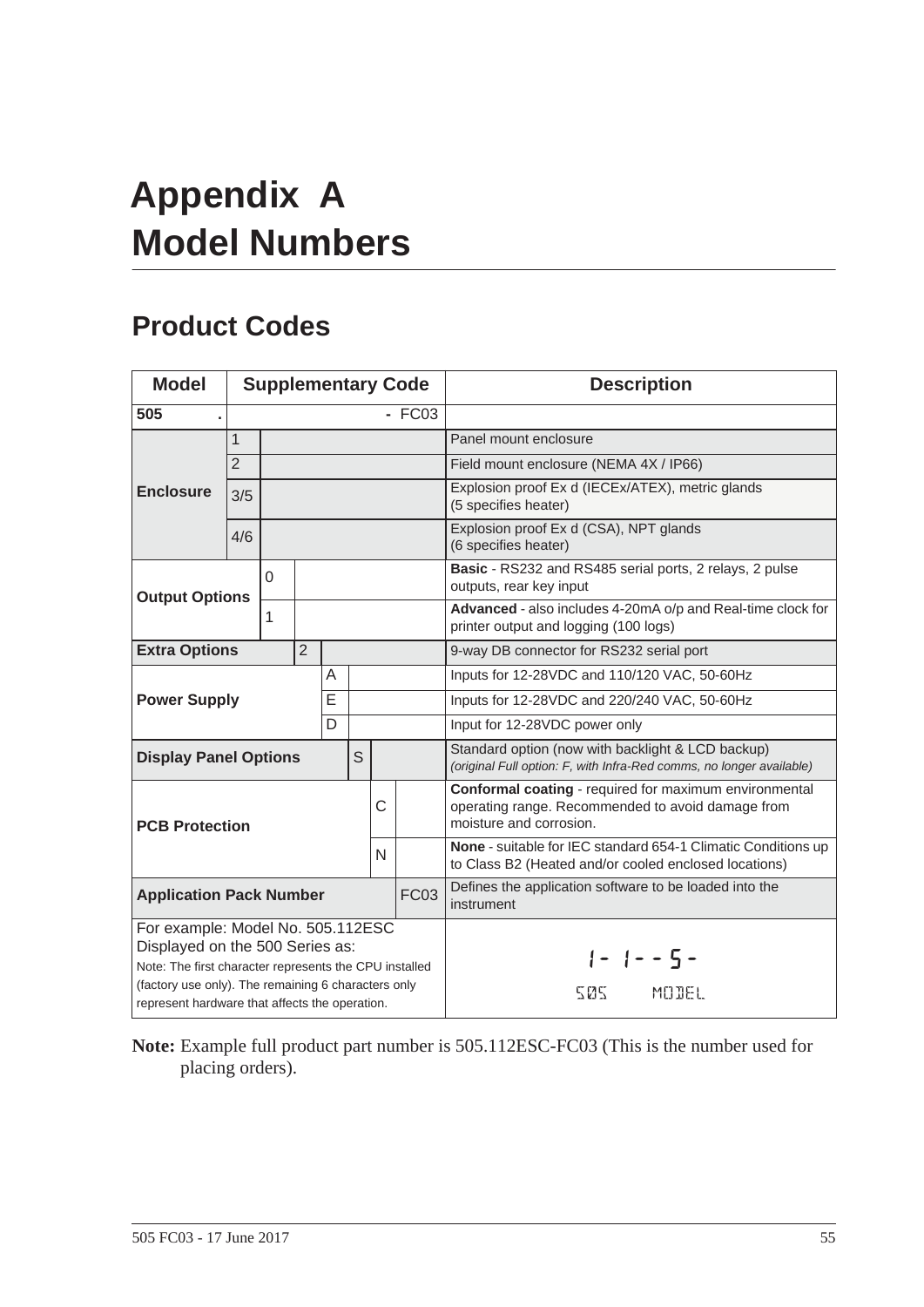// Appendix A
# Appendix A
# Model Numbers

## Product Codes

| Model | Supplementary Code | | | | | | | Description |
|---|---|---|---|---|---|---|---|---|
| 505 . | | | | | | | - FC03 | |
| **Enclosure** | 1 | | | | | | | Panel mount enclosure |
| | 2 | | | | | | | Field mount enclosure (NEMA 4X / IP66) |
| | 3/5 | | | | | | | Explosion proof Ex d (IECEx/ATEX), metric glands (5 specifies heater) |
| | 4/6 | | | | | | | Explosion proof Ex d (CSA), NPT glands (6 specifies heater) |
| **Output Options** | | 0 | | | | | | **Basic** - RS232 and RS485 serial ports, 2 relays, 2 pulse outputs, rear key input |
| | | 1 | | | | | | **Advanced** - also includes 4-20mA o/p and Real-time clock for printer output and logging (100 logs) |
| **Extra Options** | | | 2 | | | | | 9-way DB connector for RS232 serial port |
| **Power Supply** | | | | A | | | | Inputs for 12-28VDC and 110/120 VAC, 50-60Hz |
| | | | | E | | | | Inputs for 12-28VDC and 220/240 VAC, 50-60Hz |
| | | | | D | | | | Input for 12-28VDC power only |
| **Display Panel Options** | | | | | S | | | Standard option (now with backlight & LCD backup) *(original Full option: F, with Infra-Red comms, no longer available)* |
| **PCB Protection** | | | | | | C | | **Conformal coating** - required for maximum environmental operating range. Recommended to avoid damage from moisture and corrosion. |
| | | | | | | N | | **None** - suitable for IEC standard 654-1 Climatic Conditions up to Class B2 (Heated and/or cooled enclosed locations) |
| **Application Pack Number** | | | | | | | FC03 | Defines the application software to be loaded into the instrument |
| For example: Model No. 505.112ESC Displayed on the 500 Series as: Note: The first character represents the CPU installed (factory use only). The remaining 6 characters only represent hardware that affects the operation. | | | | | | | | 1- 1- - 5 - 505 MODEL |

**Note:** Example full product part number is 505.112ESC-FC03 (This is the number used for placing orders).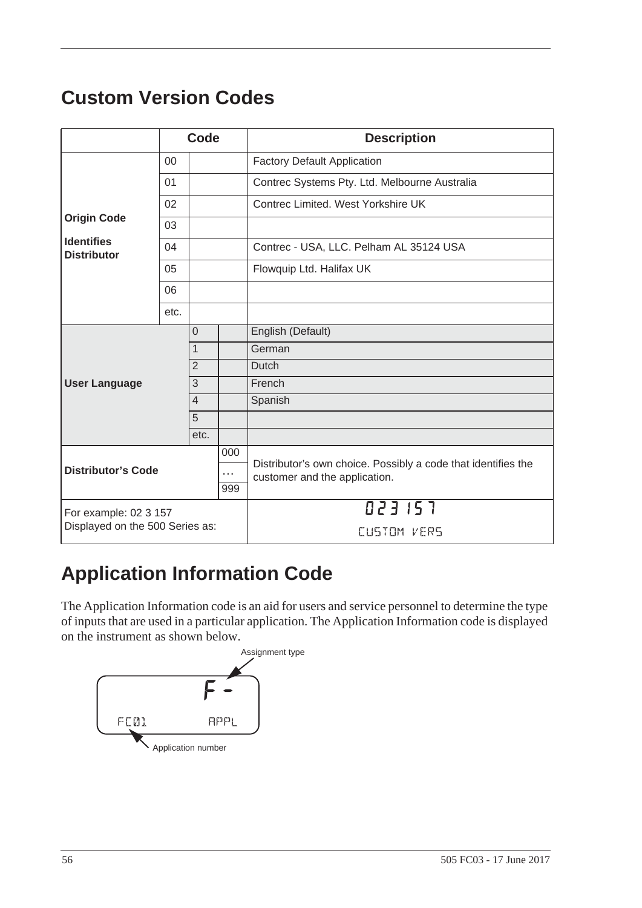# Custom Version Codes

| | Code | | | Description |
|---|---|---|---|---|
| **Origin Code** **Identifies Distributor** | 00 | | | Factory Default Application |
| | 01 | | | Contrec Systems Pty. Ltd. Melbourne Australia |
| | 02 | | | Contrec Limited. West Yorkshire UK |
| | 03 | | | |
| | 04 | | | Contrec - USA, LLC. Pelham AL 35124 USA |
| | 05 | | | Flowquip Ltd. Halifax UK |
| | 06 | | | |
| | etc. | | | |
| **User Language** | | 0 | | English (Default) |
| | | 1 | | German |
| | | 2 | | Dutch |
| | | 3 | | French |
| | | 4 | | Spanish |
| | | 5 | | |
| | | etc. | | |
| **Distributor's Code** | | | 000 | Distributor's own choice. Possibly a code that identifies the customer and the application. |
| | | | … | |
| | | | 999 | |
| For example: 02 3 157 Displayed on the 500 Series as: | | | | 023 157 CUSTOM VERS |

# Application Information Code

The Application Information code is an aid for users and service personnel to determine the type of inputs that are used in a particular application. The Application Information code is displayed on the instrument as shown below.

Assignment type

F -

FC01 APPL

Application number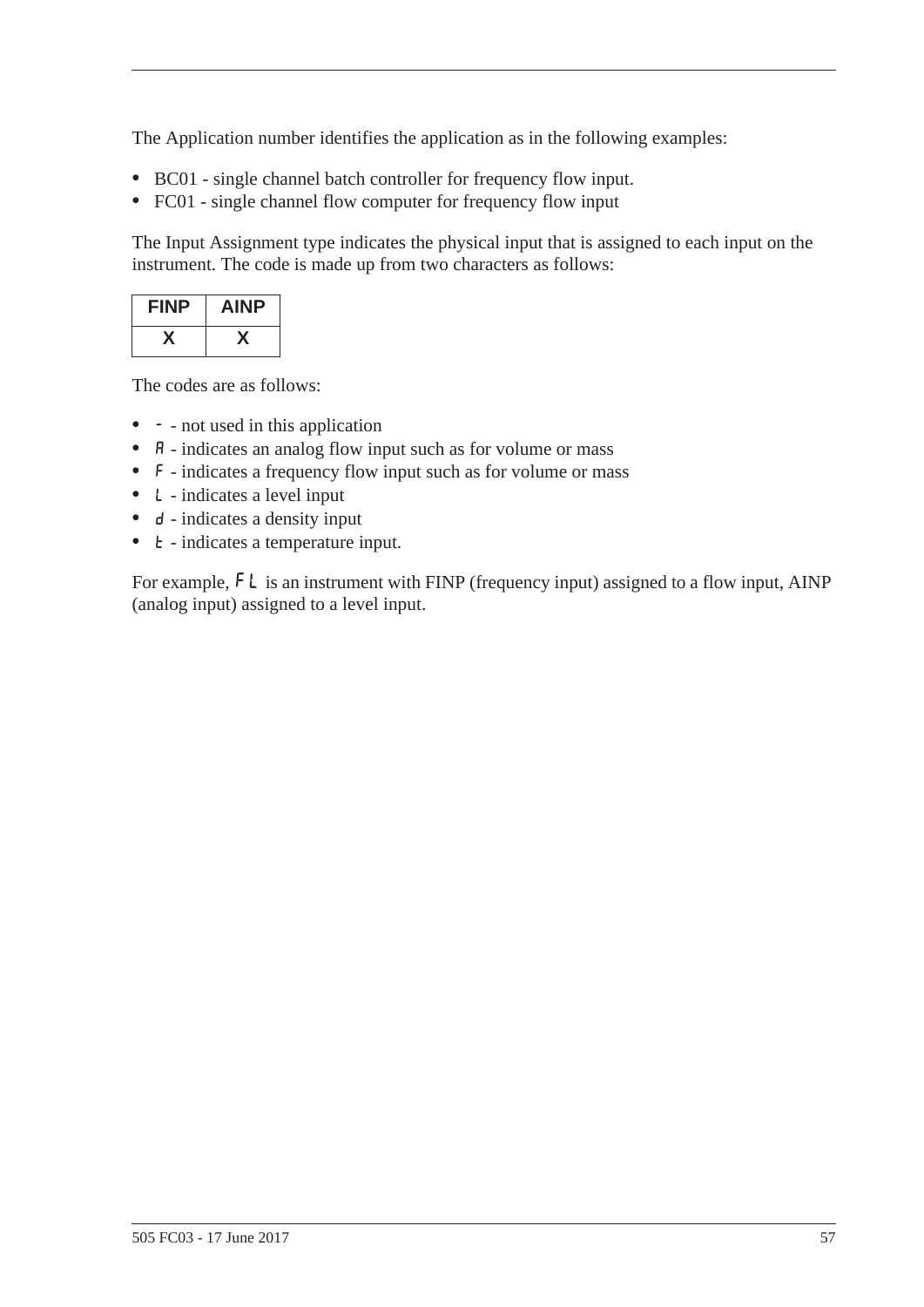The Application number identifies the application as in the following examples:

- BC01 - single channel batch controller for frequency flow input.
- FC01 - single channel flow computer for frequency flow input

The Input Assignment type indicates the physical input that is assigned to each input on the instrument. The code is made up from two characters as follows:

| FINP | AINP |
|---|---|
| X | X |

The codes are as follows:

- - - not used in this application
- A - indicates an analog flow input such as for volume or mass
- F - indicates a frequency flow input such as for volume or mass
- L - indicates a level input
- d - indicates a density input
- t - indicates a temperature input.

For example, FL is an instrument with FINP (frequency input) assigned to a flow input, AINP (analog input) assigned to a level input.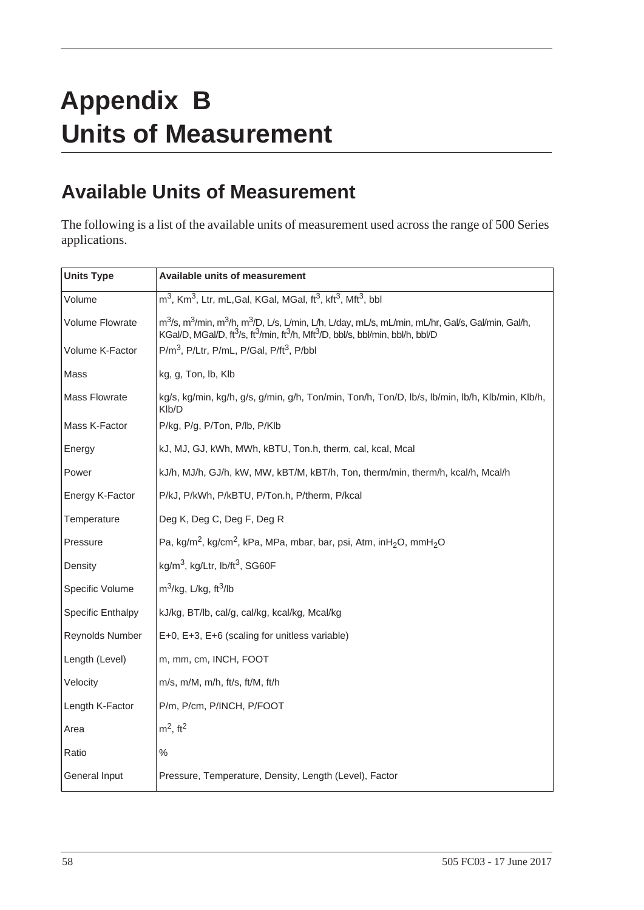# Appendix B Units of Measurement

## Available Units of Measurement

The following is a list of the available units of measurement used across the range of 500 Series applications.

| Units Type | Available units of measurement |
|---|---|
| Volume | $m^3$, $Km^3$, Ltr, mL,Gal, KGal, MGal, $ft^3$, $kft^3$, $Mft^3$, bbl |
| Volume Flowrate | $m^3$/s, $m^3$/min, $m^3$/h, $m^3$/D, L/s, L/min, L/h, L/day, mL/s, mL/min, mL/hr, Gal/s, Gal/min, Gal/h, KGal/D, MGal/D, $ft^3$/s, $ft^3$/min, $ft^3$/h, $Mft^3$/D, bbl/s, bbl/min, bbl/h, bbl/D |
| Volume K-Factor | P/$m^3$, P/Ltr, P/mL, P/Gal, P/$ft^3$, P/bbl |
| Mass | kg, g, Ton, lb, Klb |
| Mass Flowrate | kg/s, kg/min, kg/h, g/s, g/min, g/h, Ton/min, Ton/h, Ton/D, lb/s, lb/min, lb/h, Klb/min, Klb/h, Klb/D |
| Mass K-Factor | P/kg, P/g, P/Ton, P/lb, P/Klb |
| Energy | kJ, MJ, GJ, kWh, MWh, kBTU, Ton.h, therm, cal, kcal, Mcal |
| Power | kJ/h, MJ/h, GJ/h, kW, MW, kBT/M, kBT/h, Ton, therm/min, therm/h, kcal/h, Mcal/h |
| Energy K-Factor | P/kJ, P/kWh, P/kBTU, P/Ton.h, P/therm, P/kcal |
| Temperature | Deg K, Deg C, Deg F, Deg R |
| Pressure | Pa, kg/$m^2$, kg/$cm^2$, kPa, MPa, mbar, bar, psi, Atm, $inH_2O$, $mmH_2O$ |
| Density | kg/$m^3$, kg/Ltr, lb/$ft^3$, SG60F |
| Specific Volume | $m^3$/kg, L/kg, $ft^3$/lb |
| Specific Enthalpy | kJ/kg, BT/lb, cal/g, cal/kg, kcal/kg, Mcal/kg |
| Reynolds Number | E+0, E+3, E+6 (scaling for unitless variable) |
| Length (Level) | m, mm, cm, INCH, FOOT |
| Velocity | m/s, m/M, m/h, ft/s, ft/M, ft/h |
| Length K-Factor | P/m, P/cm, P/INCH, P/FOOT |
| Area | $m^2$, $ft^2$ |
| Ratio | % |
| General Input | Pressure, Temperature, Density, Length (Level), Factor |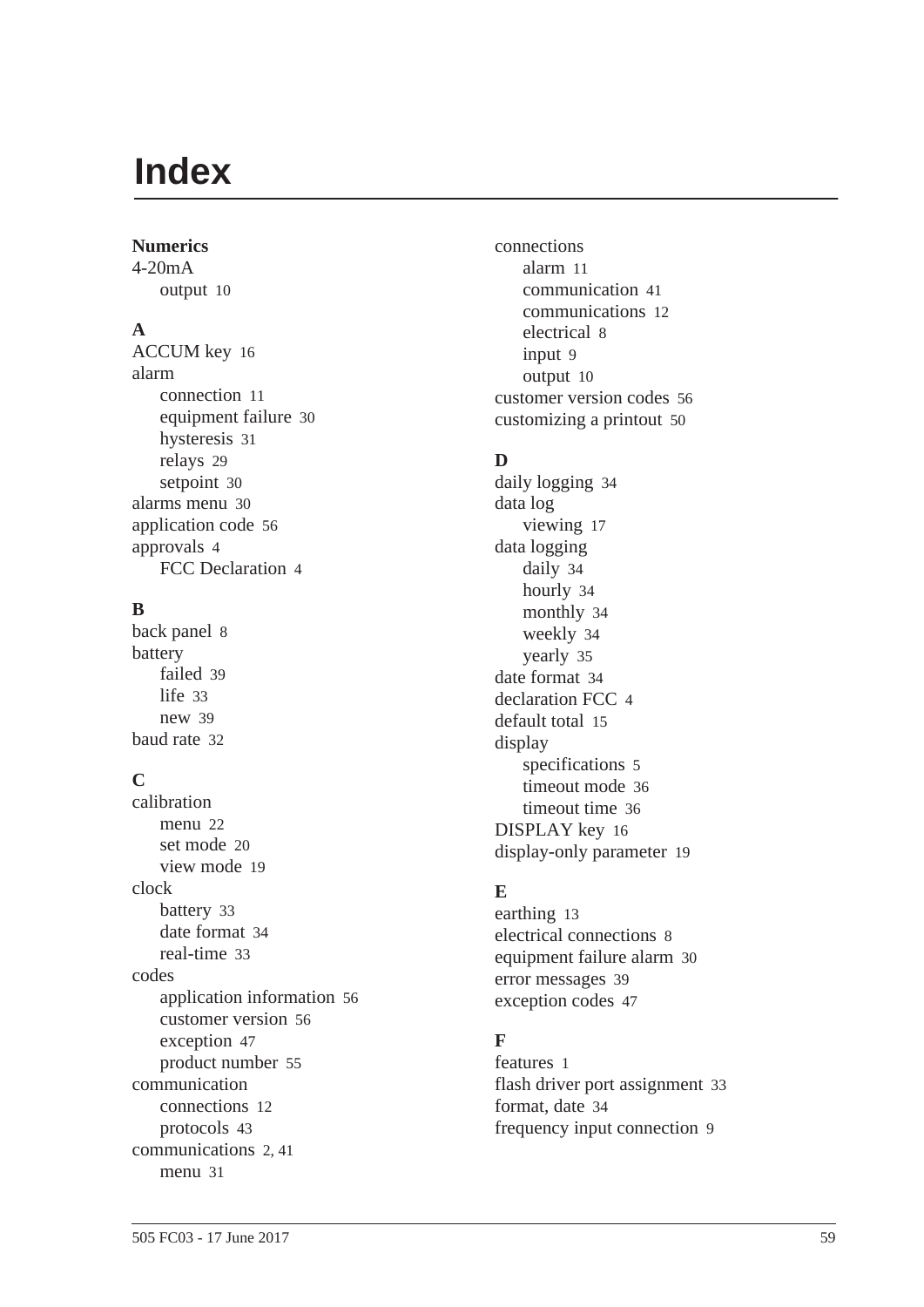# Index

**Numerics**

4-20mA
- output 10

**A**

ACCUM key 16
alarm
- connection 11
- equipment failure 30
- hysteresis 31
- relays 29
- setpoint 30

alarms menu 30
application code 56
approvals 4
- FCC Declaration 4

**B**

back panel 8
battery
- failed 39
- life 33
- new 39

baud rate 32

**C**

calibration
- menu 22
- set mode 20
- view mode 19

clock
- battery 33
- date format 34
- real-time 33

codes
- application information 56
- customer version 56
- exception 47
- product number 55

communication
- connections 12
- protocols 43

communications 2, 41
- menu 31

connections
- alarm 11
- communication 41
- communications 12
- electrical 8
- input 9
- output 10

customer version codes 56
customizing a printout 50

**D**

daily logging 34
data log
- viewing 17

data logging
- daily 34
- hourly 34
- monthly 34
- weekly 34
- yearly 35

date format 34
declaration FCC 4
default total 15
display
- specifications 5
- timeout mode 36
- timeout time 36

DISPLAY key 16
display-only parameter 19

**E**

earthing 13
electrical connections 8
equipment failure alarm 30
error messages 39
exception codes 47

**F**

features 1
flash driver port assignment 33
format, date 34
frequency input connection 9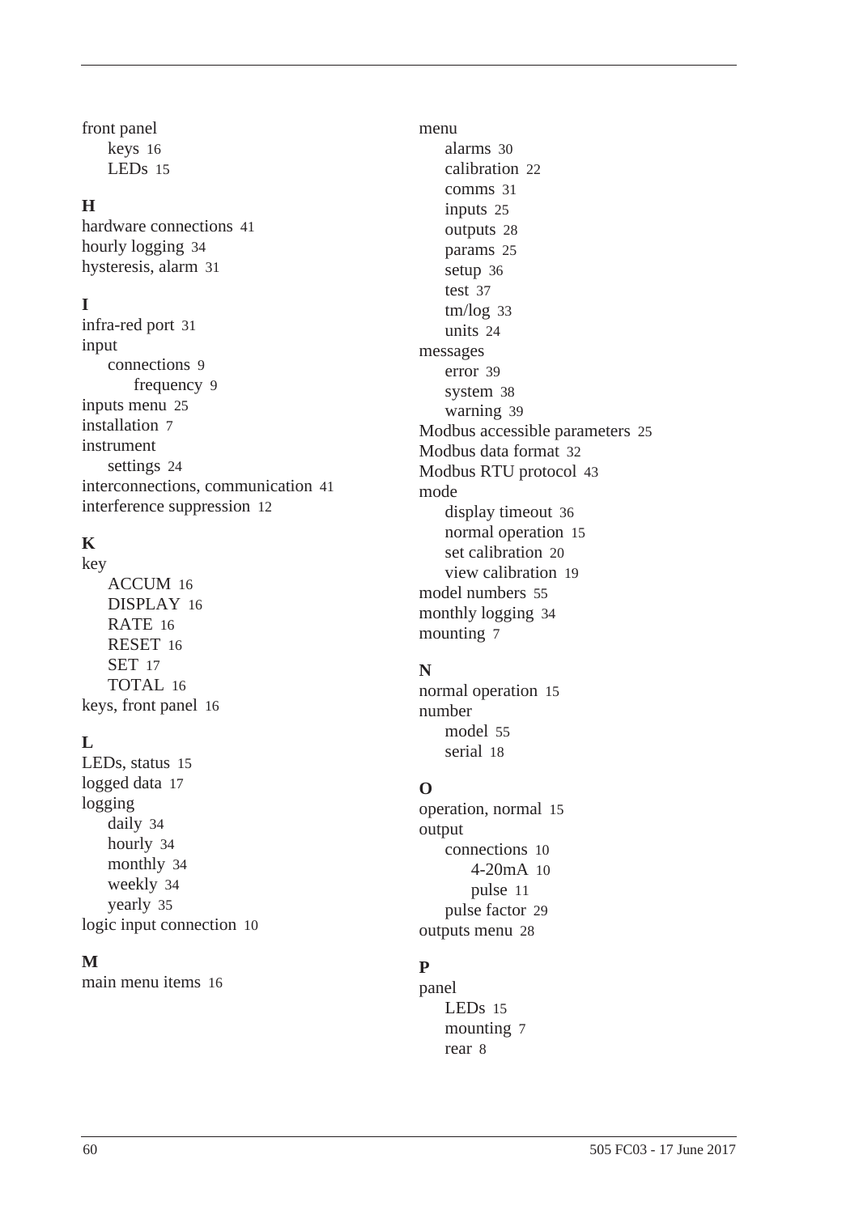front panel
- keys 16
- LEDs 15

## H

hardware connections 41
hourly logging 34
hysteresis, alarm 31

## I

infra-red port 31
input
- connections 9
  - frequency 9

inputs menu 25
installation 7
instrument
- settings 24

interconnections, communication 41
interference suppression 12

## K

key
- ACCUM 16
- DISPLAY 16
- RATE 16
- RESET 16
- SET 17
- TOTAL 16

keys, front panel 16

## L

LEDs, status 15
logged data 17
logging
- daily 34
- hourly 34
- monthly 34
- weekly 34
- yearly 35

logic input connection 10

## M

main menu items 16
menu
- alarms 30
- calibration 22
- comms 31
- inputs 25
- outputs 28
- params 25
- setup 36
- test 37
- tm/log 33
- units 24

messages
- error 39
- system 38
- warning 39

Modbus accessible parameters 25
Modbus data format 32
Modbus RTU protocol 43
mode
- display timeout 36
- normal operation 15
- set calibration 20
- view calibration 19

model numbers 55
monthly logging 34
mounting 7

## N

normal operation 15
number
- model 55
- serial 18

## O

operation, normal 15
output
- connections 10
  - 4-20mA 10
  - pulse 11
- pulse factor 29

outputs menu 28

## P

panel
- LEDs 15
- mounting 7
- rear 8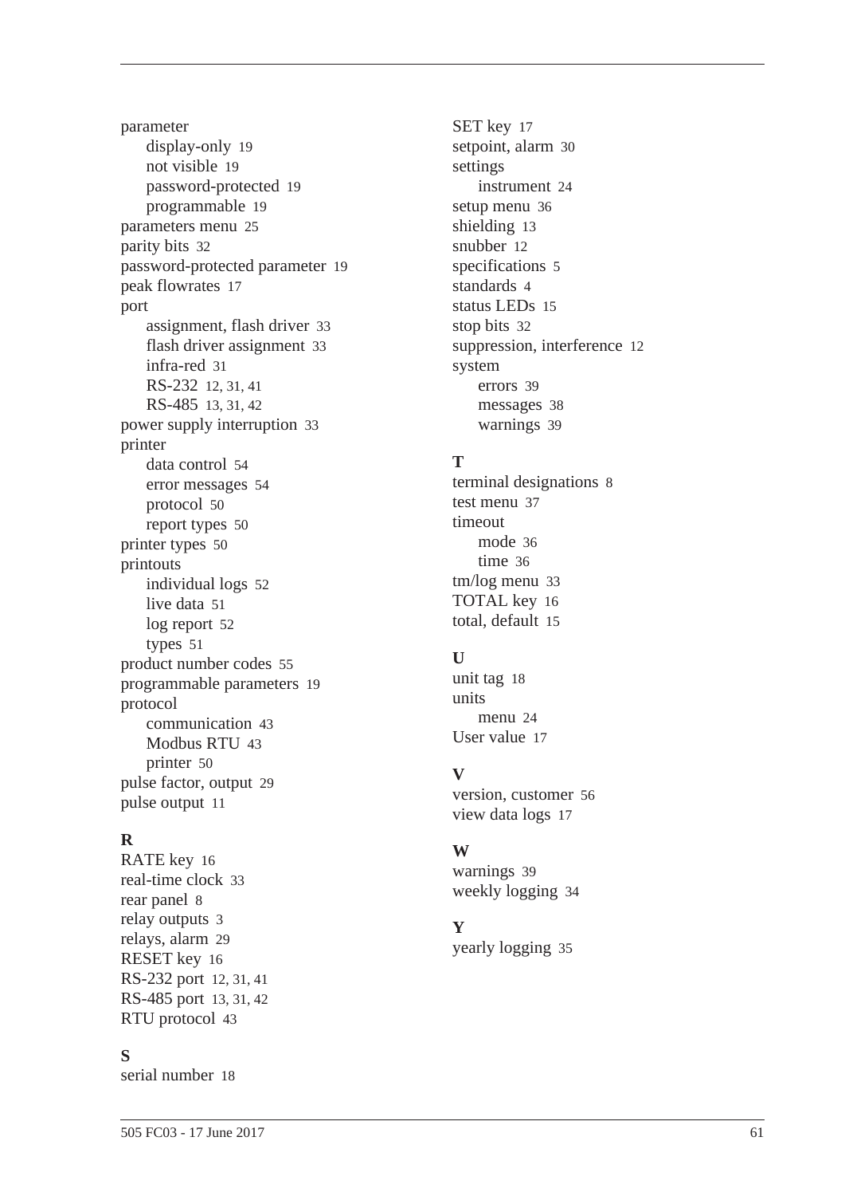parameter
- display-only 19
- not visible 19
- password-protected 19
- programmable 19

parameters menu 25
parity bits 32
password-protected parameter 19
peak flowrates 17
port
- assignment, flash driver 33
- flash driver assignment 33
- infra-red 31
- RS-232 12, 31, 41
- RS-485 13, 31, 42

power supply interruption 33
printer
- data control 54
- error messages 54
- protocol 50
- report types 50

printer types 50
printouts
- individual logs 52
- live data 51
- log report 52
- types 51

product number codes 55
programmable parameters 19
protocol
- communication 43
- Modbus RTU 43
- printer 50

pulse factor, output 29
pulse output 11

**R**

RATE key 16
real-time clock 33
rear panel 8
relay outputs 3
relays, alarm 29
RESET key 16
RS-232 port 12, 31, 41
RS-485 port 13, 31, 42
RTU protocol 43

**S**

serial number 18
SET key 17
setpoint, alarm 30
settings
- instrument 24

setup menu 36
shielding 13
snubber 12
specifications 5
standards 4
status LEDs 15
stop bits 32
suppression, interference 12
system
- errors 39
- messages 38
- warnings 39

**T**

terminal designations 8
test menu 37
timeout
- mode 36
- time 36

tm/log menu 33
TOTAL key 16
total, default 15

**U**

unit tag 18
units
- menu 24

User value 17

**V**

version, customer 56
view data logs 17

**W**

warnings 39
weekly logging 34

**Y**

yearly logging 35